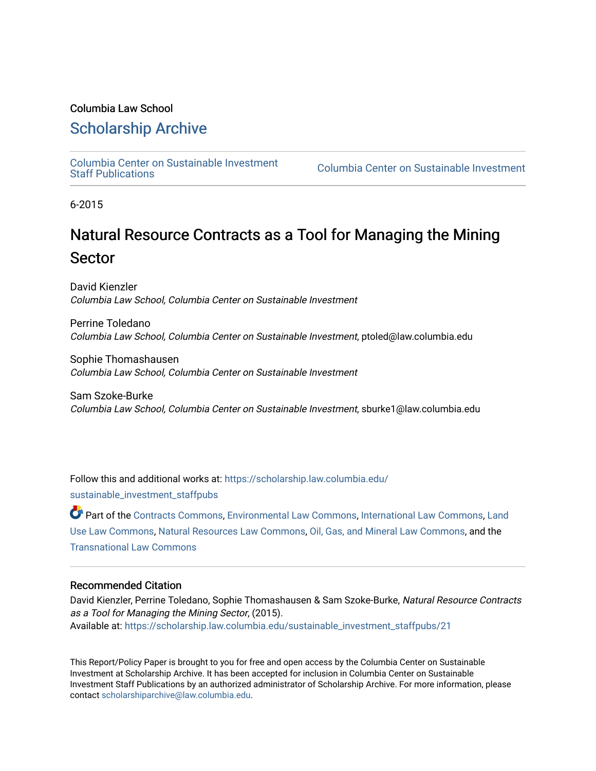Columbia Law School

## Scholarship Archive

Columbia Center on Sustainable Investment Staff Publications

Columbia Center on Sustainable Investment

6-2015

# Natural Resource Contracts as a Tool for Managing the Mining Sector

David Kienzler
*Columbia Law School, Columbia Center on Sustainable Investment*

Perrine Toledano
*Columbia Law School, Columbia Center on Sustainable Investment*, ptoled@law.columbia.edu

Sophie Thomashausen
*Columbia Law School, Columbia Center on Sustainable Investment*

Sam Szoke-Burke
*Columbia Law School, Columbia Center on Sustainable Investment*, sburke1@law.columbia.edu

Follow this and additional works at: https://scholarship.law.columbia.edu/sustainable_investment_staffpubs

Part of the Contracts Commons, Environmental Law Commons, International Law Commons, Land Use Law Commons, Natural Resources Law Commons, Oil, Gas, and Mineral Law Commons, and the Transnational Law Commons

### Recommended Citation

David Kienzler, Perrine Toledano, Sophie Thomashausen & Sam Szoke-Burke, *Natural Resource Contracts as a Tool for Managing the Mining Sector*, (2015).
Available at: https://scholarship.law.columbia.edu/sustainable_investment_staffpubs/21

This Report/Policy Paper is brought to you for free and open access by the Columbia Center on Sustainable Investment at Scholarship Archive. It has been accepted for inclusion in Columbia Center on Sustainable Investment Staff Publications by an authorized administrator of Scholarship Archive. For more information, please contact scholarshiparchive@law.columbia.edu.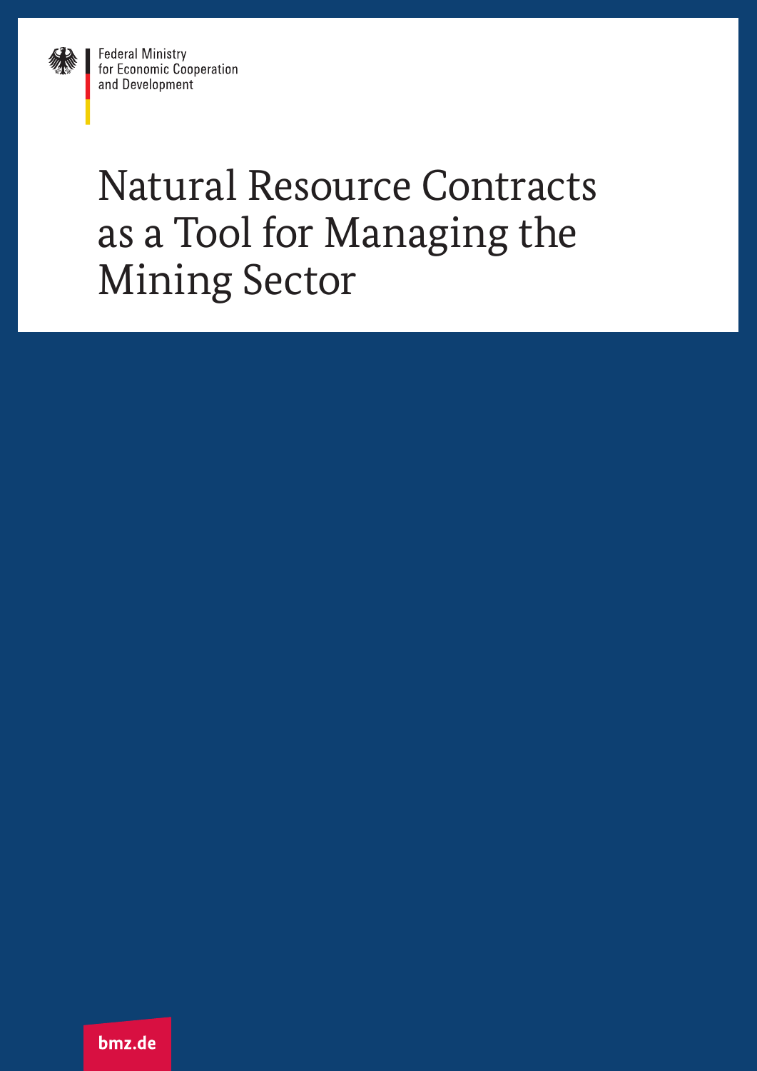Federal Ministry
for Economic Cooperation
and Development

# Natural Resource Contracts as a Tool for Managing the Mining Sector

bmz.de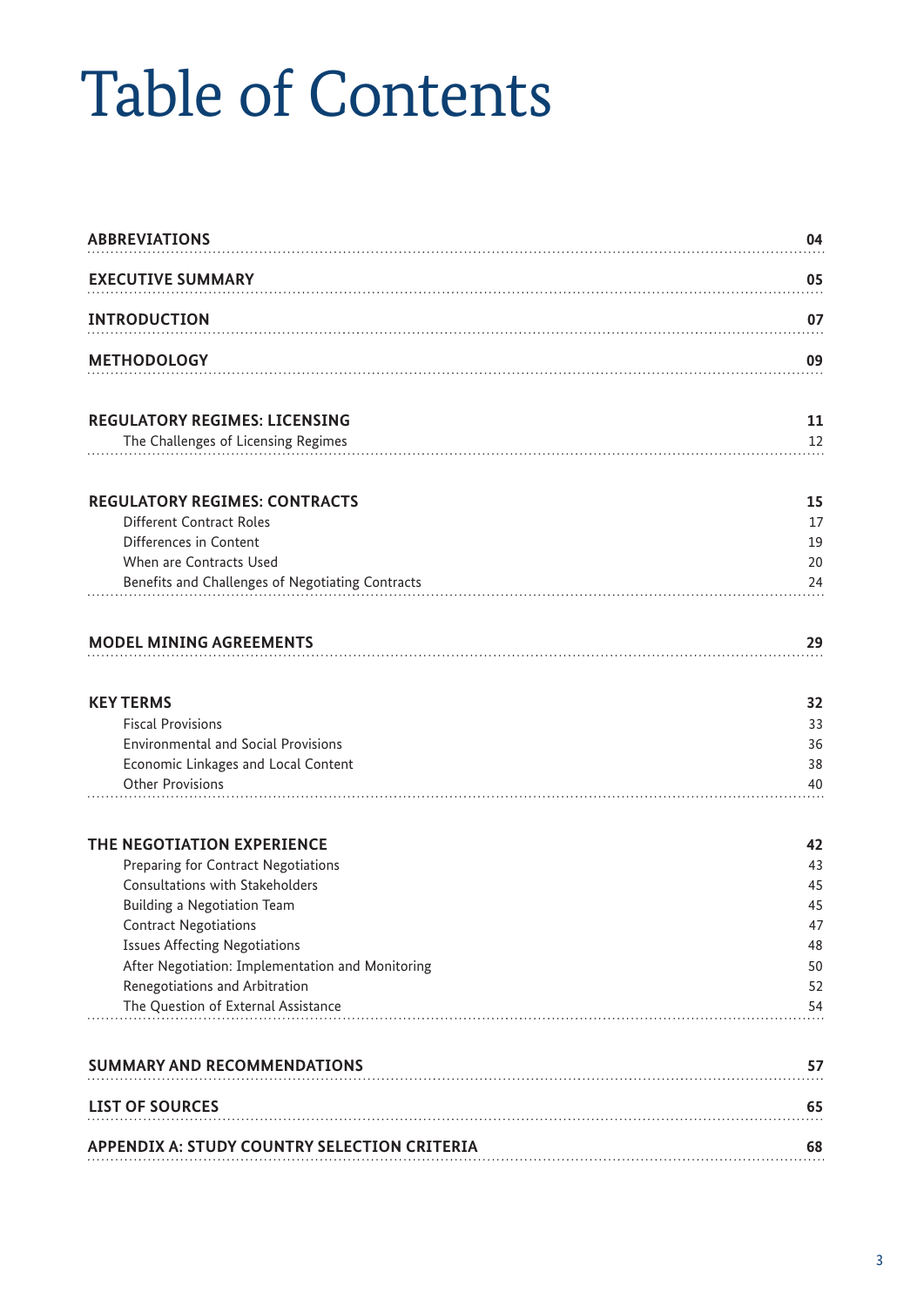# Table of Contents

| | |
|---|---|
| **ABBREVIATIONS** | **04** |
| **EXECUTIVE SUMMARY** | **05** |
| **INTRODUCTION** | **07** |
| **METHODOLOGY** | **09** |
| **REGULATORY REGIMES: LICENSING** | **11** |
| The Challenges of Licensing Regimes | 12 |
| **REGULATORY REGIMES: CONTRACTS** | **15** |
| Different Contract Roles | 17 |
| Differences in Content | 19 |
| When are Contracts Used | 20 |
| Benefits and Challenges of Negotiating Contracts | 24 |
| **MODEL MINING AGREEMENTS** | **29** |
| **KEY TERMS** | **32** |
| Fiscal Provisions | 33 |
| Environmental and Social Provisions | 36 |
| Economic Linkages and Local Content | 38 |
| Other Provisions | 40 |
| **THE NEGOTIATION EXPERIENCE** | **42** |
| Preparing for Contract Negotiations | 43 |
| Consultations with Stakeholders | 45 |
| Building a Negotiation Team | 45 |
| Contract Negotiations | 47 |
| Issues Affecting Negotiations | 48 |
| After Negotiation: Implementation and Monitoring | 50 |
| Renegotiations and Arbitration | 52 |
| The Question of External Assistance | 54 |
| **SUMMARY AND RECOMMENDATIONS** | **57** |
| **LIST OF SOURCES** | **65** |
| **APPENDIX A: STUDY COUNTRY SELECTION CRITERIA** | **68** |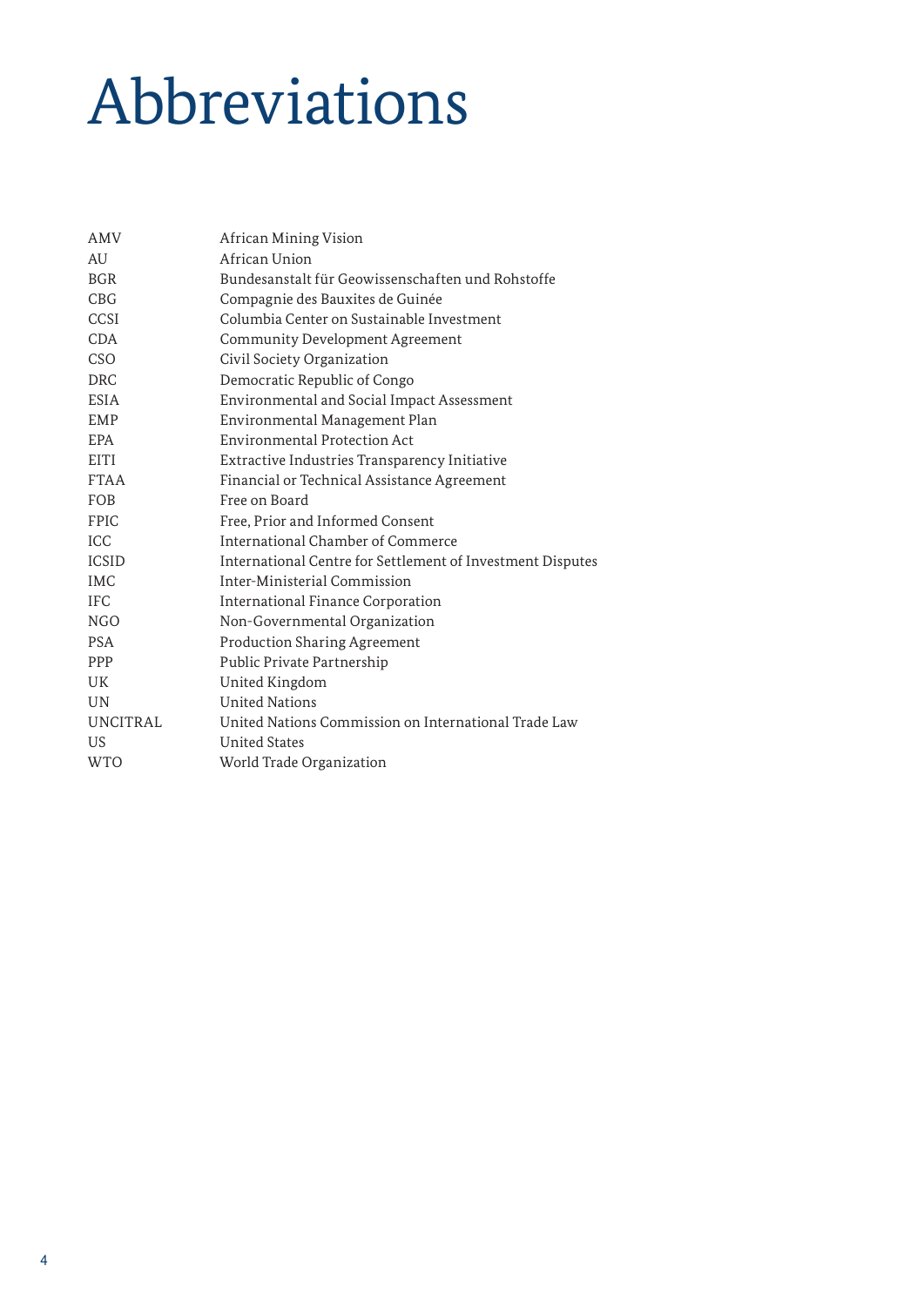# Abbreviations

| | |
|---|---|
| AMV | African Mining Vision |
| AU | African Union |
| BGR | Bundesanstalt für Geowissenschaften und Rohstoffe |
| CBG | Compagnie des Bauxites de Guinée |
| CCSI | Columbia Center on Sustainable Investment |
| CDA | Community Development Agreement |
| CSO | Civil Society Organization |
| DRC | Democratic Republic of Congo |
| ESIA | Environmental and Social Impact Assessment |
| EMP | Environmental Management Plan |
| EPA | Environmental Protection Act |
| EITI | Extractive Industries Transparency Initiative |
| FTAA | Financial or Technical Assistance Agreement |
| FOB | Free on Board |
| FPIC | Free, Prior and Informed Consent |
| ICC | International Chamber of Commerce |
| ICSID | International Centre for Settlement of Investment Disputes |
| IMC | Inter-Ministerial Commission |
| IFC | International Finance Corporation |
| NGO | Non-Governmental Organization |
| PSA | Production Sharing Agreement |
| PPP | Public Private Partnership |
| UK | United Kingdom |
| UN | United Nations |
| UNCITRAL | United Nations Commission on International Trade Law |
| US | United States |
| WTO | World Trade Organization |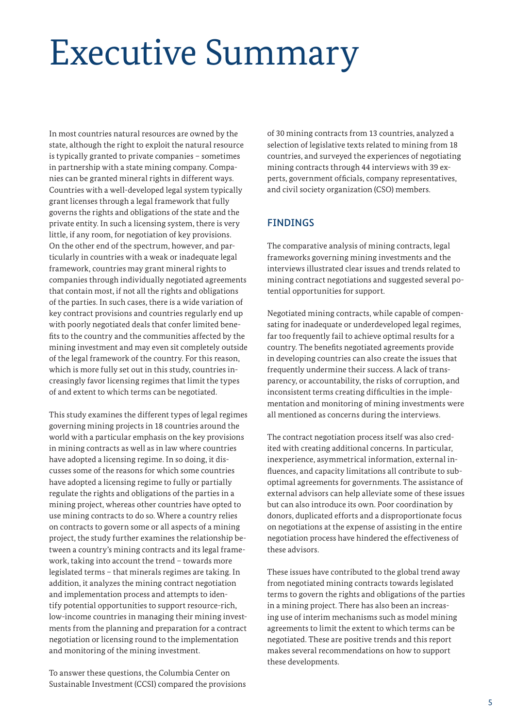# Executive Summary

In most countries natural resources are owned by the state, although the right to exploit the natural resource is typically granted to private companies – sometimes in partnership with a state mining company. Companies can be granted mineral rights in different ways. Countries with a well-developed legal system typically grant licenses through a legal framework that fully governs the rights and obligations of the state and the private entity. In such a licensing system, there is very little, if any room, for negotiation of key provisions. On the other end of the spectrum, however, and particularly in countries with a weak or inadequate legal framework, countries may grant mineral rights to companies through individually negotiated agreements that contain most, if not all the rights and obligations of the parties. In such cases, there is a wide variation of key contract provisions and countries regularly end up with poorly negotiated deals that confer limited benefits to the country and the communities affected by the mining investment and may even sit completely outside of the legal framework of the country. For this reason, which is more fully set out in this study, countries increasingly favor licensing regimes that limit the types of and extent to which terms can be negotiated.

This study examines the different types of legal regimes governing mining projects in 18 countries around the world with a particular emphasis on the key provisions in mining contracts as well as in law where countries have adopted a licensing regime. In so doing, it discusses some of the reasons for which some countries have adopted a licensing regime to fully or partially regulate the rights and obligations of the parties in a mining project, whereas other countries have opted to use mining contracts to do so. Where a country relies on contracts to govern some or all aspects of a mining project, the study further examines the relationship between a country's mining contracts and its legal framework, taking into account the trend – towards more legislated terms – that minerals regimes are taking. In addition, it analyzes the mining contract negotiation and implementation process and attempts to identify potential opportunities to support resource-rich, low-income countries in managing their mining investments from the planning and preparation for a contract negotiation or licensing round to the implementation and monitoring of the mining investment.

To answer these questions, the Columbia Center on Sustainable Investment (CCSI) compared the provisions of 30 mining contracts from 13 countries, analyzed a selection of legislative texts related to mining from 18 countries, and surveyed the experiences of negotiating mining contracts through 44 interviews with 39 experts, government officials, company representatives, and civil society organization (CSO) members.

## FINDINGS

The comparative analysis of mining contracts, legal frameworks governing mining investments and the interviews illustrated clear issues and trends related to mining contract negotiations and suggested several potential opportunities for support.

Negotiated mining contracts, while capable of compensating for inadequate or underdeveloped legal regimes, far too frequently fail to achieve optimal results for a country. The benefits negotiated agreements provide in developing countries can also create the issues that frequently undermine their success. A lack of transparency, or accountability, the risks of corruption, and inconsistent terms creating difficulties in the implementation and monitoring of mining investments were all mentioned as concerns during the interviews.

The contract negotiation process itself was also credited with creating additional concerns. In particular, inexperience, asymmetrical information, external influences, and capacity limitations all contribute to sub-optimal agreements for governments. The assistance of external advisors can help alleviate some of these issues but can also introduce its own. Poor coordination by donors, duplicated efforts and a disproportionate focus on negotiations at the expense of assisting in the entire negotiation process have hindered the effectiveness of these advisors.

These issues have contributed to the global trend away from negotiated mining contracts towards legislated terms to govern the rights and obligations of the parties in a mining project. There has also been an increasing use of interim mechanisms such as model mining agreements to limit the extent to which terms can be negotiated. These are positive trends and this report makes several recommendations on how to support these developments.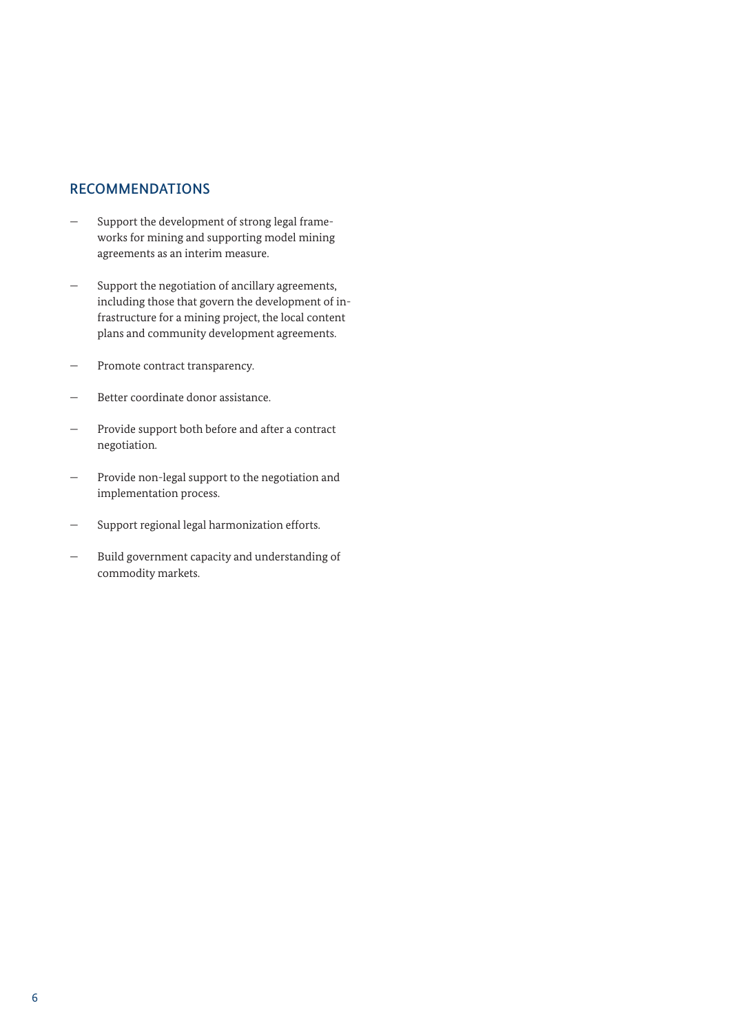## RECOMMENDATIONS

- Support the development of strong legal frameworks for mining and supporting model mining agreements as an interim measure.
- Support the negotiation of ancillary agreements, including those that govern the development of infrastructure for a mining project, the local content plans and community development agreements.
- Promote contract transparency.
- Better coordinate donor assistance.
- Provide support both before and after a contract negotiation.
- Provide non-legal support to the negotiation and implementation process.
- Support regional legal harmonization efforts.
- Build government capacity and understanding of commodity markets.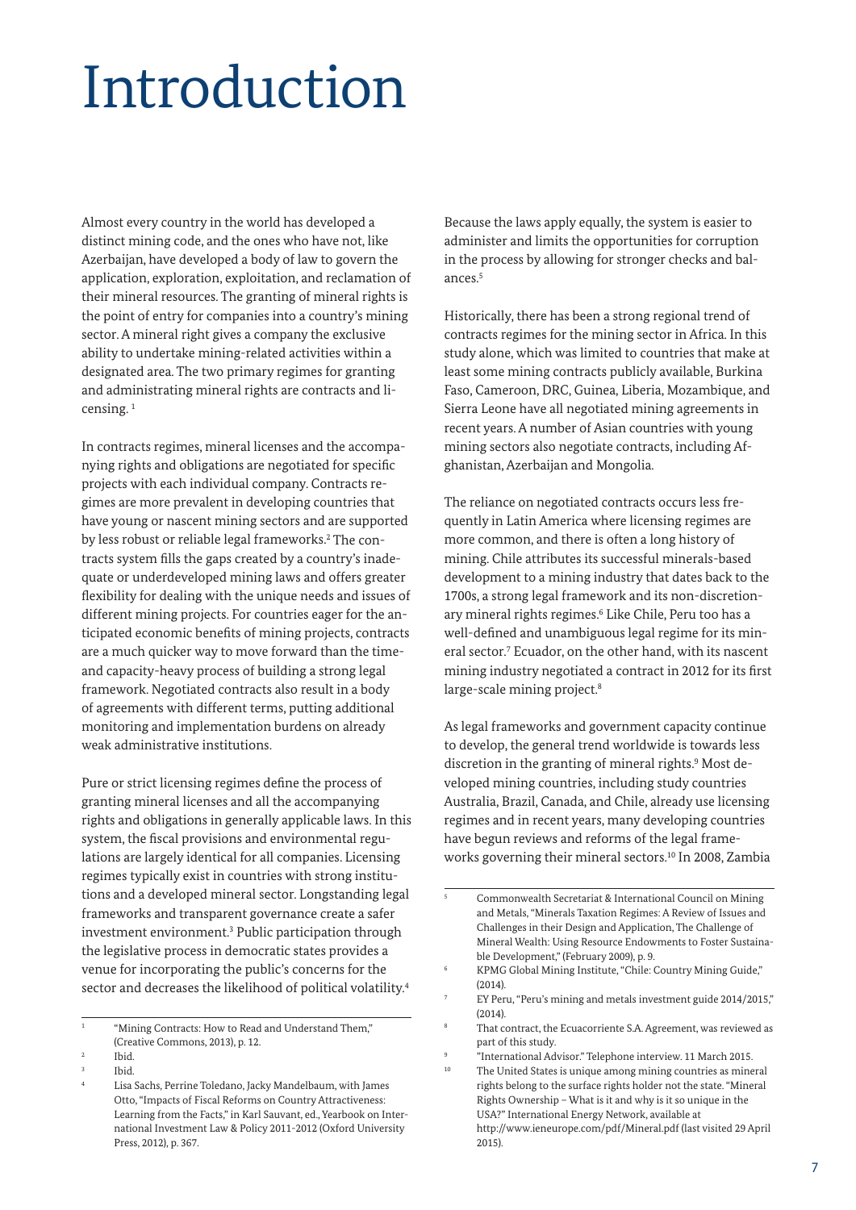# Introduction

Almost every country in the world has developed a distinct mining code, and the ones who have not, like Azerbaijan, have developed a body of law to govern the application, exploration, exploitation, and reclamation of their mineral resources. The granting of mineral rights is the point of entry for companies into a country's mining sector. A mineral right gives a company the exclusive ability to undertake mining-related activities within a designated area. The two primary regimes for granting and administrating mineral rights are contracts and licensing. [1]

In contracts regimes, mineral licenses and the accompanying rights and obligations are negotiated for specific projects with each individual company. Contracts regimes are more prevalent in developing countries that have young or nascent mining sectors and are supported by less robust or reliable legal frameworks.[2] The contracts system fills the gaps created by a country's inadequate or underdeveloped mining laws and offers greater flexibility for dealing with the unique needs and issues of different mining projects. For countries eager for the anticipated economic benefits of mining projects, contracts are a much quicker way to move forward than the time- and capacity-heavy process of building a strong legal framework. Negotiated contracts also result in a body of agreements with different terms, putting additional monitoring and implementation burdens on already weak administrative institutions.

Pure or strict licensing regimes define the process of granting mineral licenses and all the accompanying rights and obligations in generally applicable laws. In this system, the fiscal provisions and environmental regulations are largely identical for all companies. Licensing regimes typically exist in countries with strong institutions and a developed mineral sector. Longstanding legal frameworks and transparent governance create a safer investment environment.[3] Public participation through the legislative process in democratic states provides a venue for incorporating the public's concerns for the sector and decreases the likelihood of political volatility.[4] Because the laws apply equally, the system is easier to administer and limits the opportunities for corruption in the process by allowing for stronger checks and balances.[5]

Historically, there has been a strong regional trend of contracts regimes for the mining sector in Africa. In this study alone, which was limited to countries that make at least some mining contracts publicly available, Burkina Faso, Cameroon, DRC, Guinea, Liberia, Mozambique, and Sierra Leone have all negotiated mining agreements in recent years. A number of Asian countries with young mining sectors also negotiate contracts, including Afghanistan, Azerbaijan and Mongolia.

The reliance on negotiated contracts occurs less frequently in Latin America where licensing regimes are more common, and there is often a long history of mining. Chile attributes its successful minerals-based development to a mining industry that dates back to the 1700s, a strong legal framework and its non-discretionary mineral rights regimes.[6] Like Chile, Peru too has a well-defined and unambiguous legal regime for its mineral sector.[7] Ecuador, on the other hand, with its nascent mining industry negotiated a contract in 2012 for its first large-scale mining project.[8]

As legal frameworks and government capacity continue to develop, the general trend worldwide is towards less discretion in the granting of mineral rights.[9] Most developed mining countries, including study countries Australia, Brazil, Canada, and Chile, already use licensing regimes and in recent years, many developing countries have begun reviews and reforms of the legal frameworks governing their mineral sectors.[10] In 2008, Zambia

---

1. "Mining Contracts: How to Read and Understand Them," (Creative Commons, 2013), p. 12.
2. Ibid.
3. Ibid.
4. Lisa Sachs, Perrine Toledano, Jacky Mandelbaum, with James Otto, "Impacts of Fiscal Reforms on Country Attractiveness: Learning from the Facts," in Karl Sauvant, ed., Yearbook on International Investment Law & Policy 2011-2012 (Oxford University Press, 2012), p. 367.
5. Commonwealth Secretariat & International Council on Mining and Metals, "Minerals Taxation Regimes: A Review of Issues and Challenges in their Design and Application, The Challenge of Mineral Wealth: Using Resource Endowments to Foster Sustainable Development," (February 2009), p. 9.
6. KPMG Global Mining Institute, "Chile: Country Mining Guide," (2014).
7. EY Peru, "Peru's mining and metals investment guide 2014/2015," (2014).
8. That contract, the Ecuacorriente S.A. Agreement, was reviewed as part of this study.
9. "International Advisor." Telephone interview. 11 March 2015.
10. The United States is unique among mining countries as mineral rights belong to the surface rights holder not the state. "Mineral Rights Ownership – What is it and why is it so unique in the USA?" International Energy Network, available at http://www.ieneurope.com/pdf/Mineral.pdf (last visited 29 April 2015).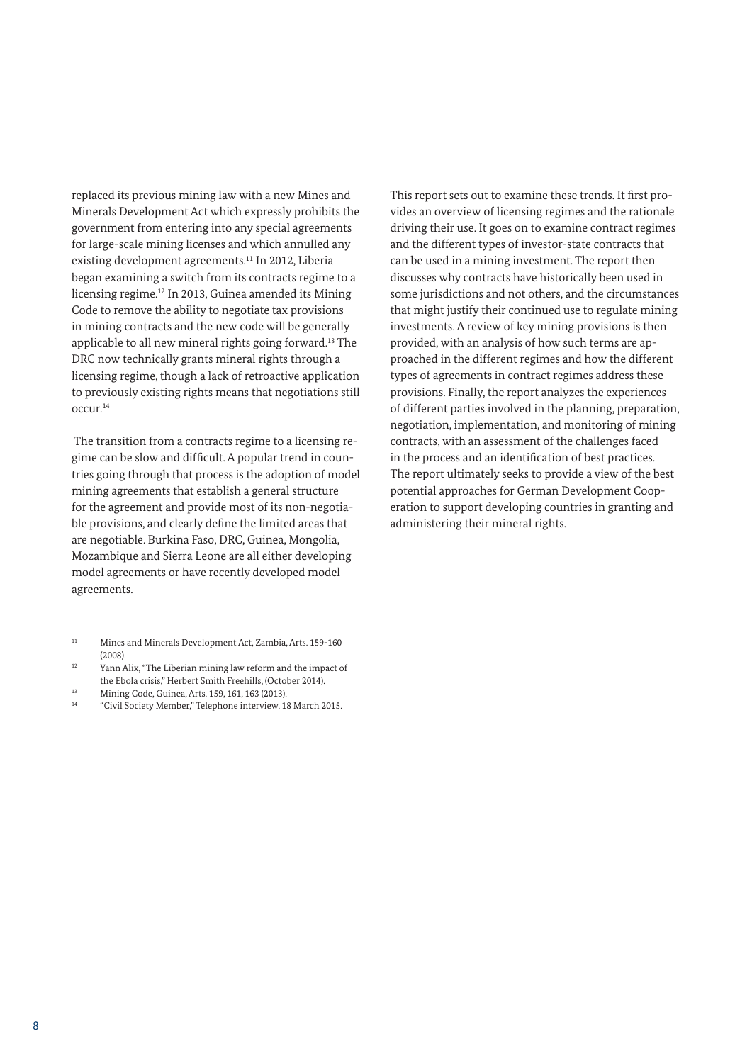replaced its previous mining law with a new Mines and Minerals Development Act which expressly prohibits the government from entering into any special agreements for large-scale mining licenses and which annulled any existing development agreements.[11] In 2012, Liberia began examining a switch from its contracts regime to a licensing regime.[12] In 2013, Guinea amended its Mining Code to remove the ability to negotiate tax provisions in mining contracts and the new code will be generally applicable to all new mineral rights going forward.[13] The DRC now technically grants mineral rights through a licensing regime, though a lack of retroactive application to previously existing rights means that negotiations still occur.[14]

The transition from a contracts regime to a licensing regime can be slow and difficult. A popular trend in countries going through that process is the adoption of model mining agreements that establish a general structure for the agreement and provide most of its non-negotiable provisions, and clearly define the limited areas that are negotiable. Burkina Faso, DRC, Guinea, Mongolia, Mozambique and Sierra Leone are all either developing model agreements or have recently developed model agreements.

This report sets out to examine these trends. It first provides an overview of licensing regimes and the rationale driving their use. It goes on to examine contract regimes and the different types of investor-state contracts that can be used in a mining investment. The report then discusses why contracts have historically been used in some jurisdictions and not others, and the circumstances that might justify their continued use to regulate mining investments. A review of key mining provisions is then provided, with an analysis of how such terms are approached in the different regimes and how the different types of agreements in contract regimes address these provisions. Finally, the report analyzes the experiences of different parties involved in the planning, preparation, negotiation, implementation, and monitoring of mining contracts, with an assessment of the challenges faced in the process and an identification of best practices. The report ultimately seeks to provide a view of the best potential approaches for German Development Cooperation to support developing countries in granting and administering their mineral rights.

---

[11] Mines and Minerals Development Act, Zambia, Arts. 159-160 (2008).

[12] Yann Alix, "The Liberian mining law reform and the impact of the Ebola crisis," Herbert Smith Freehills, (October 2014).

[13] Mining Code, Guinea, Arts. 159, 161, 163 (2013).

[14] "Civil Society Member," Telephone interview. 18 March 2015.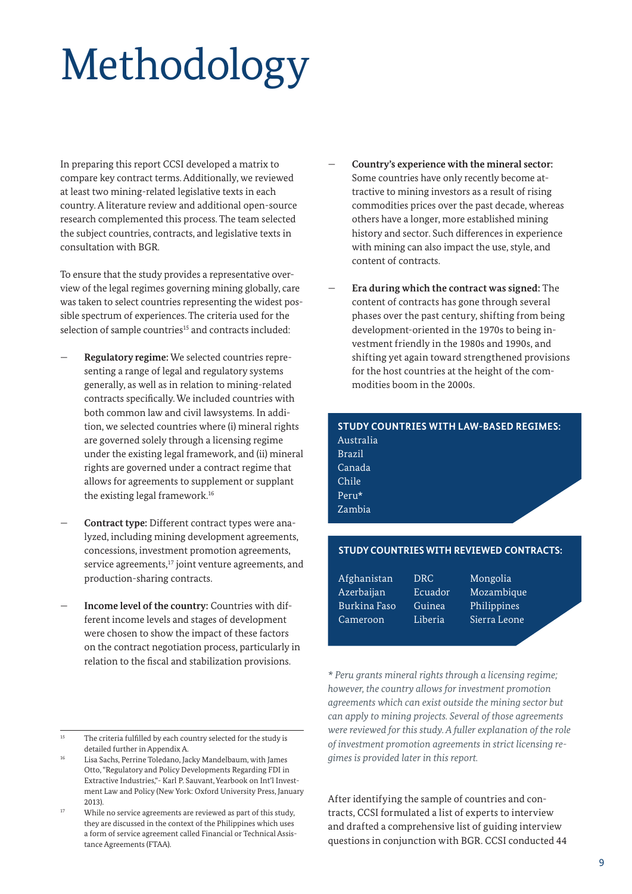# Methodology

In preparing this report CCSI developed a matrix to compare key contract terms. Additionally, we reviewed at least two mining-related legislative texts in each country. A literature review and additional open-source research complemented this process. The team selected the subject countries, contracts, and legislative texts in consultation with BGR.

To ensure that the study provides a representative overview of the legal regimes governing mining globally, care was taken to select countries representing the widest possible spectrum of experiences. The criteria used for the selection of sample countries[15] and contracts included:

- **Regulatory regime:** We selected countries representing a range of legal and regulatory systems generally, as well as in relation to mining-related contracts specifically. We included countries with both common law and civil lawsystems. In addition, we selected countries where (i) mineral rights are governed solely through a licensing regime under the existing legal framework, and (ii) mineral rights are governed under a contract regime that allows for agreements to supplement or supplant the existing legal framework.[16]
- **Contract type:** Different contract types were analyzed, including mining development agreements, concessions, investment promotion agreements, service agreements,[17] joint venture agreements, and production-sharing contracts.
- **Income level of the country:** Countries with different income levels and stages of development were chosen to show the impact of these factors on the contract negotiation process, particularly in relation to the fiscal and stabilization provisions.
- **Country's experience with the mineral sector:** Some countries have only recently become attractive to mining investors as a result of rising commodities prices over the past decade, whereas others have a longer, more established mining history and sector. Such differences in experience with mining can also impact the use, style, and content of contracts.
- **Era during which the contract was signed:** The content of contracts has gone through several phases over the past century, shifting from being development-oriented in the 1970s to being investment friendly in the 1980s and 1990s, and shifting yet again toward strengthened provisions for the host countries at the height of the commodities boom in the 2000s.

**STUDY COUNTRIES WITH LAW-BASED REGIMES:**

Australia
Brazil
Canada
Chile
Peru*
Zambia

**STUDY COUNTRIES WITH REVIEWED CONTRACTS:**

| | | |
|---|---|---|
| Afghanistan | DRC | Mongolia |
| Azerbaijan | Ecuador | Mozambique |
| Burkina Faso | Guinea | Philippines |
| Cameroon | Liberia | Sierra Leone |

*\* Peru grants mineral rights through a licensing regime; however, the country allows for investment promotion agreements which can exist outside the mining sector but can apply to mining projects. Several of those agreements were reviewed for this study. A fuller explanation of the role of investment promotion agreements in strict licensing regimes is provided later in this report.*

After identifying the sample of countries and contracts, CCSI formulated a list of experts to interview and drafted a comprehensive list of guiding interview questions in conjunction with BGR. CCSI conducted 44

---

[15] The criteria fulfilled by each country selected for the study is detailed further in Appendix A.

[16] Lisa Sachs, Perrine Toledano, Jacky Mandelbaum, with James Otto, "Regulatory and Policy Developments Regarding FDI in Extractive Industries,"- Karl P. Sauvant, Yearbook on Int'l Investment Law and Policy (New York: Oxford University Press, January 2013).

[17] While no service agreements are reviewed as part of this study, they are discussed in the context of the Philippines which uses a form of service agreement called Financial or Technical Assistance Agreements (FTAA).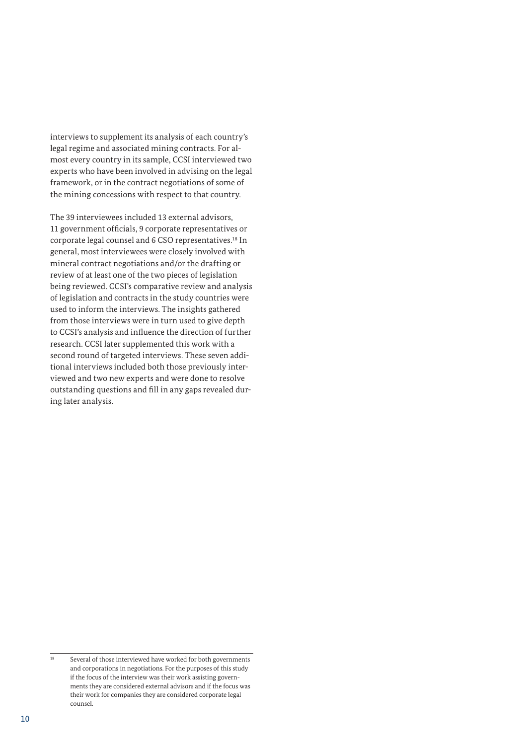interviews to supplement its analysis of each country's legal regime and associated mining contracts. For almost every country in its sample, CCSI interviewed two experts who have been involved in advising on the legal framework, or in the contract negotiations of some of the mining concessions with respect to that country.

The 39 interviewees included 13 external advisors, 11 government officials, 9 corporate representatives or corporate legal counsel and 6 CSO representatives.[18] In general, most interviewees were closely involved with mineral contract negotiations and/or the drafting or review of at least one of the two pieces of legislation being reviewed. CCSI's comparative review and analysis of legislation and contracts in the study countries were used to inform the interviews. The insights gathered from those interviews were in turn used to give depth to CCSI's analysis and influence the direction of further research. CCSI later supplemented this work with a second round of targeted interviews. These seven additional interviews included both those previously interviewed and two new experts and were done to resolve outstanding questions and fill in any gaps revealed during later analysis.

[18] Several of those interviewed have worked for both governments and corporations in negotiations. For the purposes of this study if the focus of the interview was their work assisting governments they are considered external advisors and if the focus was their work for companies they are considered corporate legal counsel.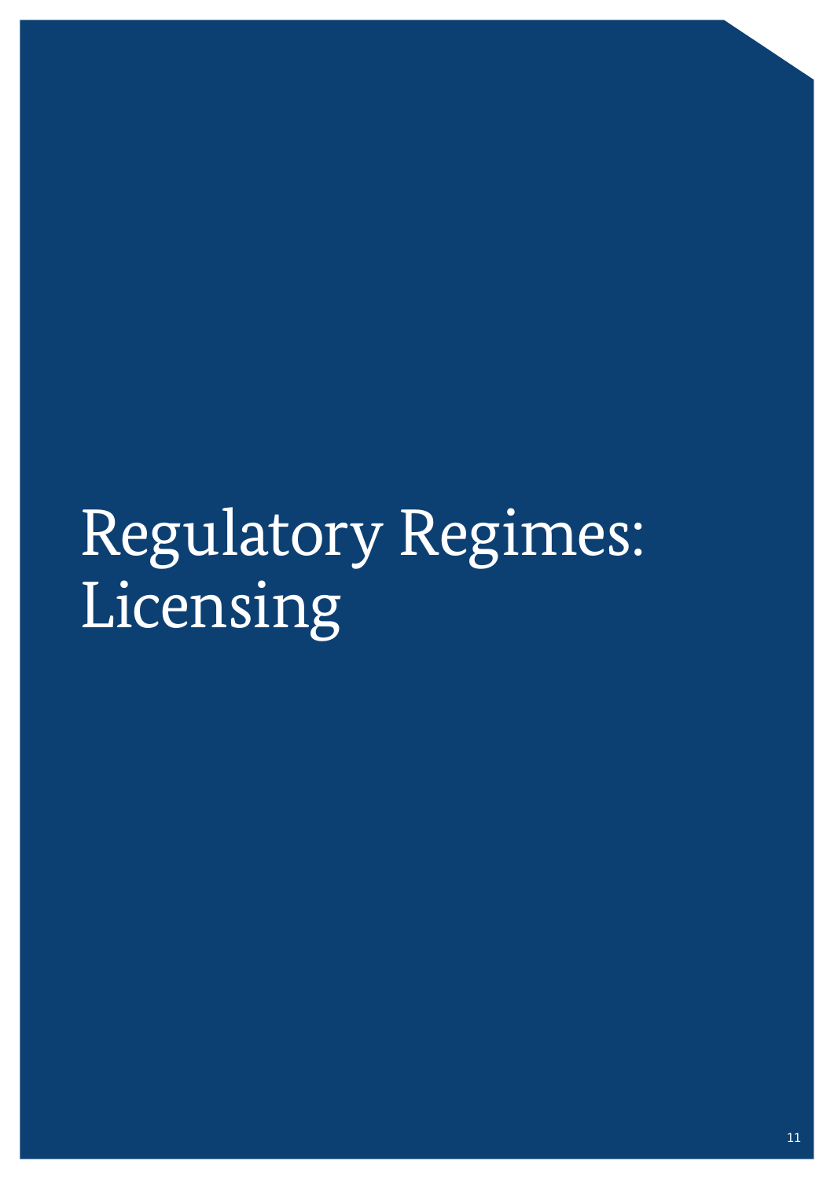# Regulatory Regimes: Licensing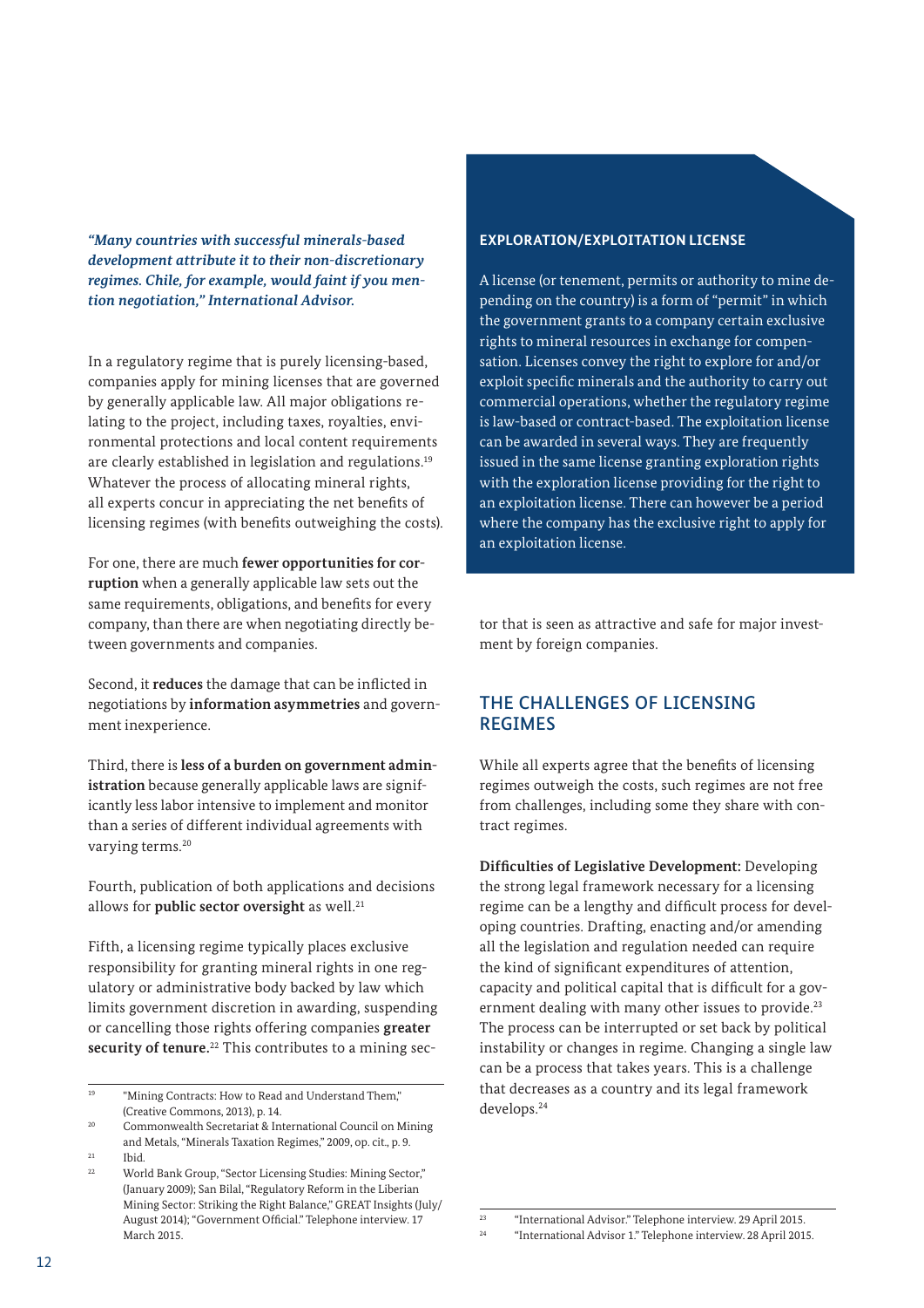*"Many countries with successful minerals-based development attribute it to their non-discretionary regimes. Chile, for example, would faint if you mention negotiation," International Advisor.*

In a regulatory regime that is purely licensing-based, companies apply for mining licenses that are governed by generally applicable law. All major obligations relating to the project, including taxes, royalties, environmental protections and local content requirements are clearly established in legislation and regulations.[19] Whatever the process of allocating mineral rights, all experts concur in appreciating the net benefits of licensing regimes (with benefits outweighing the costs).

For one, there are much **fewer opportunities for corruption** when a generally applicable law sets out the same requirements, obligations, and benefits for every company, than there are when negotiating directly between governments and companies.

Second, it **reduces** the damage that can be inflicted in negotiations by **information asymmetries** and government inexperience.

Third, there is **less of a burden on government administration** because generally applicable laws are significantly less labor intensive to implement and monitor than a series of different individual agreements with varying terms.[20]

Fourth, publication of both applications and decisions allows for **public sector oversight** as well.[21]

Fifth, a licensing regime typically places exclusive responsibility for granting mineral rights in one regulatory or administrative body backed by law which limits government discretion in awarding, suspending or cancelling those rights offering companies **greater security of tenure.**[22] This contributes to a mining sector that is seen as attractive and safe for major investment by foreign companies.

**EXPLORATION/EXPLOITATION LICENSE**

A license (or tenement, permits or authority to mine depending on the country) is a form of "permit" in which the government grants to a company certain exclusive rights to mineral resources in exchange for compensation. Licenses convey the right to explore for and/or exploit specific minerals and the authority to carry out commercial operations, whether the regulatory regime is law-based or contract-based. The exploitation license can be awarded in several ways. They are frequently issued in the same license granting exploration rights with the exploration license providing for the right to an exploitation license. There can however be a period where the company has the exclusive right to apply for an exploitation license.

## THE CHALLENGES OF LICENSING REGIMES

While all experts agree that the benefits of licensing regimes outweigh the costs, such regimes are not free from challenges, including some they share with contract regimes.

**Difficulties of Legislative Development:** Developing the strong legal framework necessary for a licensing regime can be a lengthy and difficult process for developing countries. Drafting, enacting and/or amending all the legislation and regulation needed can require the kind of significant expenditures of attention, capacity and political capital that is difficult for a government dealing with many other issues to provide.[23] The process can be interrupted or set back by political instability or changes in regime. Changing a single law can be a process that takes years. This is a challenge that decreases as a country and its legal framework develops.[24]

[19] "Mining Contracts: How to Read and Understand Them," (Creative Commons, 2013), p. 14.

[20] Commonwealth Secretariat & International Council on Mining and Metals, "Minerals Taxation Regimes," 2009, op. cit., p. 9.

[21] Ibid.

[22] World Bank Group, "Sector Licensing Studies: Mining Sector," (January 2009); San Bilal, "Regulatory Reform in the Liberian Mining Sector: Striking the Right Balance," GREAT Insights (July/August 2014); "Government Official." Telephone interview. 17 March 2015.

[23] "International Advisor." Telephone interview. 29 April 2015.

[24] "International Advisor 1." Telephone interview. 28 April 2015.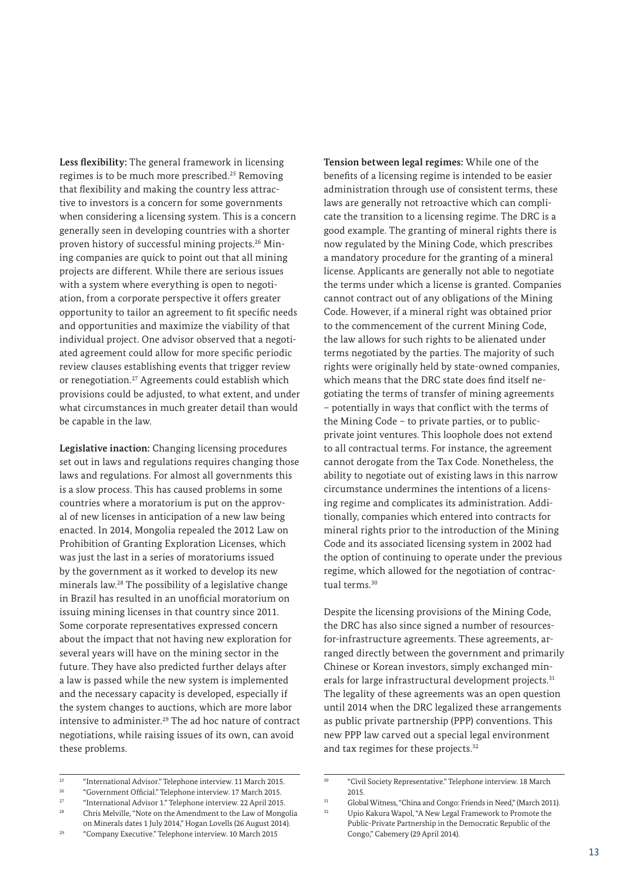**Less flexibility:** The general framework in licensing regimes is to be much more prescribed.[25] Removing that flexibility and making the country less attractive to investors is a concern for some governments when considering a licensing system. This is a concern generally seen in developing countries with a shorter proven history of successful mining projects.[26] Mining companies are quick to point out that all mining projects are different. While there are serious issues with a system where everything is open to negotiation, from a corporate perspective it offers greater opportunity to tailor an agreement to fit specific needs and opportunities and maximize the viability of that individual project. One advisor observed that a negotiated agreement could allow for more specific periodic review clauses establishing events that trigger review or renegotiation.[27] Agreements could establish which provisions could be adjusted, to what extent, and under what circumstances in much greater detail than would be capable in the law.

**Legislative inaction:** Changing licensing procedures set out in laws and regulations requires changing those laws and regulations. For almost all governments this is a slow process. This has caused problems in some countries where a moratorium is put on the approval of new licenses in anticipation of a new law being enacted. In 2014, Mongolia repealed the 2012 Law on Prohibition of Granting Exploration Licenses, which was just the last in a series of moratoriums issued by the government as it worked to develop its new minerals law.[28] The possibility of a legislative change in Brazil has resulted in an unofficial moratorium on issuing mining licenses in that country since 2011. Some corporate representatives expressed concern about the impact that not having new exploration for several years will have on the mining sector in the future. They have also predicted further delays after a law is passed while the new system is implemented and the necessary capacity is developed, especially if the system changes to auctions, which are more labor intensive to administer.[29] The ad hoc nature of contract negotiations, while raising issues of its own, can avoid these problems.

**Tension between legal regimes:** While one of the benefits of a licensing regime is intended to be easier administration through use of consistent terms, these laws are generally not retroactive which can complicate the transition to a licensing regime. The DRC is a good example. The granting of mineral rights there is now regulated by the Mining Code, which prescribes a mandatory procedure for the granting of a mineral license. Applicants are generally not able to negotiate the terms under which a license is granted. Companies cannot contract out of any obligations of the Mining Code. However, if a mineral right was obtained prior to the commencement of the current Mining Code, the law allows for such rights to be alienated under terms negotiated by the parties. The majority of such rights were originally held by state-owned companies, which means that the DRC state does find itself negotiating the terms of transfer of mining agreements – potentially in ways that conflict with the terms of the Mining Code – to private parties, or to public-private joint ventures. This loophole does not extend to all contractual terms. For instance, the agreement cannot derogate from the Tax Code. Nonetheless, the ability to negotiate out of existing laws in this narrow circumstance undermines the intentions of a licensing regime and complicates its administration. Additionally, companies which entered into contracts for mineral rights prior to the introduction of the Mining Code and its associated licensing system in 2002 had the option of continuing to operate under the previous regime, which allowed for the negotiation of contractual terms.[30]

Despite the licensing provisions of the Mining Code, the DRC has also since signed a number of resources-for-infrastructure agreements. These agreements, arranged directly between the government and primarily Chinese or Korean investors, simply exchanged minerals for large infrastructural development projects.[31] The legality of these agreements was an open question until 2014 when the DRC legalized these arrangements as public private partnership (PPP) conventions. This new PPP law carved out a special legal environment and tax regimes for these projects.[32]

---

[25] "International Advisor." Telephone interview. 11 March 2015.

[26] "Government Official." Telephone interview. 17 March 2015.

[27] "International Advisor 1." Telephone interview. 22 April 2015.

[28] Chris Melville, "Note on the Amendment to the Law of Mongolia on Minerals dates 1 July 2014," Hogan Lovells (26 August 2014).

[29] "Company Executive." Telephone interview. 10 March 2015

[30] "Civil Society Representative." Telephone interview. 18 March 2015.

[31] Global Witness, "China and Congo: Friends in Need," (March 2011).

[32] Upio Kakura Wapol, "A New Legal Framework to Promote the Public-Private Partnership in the Democratic Republic of the Congo," Cabemery (29 April 2014).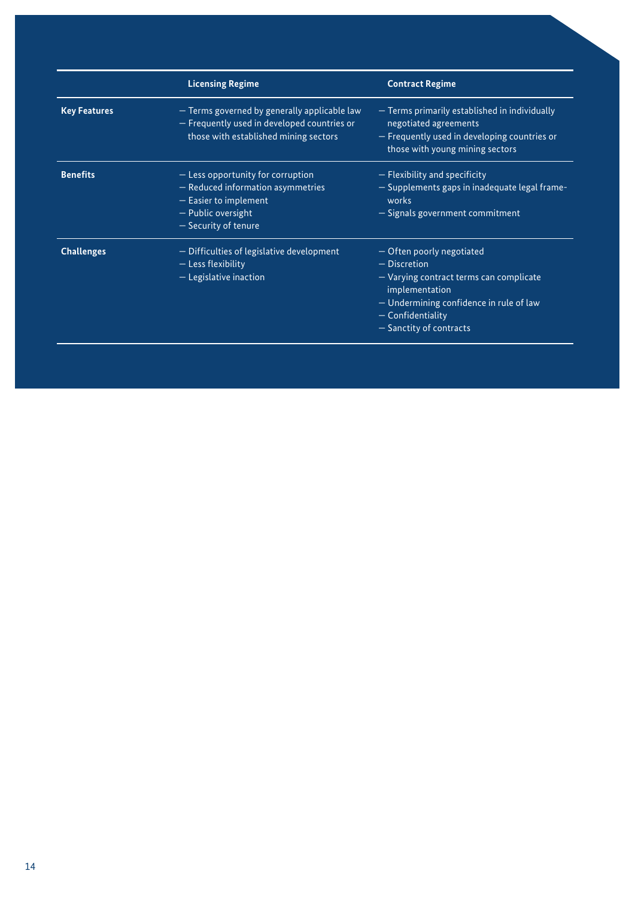|  | Licensing Regime | Contract Regime |
| --- | --- | --- |
| **Key Features** | – Terms governed by generally applicable law<br>– Frequently used in developed countries or those with established mining sectors | – Terms primarily established in individually negotiated agreements<br>– Frequently used in developing countries or those with young mining sectors |
| **Benefits** | – Less opportunity for corruption<br>– Reduced information asymmetries<br>– Easier to implement<br>– Public oversight<br>– Security of tenure | – Flexibility and specificity<br>– Supplements gaps in inadequate legal frameworks<br>– Signals government commitment |
| **Challenges** | – Difficulties of legislative development<br>– Less flexibility<br>– Legislative inaction | – Often poorly negotiated<br>– Discretion<br>– Varying contract terms can complicate implementation<br>– Undermining confidence in rule of law<br>– Confidentiality<br>– Sanctity of contracts |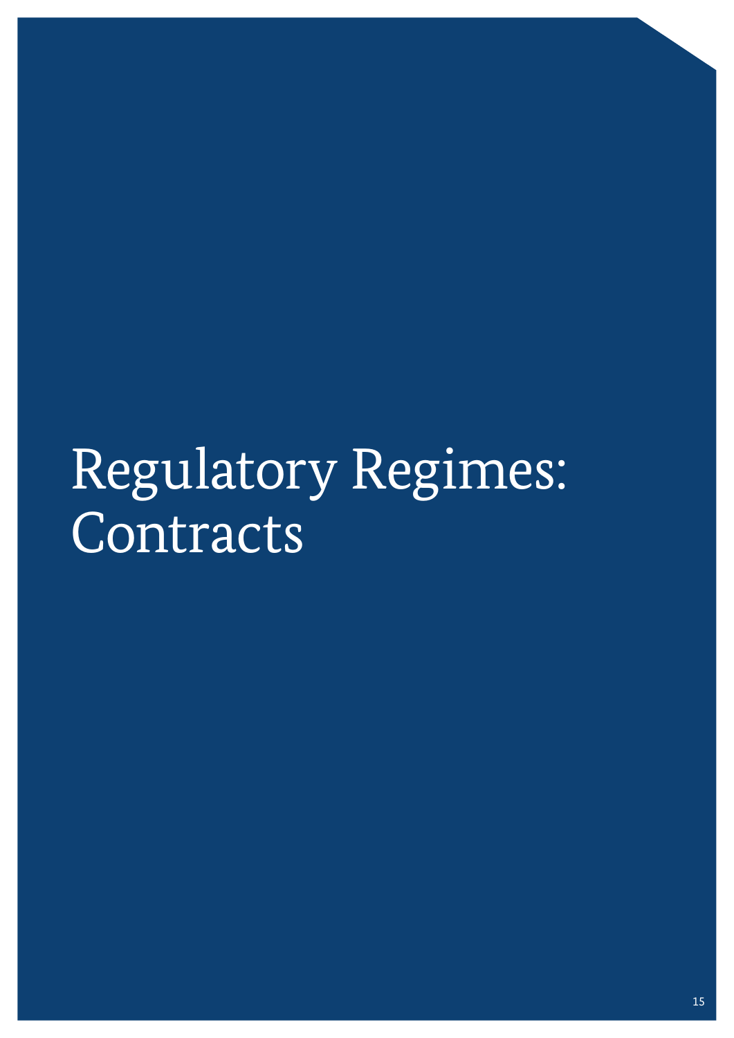# Regulatory Regimes: Contracts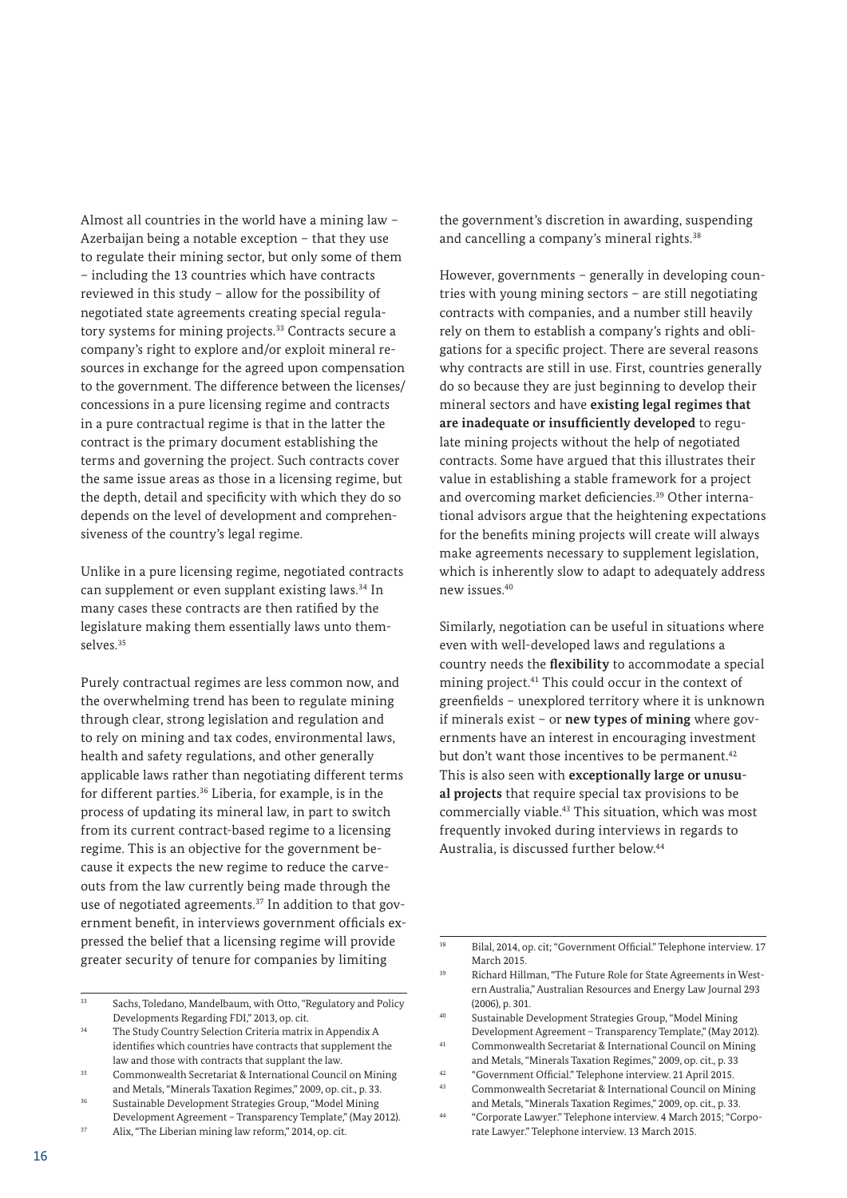Almost all countries in the world have a mining law – Azerbaijan being a notable exception – that they use to regulate their mining sector, but only some of them – including the 13 countries which have contracts reviewed in this study – allow for the possibility of negotiated state agreements creating special regulatory systems for mining projects.[33] Contracts secure a company's right to explore and/or exploit mineral resources in exchange for the agreed upon compensation to the government. The difference between the licenses/concessions in a pure licensing regime and contracts in a pure contractual regime is that in the latter the contract is the primary document establishing the terms and governing the project. Such contracts cover the same issue areas as those in a licensing regime, but the depth, detail and specificity with which they do so depends on the level of development and comprehensiveness of the country's legal regime.

Unlike in a pure licensing regime, negotiated contracts can supplement or even supplant existing laws.[34] In many cases these contracts are then ratified by the legislature making them essentially laws unto themselves.[35]

Purely contractual regimes are less common now, and the overwhelming trend has been to regulate mining through clear, strong legislation and regulation and to rely on mining and tax codes, environmental laws, health and safety regulations, and other generally applicable laws rather than negotiating different terms for different parties.[36] Liberia, for example, is in the process of updating its mineral law, in part to switch from its current contract-based regime to a licensing regime. This is an objective for the government because it expects the new regime to reduce the carve-outs from the law currently being made through the use of negotiated agreements.[37] In addition to that government benefit, in interviews government officials expressed the belief that a licensing regime will provide greater security of tenure for companies by limiting the government's discretion in awarding, suspending and cancelling a company's mineral rights.[38]

However, governments – generally in developing countries with young mining sectors – are still negotiating contracts with companies, and a number still heavily rely on them to establish a company's rights and obligations for a specific project. There are several reasons why contracts are still in use. First, countries generally do so because they are just beginning to develop their mineral sectors and have **existing legal regimes that are inadequate or insufficiently developed** to regulate mining projects without the help of negotiated contracts. Some have argued that this illustrates their value in establishing a stable framework for a project and overcoming market deficiencies.[39] Other international advisors argue that the heightening expectations for the benefits mining projects will create will always make agreements necessary to supplement legislation, which is inherently slow to adapt to adequately address new issues.[40]

Similarly, negotiation can be useful in situations where even with well-developed laws and regulations a country needs the **flexibility** to accommodate a special mining project.[41] This could occur in the context of greenfields – unexplored territory where it is unknown if minerals exist – or **new types of mining** where governments have an interest in encouraging investment but don't want those incentives to be permanent.[42] This is also seen with **exceptionally large or unusual projects** that require special tax provisions to be commercially viable.[43] This situation, which was most frequently invoked during interviews in regards to Australia, is discussed further below.[44]

---

[33] Sachs, Toledano, Mandelbaum, with Otto, "Regulatory and Policy Developments Regarding FDI," 2013, op. cit.

[34] The Study Country Selection Criteria matrix in Appendix A identifies which countries have contracts that supplement the law and those with contracts that supplant the law.

[35] Commonwealth Secretariat & International Council on Mining and Metals, "Minerals Taxation Regimes," 2009, op. cit., p. 33.

[36] Sustainable Development Strategies Group, "Model Mining Development Agreement – Transparency Template," (May 2012).

[37] Alix, "The Liberian mining law reform," 2014, op. cit.

[38] Bilal, 2014, op. cit; "Government Official." Telephone interview. 17 March 2015.

[39] Richard Hillman, "The Future Role for State Agreements in Western Australia," Australian Resources and Energy Law Journal 293 (2006), p. 301.

[40] Sustainable Development Strategies Group, "Model Mining Development Agreement – Transparency Template," (May 2012).

[41] Commonwealth Secretariat & International Council on Mining and Metals, "Minerals Taxation Regimes," 2009, op. cit., p. 33

[42] "Government Official." Telephone interview. 21 April 2015.

[43] Commonwealth Secretariat & International Council on Mining and Metals, "Minerals Taxation Regimes," 2009, op. cit., p. 33.

[44] "Corporate Lawyer." Telephone interview. 4 March 2015; "Corporate Lawyer." Telephone interview. 13 March 2015.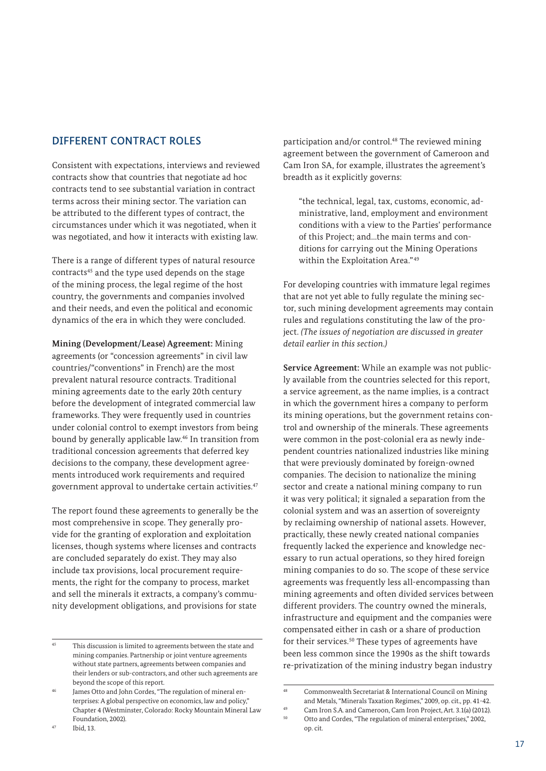## DIFFERENT CONTRACT ROLES

Consistent with expectations, interviews and reviewed contracts show that countries that negotiate ad hoc contracts tend to see substantial variation in contract terms across their mining sector. The variation can be attributed to the different types of contract, the circumstances under which it was negotiated, when it was negotiated, and how it interacts with existing law.

There is a range of different types of natural resource contracts[45] and the type used depends on the stage of the mining process, the legal regime of the host country, the governments and companies involved and their needs, and even the political and economic dynamics of the era in which they were concluded.

**Mining (Development/Lease) Agreement:** Mining agreements (or "concession agreements" in civil law countries/"conventions" in French) are the most prevalent natural resource contracts. Traditional mining agreements date to the early 20th century before the development of integrated commercial law frameworks. They were frequently used in countries under colonial control to exempt investors from being bound by generally applicable law.[46] In transition from traditional concession agreements that deferred key decisions to the company, these development agreements introduced work requirements and required government approval to undertake certain activities.[47]

The report found these agreements to generally be the most comprehensive in scope. They generally provide for the granting of exploration and exploitation licenses, though systems where licenses and contracts are concluded separately do exist. They may also include tax provisions, local procurement requirements, the right for the company to process, market and sell the minerals it extracts, a company's community development obligations, and provisions for state participation and/or control.[48] The reviewed mining agreement between the government of Cameroon and Cam Iron SA, for example, illustrates the agreement's breadth as it explicitly governs:

> "the technical, legal, tax, customs, economic, administrative, land, employment and environment conditions with a view to the Parties' performance of this Project; and...the main terms and conditions for carrying out the Mining Operations within the Exploitation Area."[49]

For developing countries with immature legal regimes that are not yet able to fully regulate the mining sector, such mining development agreements may contain rules and regulations constituting the law of the project. *(The issues of negotiation are discussed in greater detail earlier in this section.)*

**Service Agreement:** While an example was not publicly available from the countries selected for this report, a service agreement, as the name implies, is a contract in which the government hires a company to perform its mining operations, but the government retains control and ownership of the minerals. These agreements were common in the post-colonial era as newly independent countries nationalized industries like mining that were previously dominated by foreign-owned companies. The decision to nationalize the mining sector and create a national mining company to run it was very political; it signaled a separation from the colonial system and was an assertion of sovereignty by reclaiming ownership of national assets. However, practically, these newly created national companies frequently lacked the experience and knowledge necessary to run actual operations, so they hired foreign mining companies to do so. The scope of these service agreements was frequently less all-encompassing than mining agreements and often divided services between different providers. The country owned the minerals, infrastructure and equipment and the companies were compensated either in cash or a share of production for their services.[50] These types of agreements have been less common since the 1990s as the shift towards re-privatization of the mining industry began industry

---

[45] This discussion is limited to agreements between the state and mining companies. Partnership or joint venture agreements without state partners, agreements between companies and their lenders or sub-contractors, and other such agreements are beyond the scope of this report.

[46] James Otto and John Cordes, "The regulation of mineral enterprises: A global perspective on economics, law and policy," Chapter 4 (Westminster, Colorado: Rocky Mountain Mineral Law Foundation, 2002).

[47] Ibid, 13.

[48] Commonwealth Secretariat & International Council on Mining and Metals, "Minerals Taxation Regimes," 2009, op. cit., pp. 41-42.

[49] Cam Iron S.A. and Cameroon, Cam Iron Project, Art. 3.1(a) (2012).

[50] Otto and Cordes, "The regulation of mineral enterprises," 2002, op. cit.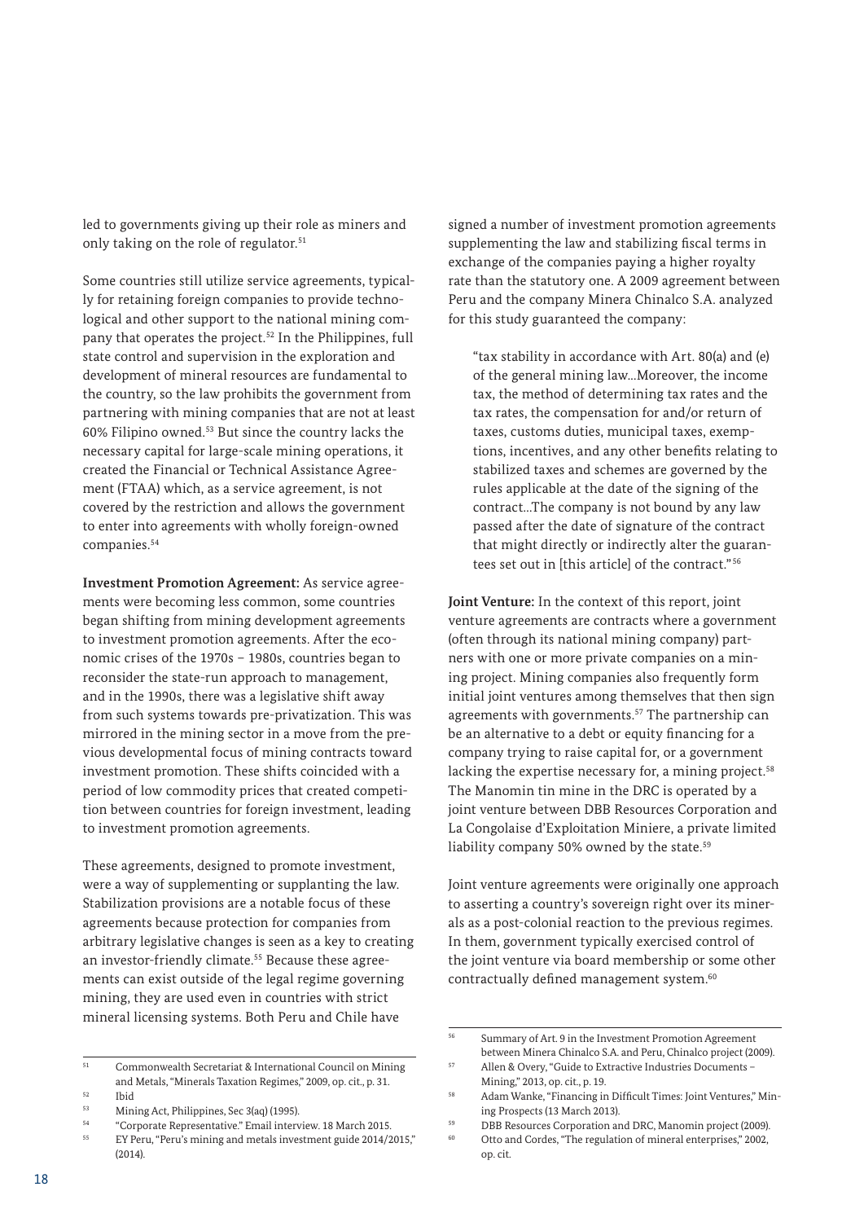led to governments giving up their role as miners and only taking on the role of regulator.[51]

Some countries still utilize service agreements, typically for retaining foreign companies to provide technological and other support to the national mining company that operates the project.[52] In the Philippines, full state control and supervision in the exploration and development of mineral resources are fundamental to the country, so the law prohibits the government from partnering with mining companies that are not at least 60% Filipino owned.[53] But since the country lacks the necessary capital for large-scale mining operations, it created the Financial or Technical Assistance Agreement (FTAA) which, as a service agreement, is not covered by the restriction and allows the government to enter into agreements with wholly foreign-owned companies.[54]

**Investment Promotion Agreement:** As service agreements were becoming less common, some countries began shifting from mining development agreements to investment promotion agreements. After the economic crises of the 1970s – 1980s, countries began to reconsider the state-run approach to management, and in the 1990s, there was a legislative shift away from such systems towards pre-privatization. This was mirrored in the mining sector in a move from the previous developmental focus of mining contracts toward investment promotion. These shifts coincided with a period of low commodity prices that created competition between countries for foreign investment, leading to investment promotion agreements.

These agreements, designed to promote investment, were a way of supplementing or supplanting the law. Stabilization provisions are a notable focus of these agreements because protection for companies from arbitrary legislative changes is seen as a key to creating an investor-friendly climate.[55] Because these agreements can exist outside of the legal regime governing mining, they are used even in countries with strict mineral licensing systems. Both Peru and Chile have signed a number of investment promotion agreements supplementing the law and stabilizing fiscal terms in exchange of the companies paying a higher royalty rate than the statutory one. A 2009 agreement between Peru and the company Minera Chinalco S.A. analyzed for this study guaranteed the company:

> "tax stability in accordance with Art. 80(a) and (e) of the general mining law…Moreover, the income tax, the method of determining tax rates and the tax rates, the compensation for and/or return of taxes, customs duties, municipal taxes, exemptions, incentives, and any other benefits relating to stabilized taxes and schemes are governed by the rules applicable at the date of the signing of the contract…The company is not bound by any law passed after the date of signature of the contract that might directly or indirectly alter the guarantees set out in [this article] of the contract."[56]

**Joint Venture:** In the context of this report, joint venture agreements are contracts where a government (often through its national mining company) partners with one or more private companies on a mining project. Mining companies also frequently form initial joint ventures among themselves that then sign agreements with governments.[57] The partnership can be an alternative to a debt or equity financing for a company trying to raise capital for, or a government lacking the expertise necessary for, a mining project.[58] The Manomin tin mine in the DRC is operated by a joint venture between DBB Resources Corporation and La Congolaise d'Exploitation Miniere, a private limited liability company 50% owned by the state.[59]

Joint venture agreements were originally one approach to asserting a country's sovereign right over its minerals as a post-colonial reaction to the previous regimes. In them, government typically exercised control of the joint venture via board membership or some other contractually defined management system.[60]

---

[51] Commonwealth Secretariat & International Council on Mining and Metals, "Minerals Taxation Regimes," 2009, op. cit., p. 31.

[52] Ibid

[53] Mining Act, Philippines, Sec 3(aq) (1995).

[54] "Corporate Representative." Email interview. 18 March 2015.

[55] EY Peru, "Peru's mining and metals investment guide 2014/2015," (2014).

[56] Summary of Art. 9 in the Investment Promotion Agreement between Minera Chinalco S.A. and Peru, Chinalco project (2009).

[57] Allen & Overy, "Guide to Extractive Industries Documents – Mining," 2013, op. cit., p. 19.

[58] Adam Wanke, "Financing in Difficult Times: Joint Ventures," Mining Prospects (13 March 2013).

[59] DBB Resources Corporation and DRC, Manomin project (2009).

[60] Otto and Cordes, "The regulation of mineral enterprises," 2002, op. cit.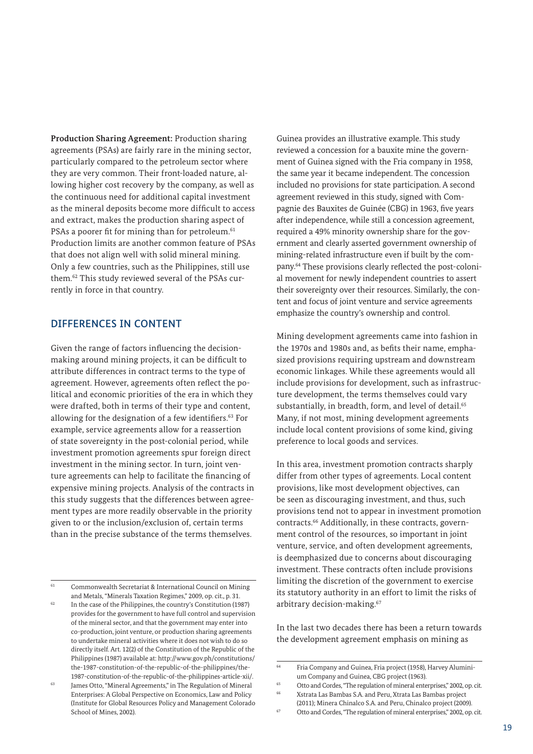**Production Sharing Agreement:** Production sharing agreements (PSAs) are fairly rare in the mining sector, particularly compared to the petroleum sector where they are very common. Their front-loaded nature, allowing higher cost recovery by the company, as well as the continuous need for additional capital investment as the mineral deposits become more difficult to access and extract, makes the production sharing aspect of PSAs a poorer fit for mining than for petroleum.[61] Production limits are another common feature of PSAs that does not align well with solid mineral mining. Only a few countries, such as the Philippines, still use them.[62] This study reviewed several of the PSAs currently in force in that country.

## DIFFERENCES IN CONTENT

Given the range of factors influencing the decision-making around mining projects, it can be difficult to attribute differences in contract terms to the type of agreement. However, agreements often reflect the political and economic priorities of the era in which they were drafted, both in terms of their type and content, allowing for the designation of a few identifiers.[63] For example, service agreements allow for a reassertion of state sovereignty in the post-colonial period, while investment promotion agreements spur foreign direct investment in the mining sector. In turn, joint venture agreements can help to facilitate the financing of expensive mining projects. Analysis of the contracts in this study suggests that the differences between agreement types are more readily observable in the priority given to or the inclusion/exclusion of, certain terms than in the precise substance of the terms themselves.

Guinea provides an illustrative example. This study reviewed a concession for a bauxite mine the government of Guinea signed with the Fria company in 1958, the same year it became independent. The concession included no provisions for state participation. A second agreement reviewed in this study, signed with Compagnie des Bauxites de Guinée (CBG) in 1963, five years after independence, while still a concession agreement, required a 49% minority ownership share for the government and clearly asserted government ownership of mining-related infrastructure even if built by the company.[64] These provisions clearly reflected the post-colonial movement for newly independent countries to assert their sovereignty over their resources. Similarly, the content and focus of joint venture and service agreements emphasize the country's ownership and control.

Mining development agreements came into fashion in the 1970s and 1980s and, as befits their name, emphasized provisions requiring upstream and downstream economic linkages. While these agreements would all include provisions for development, such as infrastructure development, the terms themselves could vary substantially, in breadth, form, and level of detail.[65] Many, if not most, mining development agreements include local content provisions of some kind, giving preference to local goods and services.

In this area, investment promotion contracts sharply differ from other types of agreements. Local content provisions, like most development objectives, can be seen as discouraging investment, and thus, such provisions tend not to appear in investment promotion contracts.[66] Additionally, in these contracts, government control of the resources, so important in joint venture, service, and often development agreements, is deemphasized due to concerns about discouraging investment. These contracts often include provisions limiting the discretion of the government to exercise its statutory authority in an effort to limit the risks of arbitrary decision-making.[67]

In the last two decades there has been a return towards the development agreement emphasis on mining as

---

[61] Commonwealth Secretariat & International Council on Mining and Metals, "Minerals Taxation Regimes," 2009, op. cit., p. 31.

[62] In the case of the Philippines, the country's Constitution (1987) provides for the government to have full control and supervision of the mineral sector, and that the government may enter into co-production, joint venture, or production sharing agreements to undertake mineral activities where it does not wish to do so directly itself. Art. 12(2) of the Constitution of the Republic of the Philippines (1987) available at: http://www.gov.ph/constitutions/the-1987-constitution-of-the-republic-of-the-philippines/the-1987-constitution-of-the-republic-of-the-philippines-article-xii/.

[63] James Otto, "Mineral Agreements," in The Regulation of Mineral Enterprises: A Global Perspective on Economics, Law and Policy (Institute for Global Resources Policy and Management Colorado School of Mines, 2002).

[64] Fria Company and Guinea, Fria project (1958), Harvey Aluminium Company and Guinea, CBG project (1963).

[65] Otto and Cordes, "The regulation of mineral enterprises," 2002, op. cit.

[66] Xstrata Las Bambas S.A. and Peru, Xtrata Las Bambas project (2011); Minera Chinalco S.A. and Peru, Chinalco project (2009).

[67] Otto and Cordes, "The regulation of mineral enterprises," 2002, op. cit.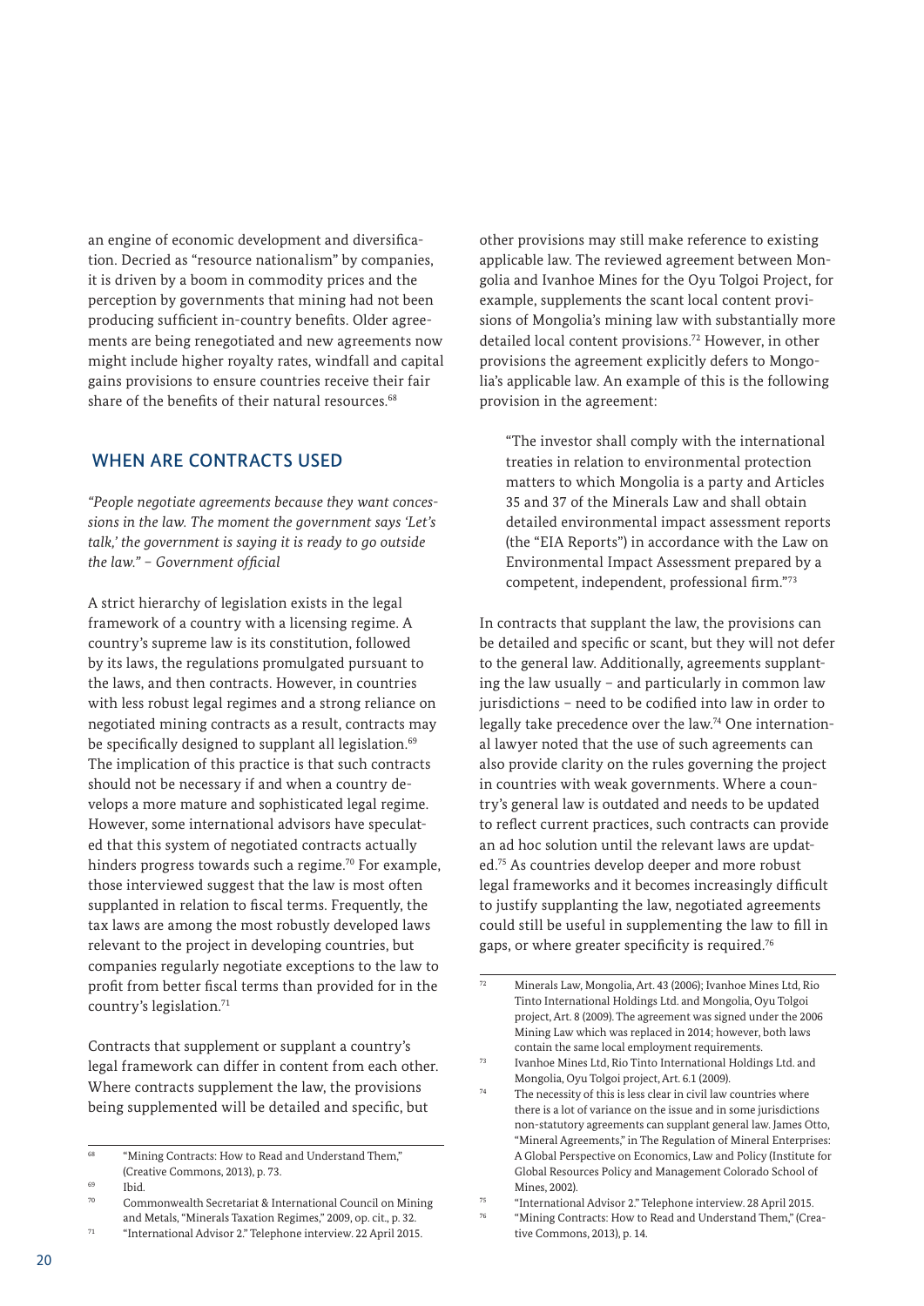an engine of economic development and diversification. Decried as "resource nationalism" by companies, it is driven by a boom in commodity prices and the perception by governments that mining had not been producing sufficient in-country benefits. Older agreements are being renegotiated and new agreements now might include higher royalty rates, windfall and capital gains provisions to ensure countries receive their fair share of the benefits of their natural resources.[68]

## WHEN ARE CONTRACTS USED

*"People negotiate agreements because they want concessions in the law. The moment the government says 'Let's talk,' the government is saying it is ready to go outside the law." – Government official*

A strict hierarchy of legislation exists in the legal framework of a country with a licensing regime. A country's supreme law is its constitution, followed by its laws, the regulations promulgated pursuant to the laws, and then contracts. However, in countries with less robust legal regimes and a strong reliance on negotiated mining contracts as a result, contracts may be specifically designed to supplant all legislation.[69] The implication of this practice is that such contracts should not be necessary if and when a country develops a more mature and sophisticated legal regime. However, some international advisors have speculated that this system of negotiated contracts actually hinders progress towards such a regime.[70] For example, those interviewed suggest that the law is most often supplanted in relation to fiscal terms. Frequently, the tax laws are among the most robustly developed laws relevant to the project in developing countries, but companies regularly negotiate exceptions to the law to profit from better fiscal terms than provided for in the country's legislation.[71]

Contracts that supplement or supplant a country's legal framework can differ in content from each other. Where contracts supplement the law, the provisions being supplemented will be detailed and specific, but other provisions may still make reference to existing applicable law. The reviewed agreement between Mongolia and Ivanhoe Mines for the Oyu Tolgoi Project, for example, supplements the scant local content provisions of Mongolia's mining law with substantially more detailed local content provisions.[72] However, in other provisions the agreement explicitly defers to Mongolia's applicable law. An example of this is the following provision in the agreement:

> "The investor shall comply with the international treaties in relation to environmental protection matters to which Mongolia is a party and Articles 35 and 37 of the Minerals Law and shall obtain detailed environmental impact assessment reports (the "EIA Reports") in accordance with the Law on Environmental Impact Assessment prepared by a competent, independent, professional firm."[73]

In contracts that supplant the law, the provisions can be detailed and specific or scant, but they will not defer to the general law. Additionally, agreements supplanting the law usually – and particularly in common law jurisdictions – need to be codified into law in order to legally take precedence over the law.[74] One international lawyer noted that the use of such agreements can also provide clarity on the rules governing the project in countries with weak governments. Where a country's general law is outdated and needs to be updated to reflect current practices, such contracts can provide an ad hoc solution until the relevant laws are updated.[75] As countries develop deeper and more robust legal frameworks and it becomes increasingly difficult to justify supplanting the law, negotiated agreements could still be useful in supplementing the law to fill in gaps, or where greater specificity is required.[76]

---

[68] "Mining Contracts: How to Read and Understand Them," (Creative Commons, 2013), p. 73.

[69] Ibid.

[70] Commonwealth Secretariat & International Council on Mining and Metals, "Minerals Taxation Regimes," 2009, op. cit., p. 32.

[71] "International Advisor 2." Telephone interview. 22 April 2015.

[72] Minerals Law, Mongolia, Art. 43 (2006); Ivanhoe Mines Ltd, Rio Tinto International Holdings Ltd. and Mongolia, Oyu Tolgoi project, Art. 8 (2009). The agreement was signed under the 2006 Mining Law which was replaced in 2014; however, both laws contain the same local employment requirements.

[73] Ivanhoe Mines Ltd, Rio Tinto International Holdings Ltd. and Mongolia, Oyu Tolgoi project, Art. 6.1 (2009).

[74] The necessity of this is less clear in civil law countries where there is a lot of variance on the issue and in some jurisdictions non-statutory agreements can supplant general law. James Otto, "Mineral Agreements," in The Regulation of Mineral Enterprises: A Global Perspective on Economics, Law and Policy (Institute for Global Resources Policy and Management Colorado School of Mines, 2002).

[75] "International Advisor 2." Telephone interview. 28 April 2015.

[76] "Mining Contracts: How to Read and Understand Them," (Creative Commons, 2013), p. 14.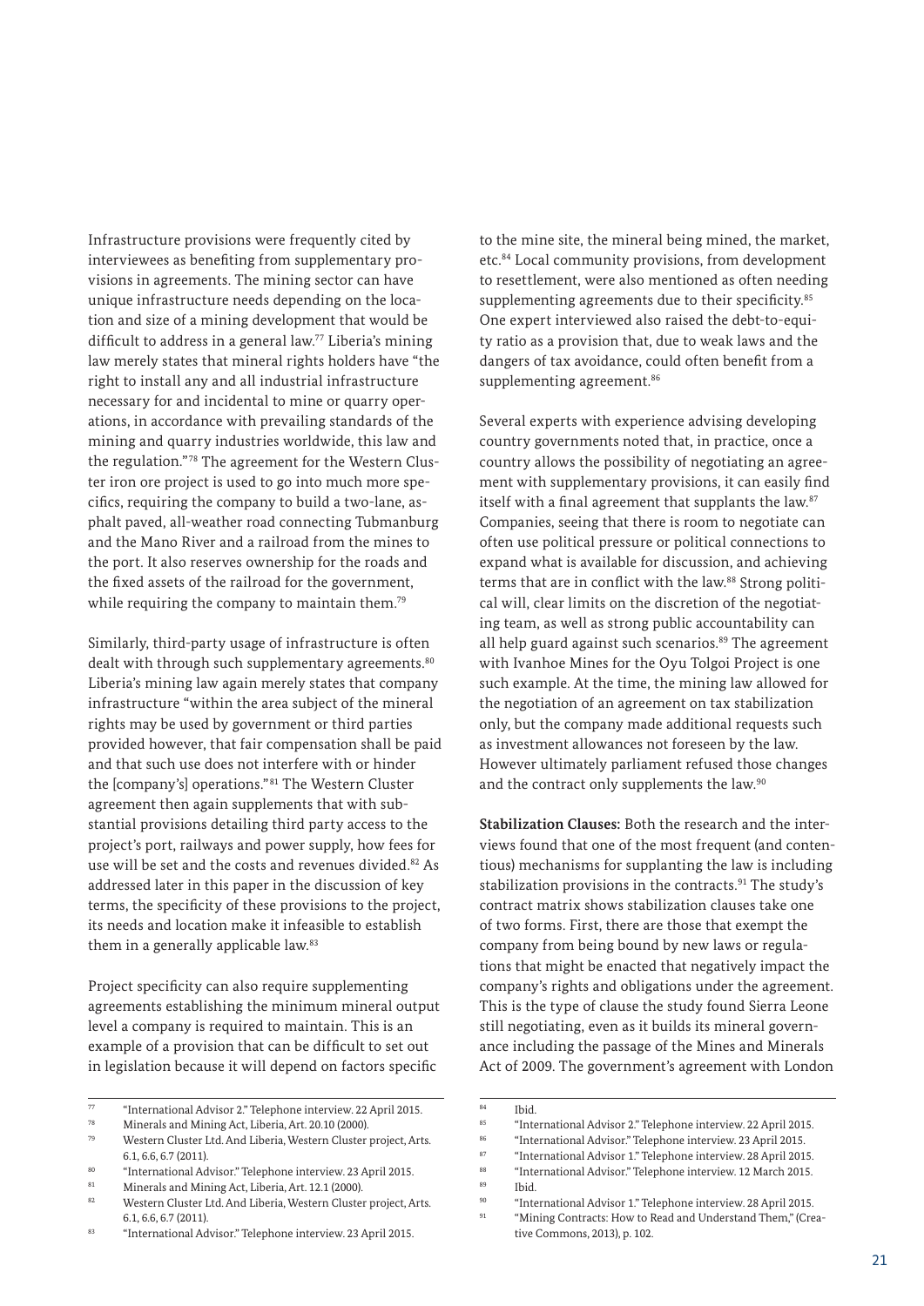Infrastructure provisions were frequently cited by interviewees as benefiting from supplementary provisions in agreements. The mining sector can have unique infrastructure needs depending on the location and size of a mining development that would be difficult to address in a general law.[77] Liberia's mining law merely states that mineral rights holders have "the right to install any and all industrial infrastructure necessary for and incidental to mine or quarry operations, in accordance with prevailing standards of the mining and quarry industries worldwide, this law and the regulation."[78] The agreement for the Western Cluster iron ore project is used to go into much more specifics, requiring the company to build a two-lane, asphalt paved, all-weather road connecting Tubmanburg and the Mano River and a railroad from the mines to the port. It also reserves ownership for the roads and the fixed assets of the railroad for the government, while requiring the company to maintain them.[79]

Similarly, third-party usage of infrastructure is often dealt with through such supplementary agreements.[80] Liberia's mining law again merely states that company infrastructure "within the area subject of the mineral rights may be used by government or third parties provided however, that fair compensation shall be paid and that such use does not interfere with or hinder the [company's] operations."[81] The Western Cluster agreement then again supplements that with substantial provisions detailing third party access to the project's port, railways and power supply, how fees for use will be set and the costs and revenues divided.[82] As addressed later in this paper in the discussion of key terms, the specificity of these provisions to the project, its needs and location make it infeasible to establish them in a generally applicable law.[83]

Project specificity can also require supplementing agreements establishing the minimum mineral output level a company is required to maintain. This is an example of a provision that can be difficult to set out in legislation because it will depend on factors specific to the mine site, the mineral being mined, the market, etc.[84] Local community provisions, from development to resettlement, were also mentioned as often needing supplementing agreements due to their specificity.[85] One expert interviewed also raised the debt-to-equity ratio as a provision that, due to weak laws and the dangers of tax avoidance, could often benefit from a supplementing agreement.[86]

Several experts with experience advising developing country governments noted that, in practice, once a country allows the possibility of negotiating an agreement with supplementary provisions, it can easily find itself with a final agreement that supplants the law.[87] Companies, seeing that there is room to negotiate can often use political pressure or political connections to expand what is available for discussion, and achieving terms that are in conflict with the law.[88] Strong political will, clear limits on the discretion of the negotiating team, as well as strong public accountability can all help guard against such scenarios.[89] The agreement with Ivanhoe Mines for the Oyu Tolgoi Project is one such example. At the time, the mining law allowed for the negotiation of an agreement on tax stabilization only, but the company made additional requests such as investment allowances not foreseen by the law. However ultimately parliament refused those changes and the contract only supplements the law.[90]

**Stabilization Clauses:** Both the research and the interviews found that one of the most frequent (and contentious) mechanisms for supplanting the law is including stabilization provisions in the contracts.[91] The study's contract matrix shows stabilization clauses take one of two forms. First, there are those that exempt the company from being bound by new laws or regulations that might be enacted that negatively impact the company's rights and obligations under the agreement. This is the type of clause the study found Sierra Leone still negotiating, even as it builds its mineral governance including the passage of the Mines and Minerals Act of 2009. The government's agreement with London

---

77 "International Advisor 2." Telephone interview. 22 April 2015.
78 Minerals and Mining Act, Liberia, Art. 20.10 (2000).
79 Western Cluster Ltd. And Liberia, Western Cluster project, Arts. 6.1, 6.6, 6.7 (2011).
80 "International Advisor." Telephone interview. 23 April 2015.
81 Minerals and Mining Act, Liberia, Art. 12.1 (2000).
82 Western Cluster Ltd. And Liberia, Western Cluster project, Arts. 6.1, 6.6, 6.7 (2011).
83 "International Advisor." Telephone interview. 23 April 2015.
84 Ibid.
85 "International Advisor 2." Telephone interview. 22 April 2015.
86 "International Advisor." Telephone interview. 23 April 2015.
87 "International Advisor 1." Telephone interview. 28 April 2015.
88 "International Advisor." Telephone interview. 12 March 2015.
89 Ibid.
90 "International Advisor 1." Telephone interview. 28 April 2015.
91 "Mining Contracts: How to Read and Understand Them," (Creative Commons, 2013), p. 102.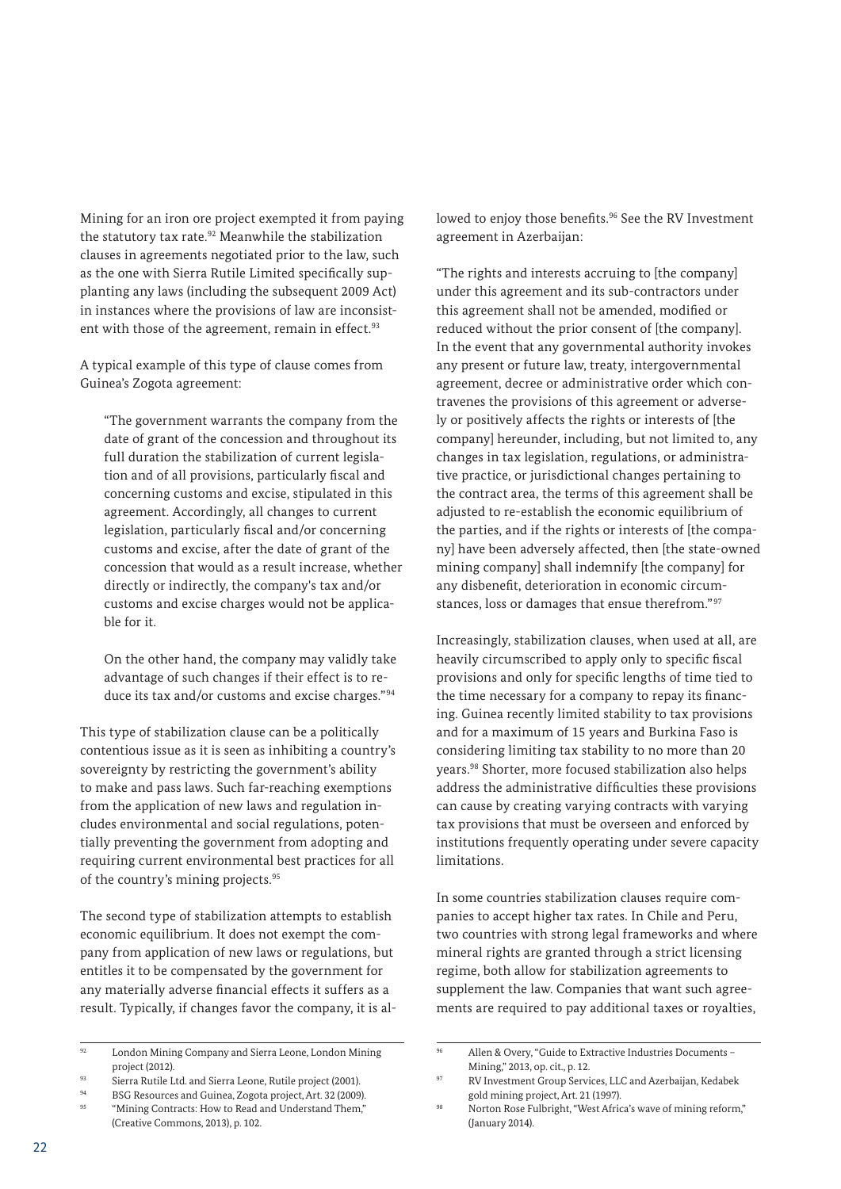Mining for an iron ore project exempted it from paying the statutory tax rate.[92] Meanwhile the stabilization clauses in agreements negotiated prior to the law, such as the one with Sierra Rutile Limited specifically supplanting any laws (including the subsequent 2009 Act) in instances where the provisions of law are inconsistent with those of the agreement, remain in effect.[93]

A typical example of this type of clause comes from Guinea's Zogota agreement:

> "The government warrants the company from the date of grant of the concession and throughout its full duration the stabilization of current legislation and of all provisions, particularly fiscal and concerning customs and excise, stipulated in this agreement. Accordingly, all changes to current legislation, particularly fiscal and/or concerning customs and excise, after the date of grant of the concession that would as a result increase, whether directly or indirectly, the company's tax and/or customs and excise charges would not be applicable for it.
>
> On the other hand, the company may validly take advantage of such changes if their effect is to reduce its tax and/or customs and excise charges."[94]

This type of stabilization clause can be a politically contentious issue as it is seen as inhibiting a country's sovereignty by restricting the government's ability to make and pass laws. Such far-reaching exemptions from the application of new laws and regulation includes environmental and social regulations, potentially preventing the government from adopting and requiring current environmental best practices for all of the country's mining projects.[95]

The second type of stabilization attempts to establish economic equilibrium. It does not exempt the company from application of new laws or regulations, but entitles it to be compensated by the government for any materially adverse financial effects it suffers as a result. Typically, if changes favor the company, it is allowed to enjoy those benefits.[96] See the RV Investment agreement in Azerbaijan:

"The rights and interests accruing to [the company] under this agreement and its sub-contractors under this agreement shall not be amended, modified or reduced without the prior consent of [the company]. In the event that any governmental authority invokes any present or future law, treaty, intergovernmental agreement, decree or administrative order which contravenes the provisions of this agreement or adversely or positively affects the rights or interests of [the company] hereunder, including, but not limited to, any changes in tax legislation, regulations, or administrative practice, or jurisdictional changes pertaining to the contract area, the terms of this agreement shall be adjusted to re-establish the economic equilibrium of the parties, and if the rights or interests of [the company] have been adversely affected, then [the state-owned mining company] shall indemnify [the company] for any disbenefit, deterioration in economic circumstances, loss or damages that ensue therefrom."[97]

Increasingly, stabilization clauses, when used at all, are heavily circumscribed to apply only to specific fiscal provisions and only for specific lengths of time tied to the time necessary for a company to repay its financing. Guinea recently limited stability to tax provisions and for a maximum of 15 years and Burkina Faso is considering limiting tax stability to no more than 20 years.[98] Shorter, more focused stabilization also helps address the administrative difficulties these provisions can cause by creating varying contracts with varying tax provisions that must be overseen and enforced by institutions frequently operating under severe capacity limitations.

In some countries stabilization clauses require companies to accept higher tax rates. In Chile and Peru, two countries with strong legal frameworks and where mineral rights are granted through a strict licensing regime, both allow for stabilization agreements to supplement the law. Companies that want such agreements are required to pay additional taxes or royalties,

---

[92] London Mining Company and Sierra Leone, London Mining project (2012).

[93] Sierra Rutile Ltd. and Sierra Leone, Rutile project (2001).

[94] BSG Resources and Guinea, Zogota project, Art. 32 (2009).

[95] "Mining Contracts: How to Read and Understand Them," (Creative Commons, 2013), p. 102.

[96] Allen & Overy, "Guide to Extractive Industries Documents – Mining," 2013, op. cit., p. 12.

[97] RV Investment Group Services, LLC and Azerbaijan, Kedabek gold mining project, Art. 21 (1997).

[98] Norton Rose Fulbright, "West Africa's wave of mining reform," (January 2014).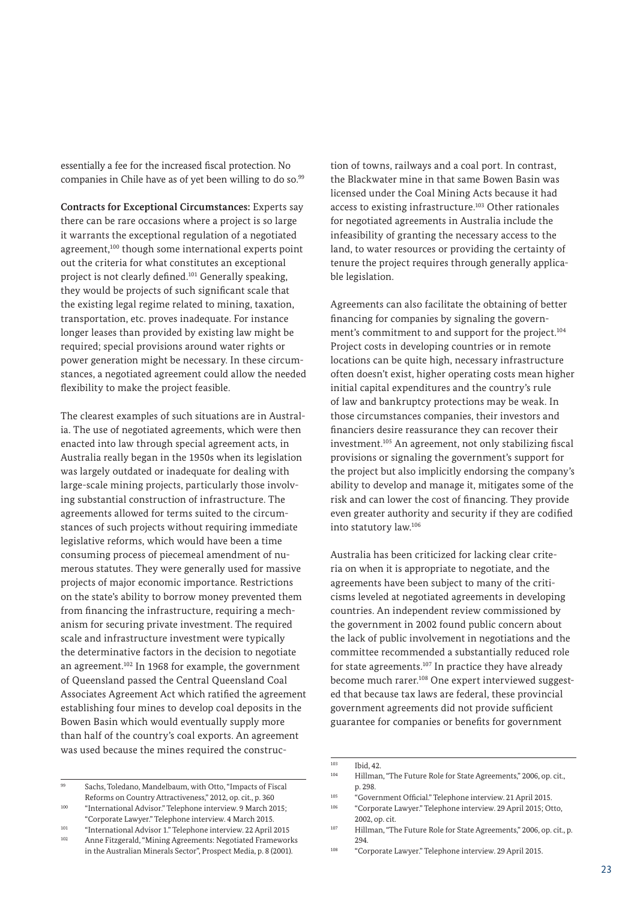essentially a fee for the increased fiscal protection. No companies in Chile have as of yet been willing to do so.[99]

**Contracts for Exceptional Circumstances:** Experts say there can be rare occasions where a project is so large it warrants the exceptional regulation of a negotiated agreement,[100] though some international experts point out the criteria for what constitutes an exceptional project is not clearly defined.[101] Generally speaking, they would be projects of such significant scale that the existing legal regime related to mining, taxation, transportation, etc. proves inadequate. For instance longer leases than provided by existing law might be required; special provisions around water rights or power generation might be necessary. In these circumstances, a negotiated agreement could allow the needed flexibility to make the project feasible.

The clearest examples of such situations are in Australia. The use of negotiated agreements, which were then enacted into law through special agreement acts, in Australia really began in the 1950s when its legislation was largely outdated or inadequate for dealing with large-scale mining projects, particularly those involving substantial construction of infrastructure. The agreements allowed for terms suited to the circumstances of such projects without requiring immediate legislative reforms, which would have been a time consuming process of piecemeal amendment of numerous statutes. They were generally used for massive projects of major economic importance. Restrictions on the state's ability to borrow money prevented them from financing the infrastructure, requiring a mechanism for securing private investment. The required scale and infrastructure investment were typically the determinative factors in the decision to negotiate an agreement.[102] In 1968 for example, the government of Queensland passed the Central Queensland Coal Associates Agreement Act which ratified the agreement establishing four mines to develop coal deposits in the Bowen Basin which would eventually supply more than half of the country's coal exports. An agreement was used because the mines required the construction of towns, railways and a coal port. In contrast, the Blackwater mine in that same Bowen Basin was licensed under the Coal Mining Acts because it had access to existing infrastructure.[103] Other rationales for negotiated agreements in Australia include the infeasibility of granting the necessary access to the land, to water resources or providing the certainty of tenure the project requires through generally applicable legislation.

Agreements can also facilitate the obtaining of better financing for companies by signaling the government's commitment to and support for the project.[104] Project costs in developing countries or in remote locations can be quite high, necessary infrastructure often doesn't exist, higher operating costs mean higher initial capital expenditures and the country's rule of law and bankruptcy protections may be weak. In those circumstances companies, their investors and financiers desire reassurance they can recover their investment.[105] An agreement, not only stabilizing fiscal provisions or signaling the government's support for the project but also implicitly endorsing the company's ability to develop and manage it, mitigates some of the risk and can lower the cost of financing. They provide even greater authority and security if they are codified into statutory law.[106]

Australia has been criticized for lacking clear criteria on when it is appropriate to negotiate, and the agreements have been subject to many of the criticisms leveled at negotiated agreements in developing countries. An independent review commissioned by the government in 2002 found public concern about the lack of public involvement in negotiations and the committee recommended a substantially reduced role for state agreements.[107] In practice they have already become much rarer.[108] One expert interviewed suggested that because tax laws are federal, these provincial government agreements did not provide sufficient guarantee for companies or benefits for government

---

[99] Sachs, Toledano, Mandelbaum, with Otto, "Impacts of Fiscal Reforms on Country Attractiveness," 2012, op. cit., p. 360

[100] "International Advisor." Telephone interview. 9 March 2015; "Corporate Lawyer." Telephone interview. 4 March 2015.

[101] "International Advisor 1." Telephone interview. 22 April 2015

[102] Anne Fitzgerald, "Mining Agreements: Negotiated Frameworks in the Australian Minerals Sector", Prospect Media, p. 8 (2001).

[103] Ibid, 42.

[104] Hillman, "The Future Role for State Agreements," 2006, op. cit., p. 298.

[105] "Government Official." Telephone interview. 21 April 2015.

[106] "Corporate Lawyer." Telephone interview. 29 April 2015; Otto, 2002, op. cit.

[107] Hillman, "The Future Role for State Agreements," 2006, op. cit., p. 294.

[108] "Corporate Lawyer." Telephone interview. 29 April 2015.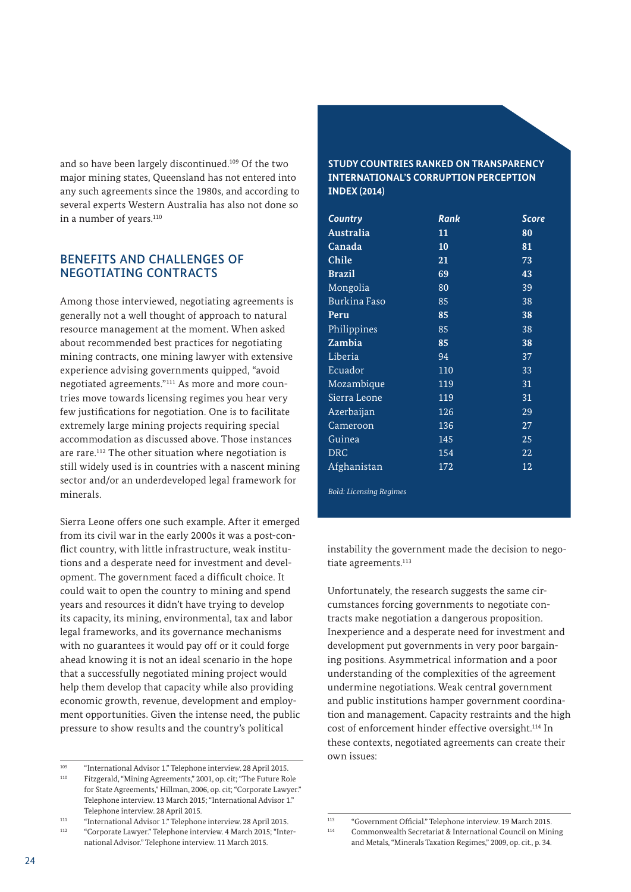and so have been largely discontinued.[109] Of the two major mining states, Queensland has not entered into any such agreements since the 1980s, and according to several experts Western Australia has also not done so in a number of years.[110]

## BENEFITS AND CHALLENGES OF NEGOTIATING CONTRACTS

Among those interviewed, negotiating agreements is generally not a well thought of approach to natural resource management at the moment. When asked about recommended best practices for negotiating mining contracts, one mining lawyer with extensive experience advising governments quipped, "avoid negotiated agreements."[111] As more and more countries move towards licensing regimes you hear very few justifications for negotiation. One is to facilitate extremely large mining projects requiring special accommodation as discussed above. Those instances are rare.[112] The other situation where negotiation is still widely used is in countries with a nascent mining sector and/or an underdeveloped legal framework for minerals.

Sierra Leone offers one such example. After it emerged from its civil war in the early 2000s it was a post-conflict country, with little infrastructure, weak institutions and a desperate need for investment and development. The government faced a difficult choice. It could wait to open the country to mining and spend years and resources it didn't have trying to develop its capacity, its mining, environmental, tax and labor legal frameworks, and its governance mechanisms with no guarantees it would pay off or it could forge ahead knowing it is not an ideal scenario in the hope that a successfully negotiated mining project would help them develop that capacity while also providing economic growth, revenue, development and employment opportunities. Given the intense need, the public pressure to show results and the country's political instability the government made the decision to negotiate agreements.[113]

**STUDY COUNTRIES RANKED ON TRANSPARENCY INTERNATIONAL'S CORRUPTION PERCEPTION INDEX (2014)**

| *Country* | *Rank* | *Score* |
|---|---|---|
| **Australia** | **11** | **80** |
| **Canada** | **10** | **81** |
| **Chile** | **21** | **73** |
| **Brazil** | **69** | **43** |
| Mongolia | 80 | 39 |
| Burkina Faso | 85 | 38 |
| **Peru** | **85** | **38** |
| Philippines | 85 | 38 |
| **Zambia** | **85** | **38** |
| Liberia | 94 | 37 |
| Ecuador | 110 | 33 |
| Mozambique | 119 | 31 |
| Sierra Leone | 119 | 31 |
| Azerbaijan | 126 | 29 |
| Cameroon | 136 | 27 |
| Guinea | 145 | 25 |
| DRC | 154 | 22 |
| Afghanistan | 172 | 12 |

*Bold: Licensing Regimes*

Unfortunately, the research suggests the same circumstances forcing governments to negotiate contracts make negotiation a dangerous proposition. Inexperience and a desperate need for investment and development put governments in very poor bargaining positions. Asymmetrical information and a poor understanding of the complexities of the agreement undermine negotiations. Weak central government and public institutions hamper government coordination and management. Capacity restraints and the high cost of enforcement hinder effective oversight.[114] In these contexts, negotiated agreements can create their own issues:

---

[109] "International Advisor 1." Telephone interview. 28 April 2015.

[110] Fitzgerald, "Mining Agreements," 2001, op. cit; "The Future Role for State Agreements," Hillman, 2006, op. cit; "Corporate Lawyer." Telephone interview. 13 March 2015; "International Advisor 1." Telephone interview. 28 April 2015.

[111] "International Advisor 1." Telephone interview. 28 April 2015.

[112] "Corporate Lawyer." Telephone interview. 4 March 2015; "International Advisor." Telephone interview. 11 March 2015.

[113] "Government Official." Telephone interview. 19 March 2015.

[114] Commonwealth Secretariat & International Council on Mining and Metals, "Minerals Taxation Regimes," 2009, op. cit., p. 34.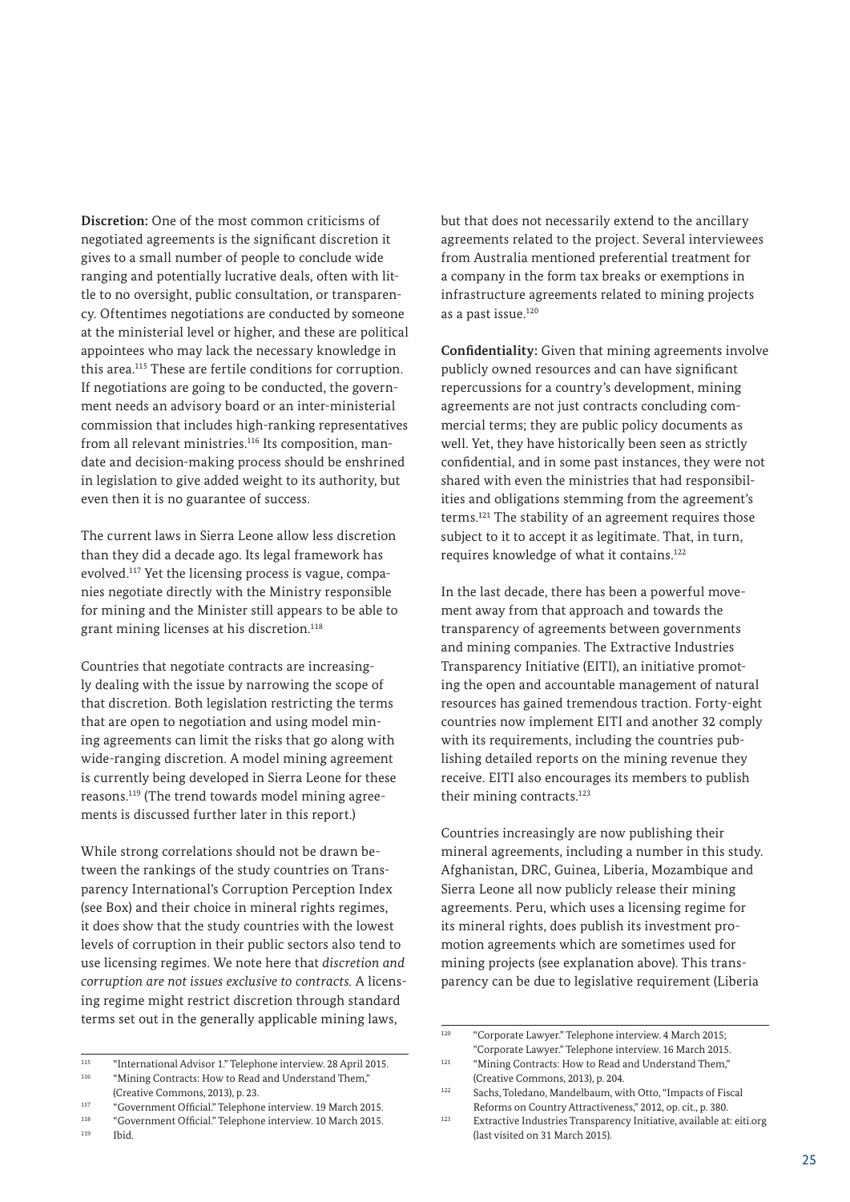**Discretion:** One of the most common criticisms of negotiated agreements is the significant discretion it gives to a small number of people to conclude wide ranging and potentially lucrative deals, often with little to no oversight, public consultation, or transparency. Oftentimes negotiations are conducted by someone at the ministerial level or higher, and these are political appointees who may lack the necessary knowledge in this area.[115] These are fertile conditions for corruption. If negotiations are going to be conducted, the government needs an advisory board or an inter-ministerial commission that includes high-ranking representatives from all relevant ministries.[116] Its composition, mandate and decision-making process should be enshrined in legislation to give added weight to its authority, but even then it is no guarantee of success.

The current laws in Sierra Leone allow less discretion than they did a decade ago. Its legal framework has evolved.[117] Yet the licensing process is vague, companies negotiate directly with the Ministry responsible for mining and the Minister still appears to be able to grant mining licenses at his discretion.[118]

Countries that negotiate contracts are increasingly dealing with the issue by narrowing the scope of that discretion. Both legislation restricting the terms that are open to negotiation and using model mining agreements can limit the risks that go along with wide-ranging discretion. A model mining agreement is currently being developed in Sierra Leone for these reasons.[119] (The trend towards model mining agreements is discussed further later in this report.)

While strong correlations should not be drawn between the rankings of the study countries on Transparency International's Corruption Perception Index (see Box) and their choice in mineral rights regimes, it does show that the study countries with the lowest levels of corruption in their public sectors also tend to use licensing regimes. We note here that *discretion and corruption are not issues exclusive to contracts.* A licensing regime might restrict discretion through standard terms set out in the generally applicable mining laws, but that does not necessarily extend to the ancillary agreements related to the project. Several interviewees from Australia mentioned preferential treatment for a company in the form tax breaks or exemptions in infrastructure agreements related to mining projects as a past issue.[120]

**Confidentiality:** Given that mining agreements involve publicly owned resources and can have significant repercussions for a country's development, mining agreements are not just contracts concluding commercial terms; they are public policy documents as well. Yet, they have historically been seen as strictly confidential, and in some past instances, they were not shared with even the ministries that had responsibilities and obligations stemming from the agreement's terms.[121] The stability of an agreement requires those subject to it to accept it as legitimate. That, in turn, requires knowledge of what it contains.[122]

In the last decade, there has been a powerful movement away from that approach and towards the transparency of agreements between governments and mining companies. The Extractive Industries Transparency Initiative (EITI), an initiative promoting the open and accountable management of natural resources has gained tremendous traction. Forty-eight countries now implement EITI and another 32 comply with its requirements, including the countries publishing detailed reports on the mining revenue they receive. EITI also encourages its members to publish their mining contracts.[123]

Countries increasingly are now publishing their mineral agreements, including a number in this study. Afghanistan, DRC, Guinea, Liberia, Mozambique and Sierra Leone all now publicly release their mining agreements. Peru, which uses a licensing regime for its mineral rights, does publish its investment promotion agreements which are sometimes used for mining projects (see explanation above). This transparency can be due to legislative requirement (Liberia

---

[115] "International Advisor 1." Telephone interview. 28 April 2015.

[116] "Mining Contracts: How to Read and Understand Them," (Creative Commons, 2013), p. 23.

[117] "Government Official." Telephone interview. 19 March 2015.

[118] "Government Official." Telephone interview. 10 March 2015.

[119] Ibid.

[120] "Corporate Lawyer." Telephone interview. 4 March 2015; "Corporate Lawyer." Telephone interview. 16 March 2015.

[121] "Mining Contracts: How to Read and Understand Them," (Creative Commons, 2013), p. 204.

[122] Sachs, Toledano, Mandelbaum, with Otto, "Impacts of Fiscal Reforms on Country Attractiveness," 2012, op. cit., p. 380.

[123] Extractive Industries Transparency Initiative, available at: eiti.org (last visited on 31 March 2015).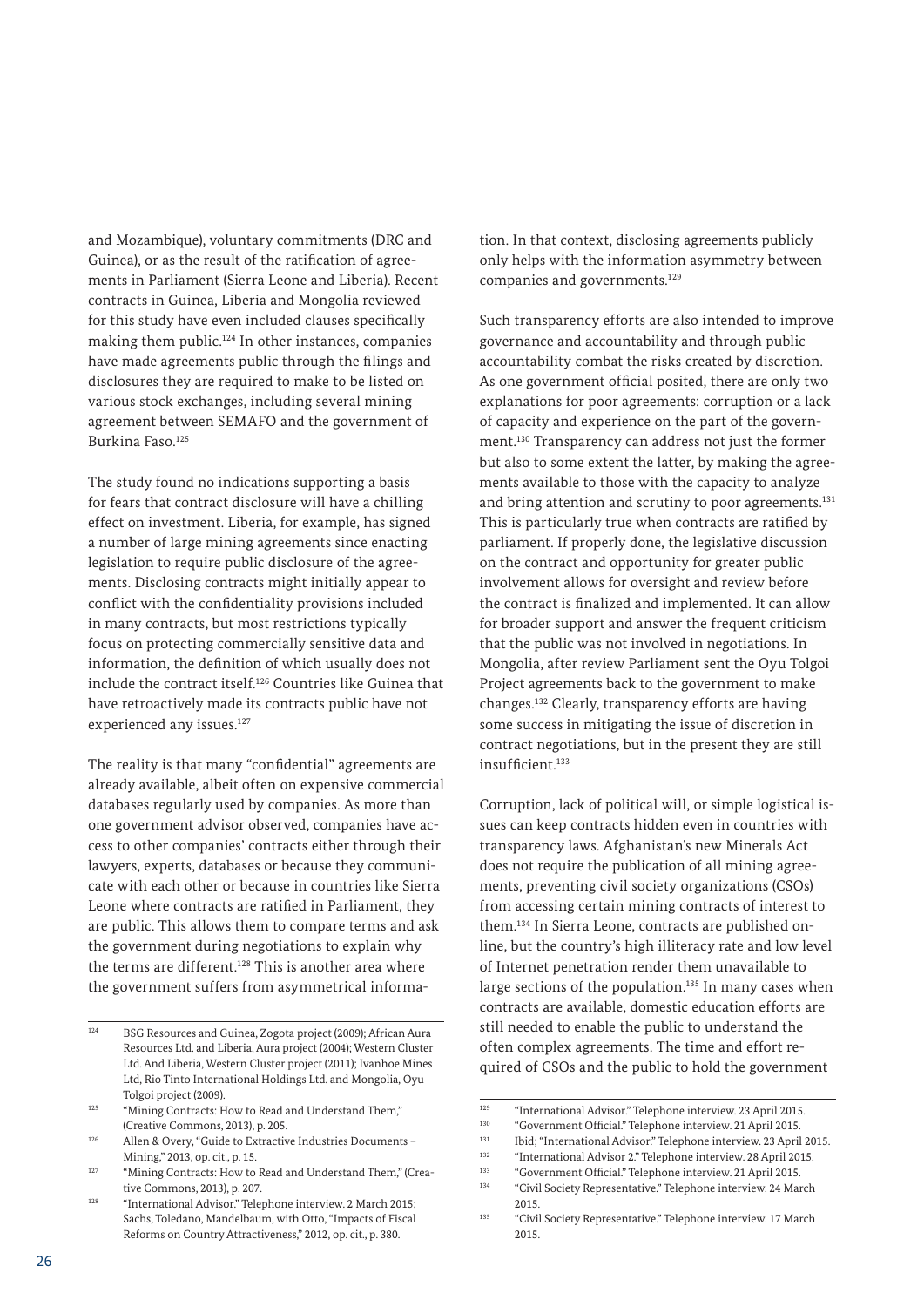and Mozambique), voluntary commitments (DRC and Guinea), or as the result of the ratification of agreements in Parliament (Sierra Leone and Liberia). Recent contracts in Guinea, Liberia and Mongolia reviewed for this study have even included clauses specifically making them public.[124] In other instances, companies have made agreements public through the filings and disclosures they are required to make to be listed on various stock exchanges, including several mining agreement between SEMAFO and the government of Burkina Faso.[125]

The study found no indications supporting a basis for fears that contract disclosure will have a chilling effect on investment. Liberia, for example, has signed a number of large mining agreements since enacting legislation to require public disclosure of the agreements. Disclosing contracts might initially appear to conflict with the confidentiality provisions included in many contracts, but most restrictions typically focus on protecting commercially sensitive data and information, the definition of which usually does not include the contract itself.[126] Countries like Guinea that have retroactively made its contracts public have not experienced any issues.[127]

The reality is that many "confidential" agreements are already available, albeit often on expensive commercial databases regularly used by companies. As more than one government advisor observed, companies have access to other companies' contracts either through their lawyers, experts, databases or because they communicate with each other or because in countries like Sierra Leone where contracts are ratified in Parliament, they are public. This allows them to compare terms and ask the government during negotiations to explain why the terms are different.[128] This is another area where the government suffers from asymmetrical information. In that context, disclosing agreements publicly only helps with the information asymmetry between companies and governments.[129]

Such transparency efforts are also intended to improve governance and accountability and through public accountability combat the risks created by discretion. As one government official posited, there are only two explanations for poor agreements: corruption or a lack of capacity and experience on the part of the government.[130] Transparency can address not just the former but also to some extent the latter, by making the agreements available to those with the capacity to analyze and bring attention and scrutiny to poor agreements.[131] This is particularly true when contracts are ratified by parliament. If properly done, the legislative discussion on the contract and opportunity for greater public involvement allows for oversight and review before the contract is finalized and implemented. It can allow for broader support and answer the frequent criticism that the public was not involved in negotiations. In Mongolia, after review Parliament sent the Oyu Tolgoi Project agreements back to the government to make changes.[132] Clearly, transparency efforts are having some success in mitigating the issue of discretion in contract negotiations, but in the present they are still insufficient.[133]

Corruption, lack of political will, or simple logistical issues can keep contracts hidden even in countries with transparency laws. Afghanistan's new Minerals Act does not require the publication of all mining agreements, preventing civil society organizations (CSOs) from accessing certain mining contracts of interest to them.[134] In Sierra Leone, contracts are published online, but the country's high illiteracy rate and low level of Internet penetration render them unavailable to large sections of the population.[135] In many cases when contracts are available, domestic education efforts are still needed to enable the public to understand the often complex agreements. The time and effort required of CSOs and the public to hold the government

---

[124] BSG Resources and Guinea, Zogota project (2009); African Aura Resources Ltd. and Liberia, Aura project (2004); Western Cluster Ltd. And Liberia, Western Cluster project (2011); Ivanhoe Mines Ltd, Rio Tinto International Holdings Ltd. and Mongolia, Oyu Tolgoi project (2009).

[125] "Mining Contracts: How to Read and Understand Them," (Creative Commons, 2013), p. 205.

[126] Allen & Overy, "Guide to Extractive Industries Documents – Mining," 2013, op. cit., p. 15.

[127] "Mining Contracts: How to Read and Understand Them," (Creative Commons, 2013), p. 207.

[128] "International Advisor." Telephone interview. 2 March 2015; Sachs, Toledano, Mandelbaum, with Otto, "Impacts of Fiscal Reforms on Country Attractiveness," 2012, op. cit., p. 380.

[129] "International Advisor." Telephone interview. 23 April 2015.

[130] "Government Official." Telephone interview. 21 April 2015.

[131] Ibid; "International Advisor." Telephone interview. 23 April 2015.

[132] "International Advisor 2." Telephone interview. 28 April 2015.

[133] "Government Official." Telephone interview. 21 April 2015.

[134] "Civil Society Representative." Telephone interview. 24 March 2015.

[135] "Civil Society Representative." Telephone interview. 17 March 2015.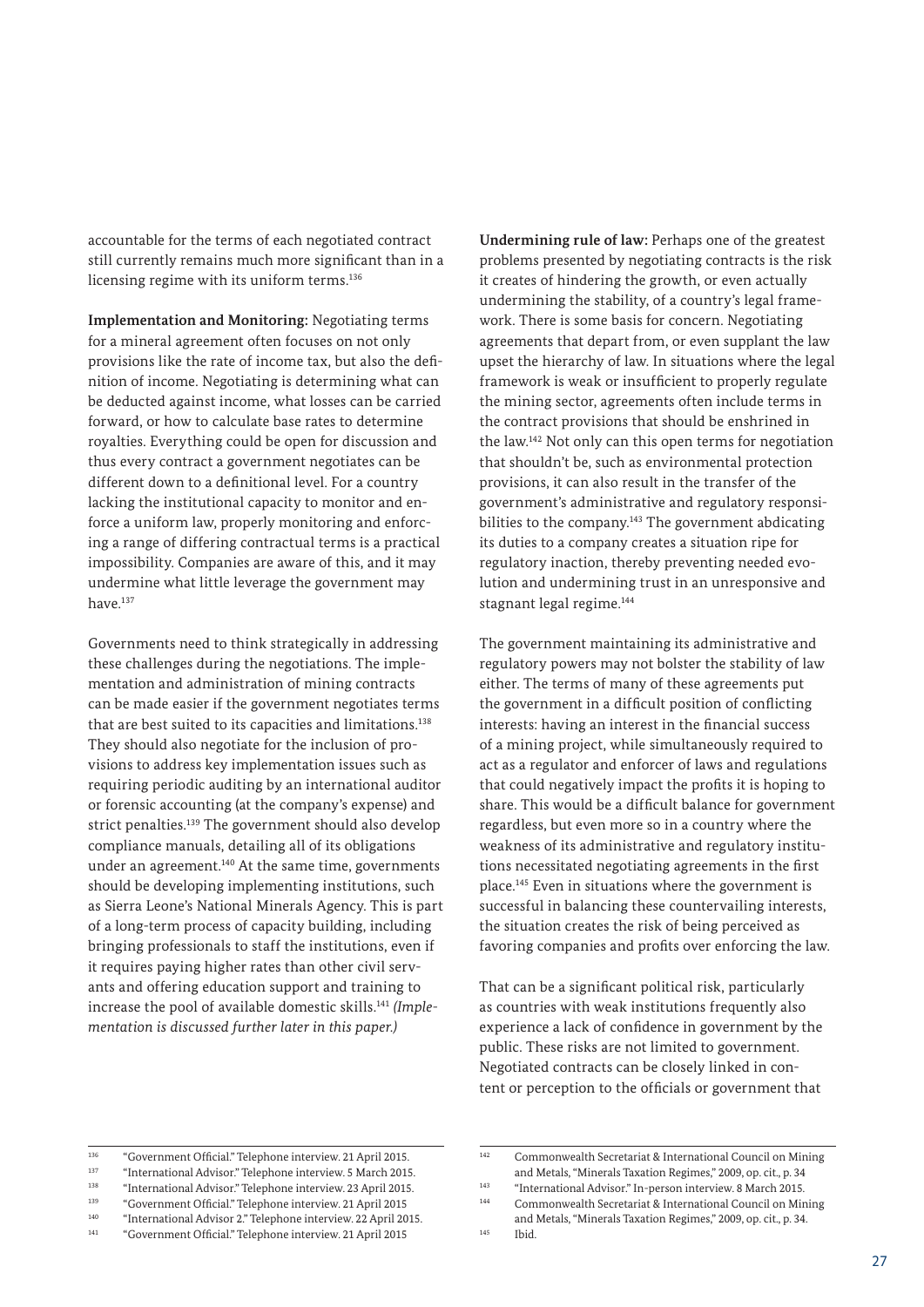accountable for the terms of each negotiated contract still currently remains much more significant than in a licensing regime with its uniform terms.[136]

**Implementation and Monitoring:** Negotiating terms for a mineral agreement often focuses on not only provisions like the rate of income tax, but also the definition of income. Negotiating is determining what can be deducted against income, what losses can be carried forward, or how to calculate base rates to determine royalties. Everything could be open for discussion and thus every contract a government negotiates can be different down to a definitional level. For a country lacking the institutional capacity to monitor and enforce a uniform law, properly monitoring and enforcing a range of differing contractual terms is a practical impossibility. Companies are aware of this, and it may undermine what little leverage the government may have.[137]

Governments need to think strategically in addressing these challenges during the negotiations. The implementation and administration of mining contracts can be made easier if the government negotiates terms that are best suited to its capacities and limitations.[138] They should also negotiate for the inclusion of provisions to address key implementation issues such as requiring periodic auditing by an international auditor or forensic accounting (at the company's expense) and strict penalties.[139] The government should also develop compliance manuals, detailing all of its obligations under an agreement.[140] At the same time, governments should be developing implementing institutions, such as Sierra Leone's National Minerals Agency. This is part of a long-term process of capacity building, including bringing professionals to staff the institutions, even if it requires paying higher rates than other civil servants and offering education support and training to increase the pool of available domestic skills.[141] *(Implementation is discussed further later in this paper.)*

**Undermining rule of law:** Perhaps one of the greatest problems presented by negotiating contracts is the risk it creates of hindering the growth, or even actually undermining the stability, of a country's legal framework. There is some basis for concern. Negotiating agreements that depart from, or even supplant the law upset the hierarchy of law. In situations where the legal framework is weak or insufficient to properly regulate the mining sector, agreements often include terms in the contract provisions that should be enshrined in the law.[142] Not only can this open terms for negotiation that shouldn't be, such as environmental protection provisions, it can also result in the transfer of the government's administrative and regulatory responsibilities to the company.[143] The government abdicating its duties to a company creates a situation ripe for regulatory inaction, thereby preventing needed evolution and undermining trust in an unresponsive and stagnant legal regime.[144]

The government maintaining its administrative and regulatory powers may not bolster the stability of law either. The terms of many of these agreements put the government in a difficult position of conflicting interests: having an interest in the financial success of a mining project, while simultaneously required to act as a regulator and enforcer of laws and regulations that could negatively impact the profits it is hoping to share. This would be a difficult balance for government regardless, but even more so in a country where the weakness of its administrative and regulatory institutions necessitated negotiating agreements in the first place.[145] Even in situations where the government is successful in balancing these countervailing interests, the situation creates the risk of being perceived as favoring companies and profits over enforcing the law.

That can be a significant political risk, particularly as countries with weak institutions frequently also experience a lack of confidence in government by the public. These risks are not limited to government. Negotiated contracts can be closely linked in content or perception to the officials or government that

---

[136] "Government Official." Telephone interview. 21 April 2015.

[137] "International Advisor." Telephone interview. 5 March 2015.

[138] "International Advisor." Telephone interview. 23 April 2015.

[139] "Government Official." Telephone interview. 21 April 2015

[140] "International Advisor 2." Telephone interview. 22 April 2015.

[141] "Government Official." Telephone interview. 21 April 2015

[142] Commonwealth Secretariat & International Council on Mining and Metals, "Minerals Taxation Regimes," 2009, op. cit., p. 34

[143] "International Advisor." In-person interview. 8 March 2015.

[144] Commonwealth Secretariat & International Council on Mining and Metals, "Minerals Taxation Regimes," 2009, op. cit., p. 34.

[145] Ibid.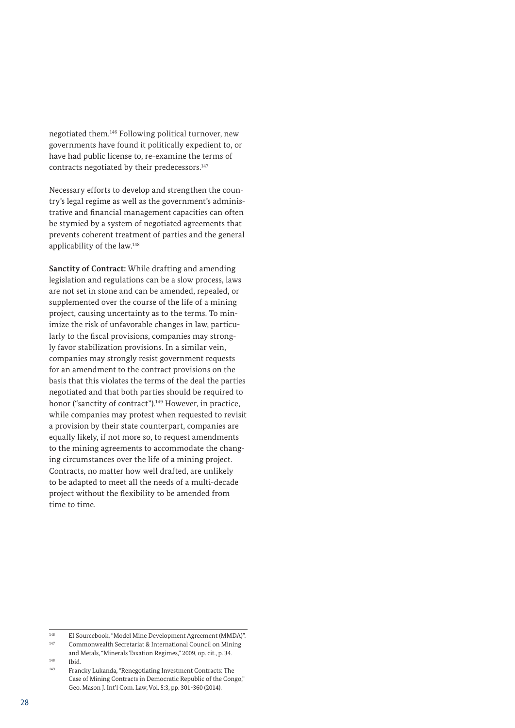negotiated them.[146] Following political turnover, new governments have found it politically expedient to, or have had public license to, re-examine the terms of contracts negotiated by their predecessors.[147]

Necessary efforts to develop and strengthen the country's legal regime as well as the government's administrative and financial management capacities can often be stymied by a system of negotiated agreements that prevents coherent treatment of parties and the general applicability of the law.[148]

**Sanctity of Contract:** While drafting and amending legislation and regulations can be a slow process, laws are not set in stone and can be amended, repealed, or supplemented over the course of the life of a mining project, causing uncertainty as to the terms. To minimize the risk of unfavorable changes in law, particularly to the fiscal provisions, companies may strongly favor stabilization provisions. In a similar vein, companies may strongly resist government requests for an amendment to the contract provisions on the basis that this violates the terms of the deal the parties negotiated and that both parties should be required to honor ("sanctity of contract").[149] However, in practice, while companies may protest when requested to revisit a provision by their state counterpart, companies are equally likely, if not more so, to request amendments to the mining agreements to accommodate the changing circumstances over the life of a mining project. Contracts, no matter how well drafted, are unlikely to be adapted to meet all the needs of a multi-decade project without the flexibility to be amended from time to time.

---

[146] EI Sourcebook, "Model Mine Development Agreement (MMDA)".

[147] Commonwealth Secretariat & International Council on Mining and Metals, "Minerals Taxation Regimes," 2009, op. cit., p. 34.

[148] Ibid.

[149] Francky Lukanda, "Renegotiating Investment Contracts: The Case of Mining Contracts in Democratic Republic of the Congo," Geo. Mason J. Int'l Com. Law, Vol. 5:3, pp. 301–360 (2014).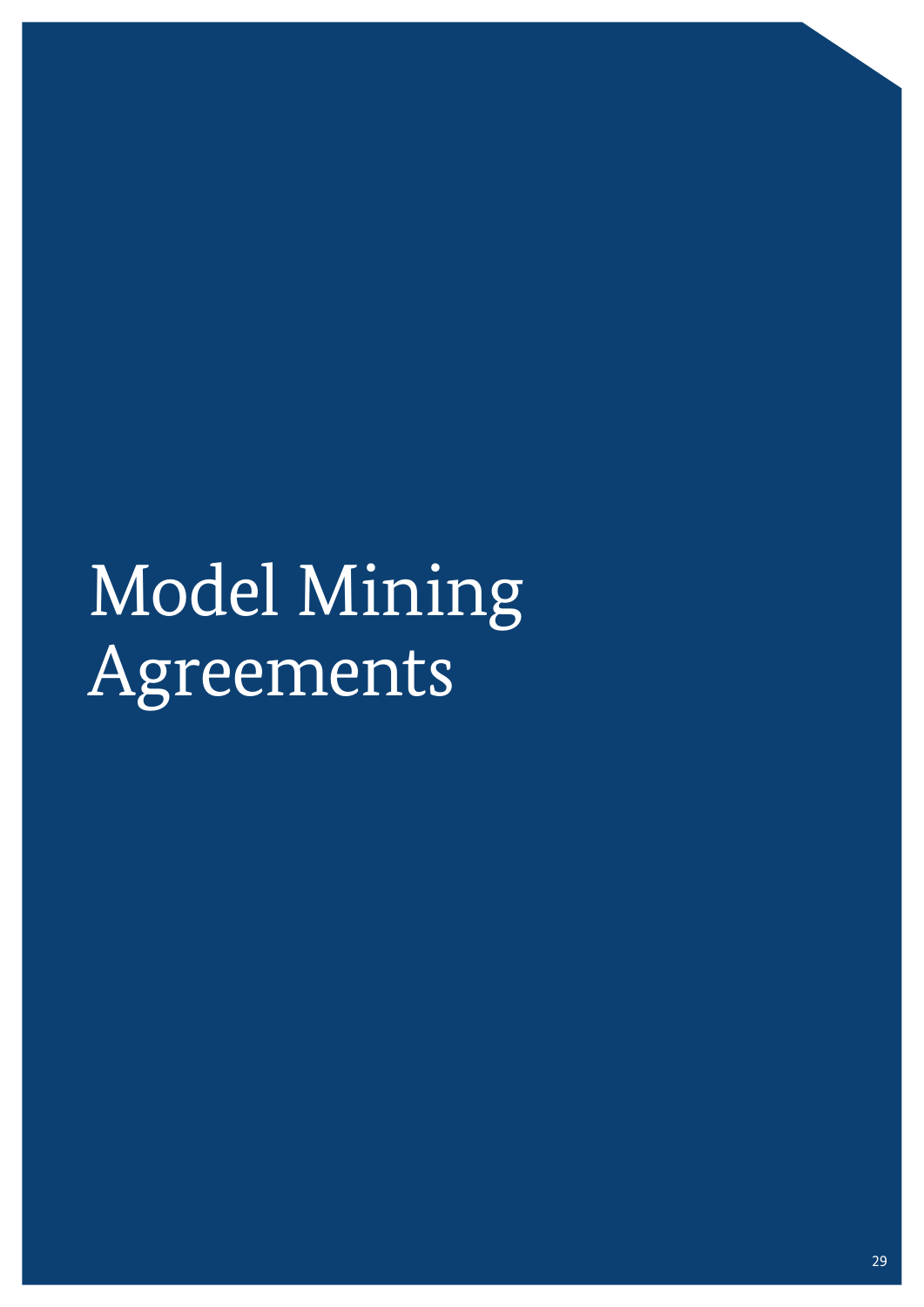# Model Mining Agreements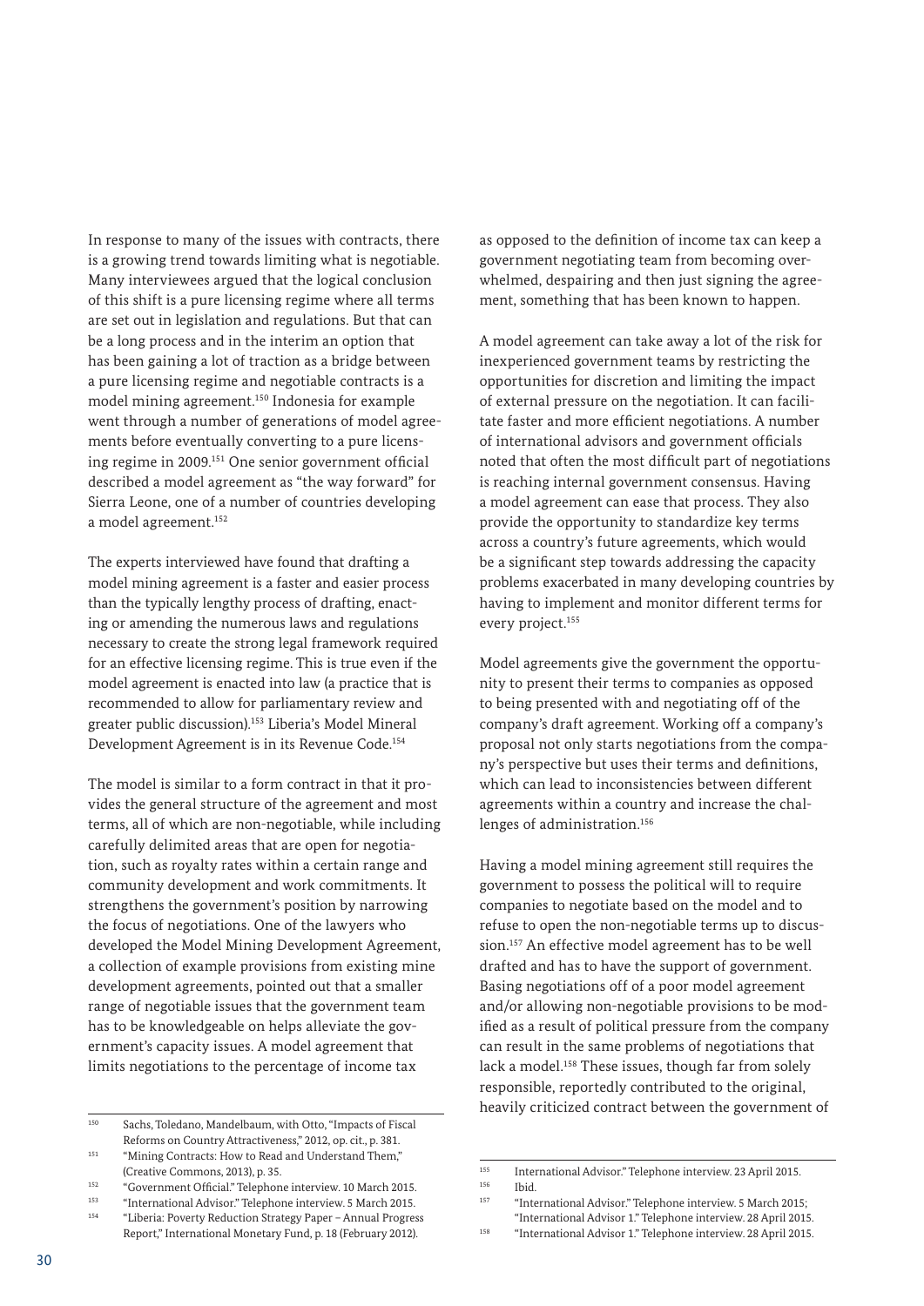In response to many of the issues with contracts, there is a growing trend towards limiting what is negotiable. Many interviewees argued that the logical conclusion of this shift is a pure licensing regime where all terms are set out in legislation and regulations. But that can be a long process and in the interim an option that has been gaining a lot of traction as a bridge between a pure licensing regime and negotiable contracts is a model mining agreement.[150] Indonesia for example went through a number of generations of model agreements before eventually converting to a pure licensing regime in 2009.[151] One senior government official described a model agreement as "the way forward" for Sierra Leone, one of a number of countries developing a model agreement.[152]

The experts interviewed have found that drafting a model mining agreement is a faster and easier process than the typically lengthy process of drafting, enacting or amending the numerous laws and regulations necessary to create the strong legal framework required for an effective licensing regime. This is true even if the model agreement is enacted into law (a practice that is recommended to allow for parliamentary review and greater public discussion).[153] Liberia's Model Mineral Development Agreement is in its Revenue Code.[154]

The model is similar to a form contract in that it provides the general structure of the agreement and most terms, all of which are non-negotiable, while including carefully delimited areas that are open for negotiation, such as royalty rates within a certain range and community development and work commitments. It strengthens the government's position by narrowing the focus of negotiations. One of the lawyers who developed the Model Mining Development Agreement, a collection of example provisions from existing mine development agreements, pointed out that a smaller range of negotiable issues that the government team has to be knowledgeable on helps alleviate the government's capacity issues. A model agreement that limits negotiations to the percentage of income tax as opposed to the definition of income tax can keep a government negotiating team from becoming overwhelmed, despairing and then just signing the agreement, something that has been known to happen.

A model agreement can take away a lot of the risk for inexperienced government teams by restricting the opportunities for discretion and limiting the impact of external pressure on the negotiation. It can facilitate faster and more efficient negotiations. A number of international advisors and government officials noted that often the most difficult part of negotiations is reaching internal government consensus. Having a model agreement can ease that process. They also provide the opportunity to standardize key terms across a country's future agreements, which would be a significant step towards addressing the capacity problems exacerbated in many developing countries by having to implement and monitor different terms for every project.[155]

Model agreements give the government the opportunity to present their terms to companies as opposed to being presented with and negotiating off of the company's draft agreement. Working off a company's proposal not only starts negotiations from the company's perspective but uses their terms and definitions, which can lead to inconsistencies between different agreements within a country and increase the challenges of administration.[156]

Having a model mining agreement still requires the government to possess the political will to require companies to negotiate based on the model and to refuse to open the non-negotiable terms up to discussion.[157] An effective model agreement has to be well drafted and has to have the support of government. Basing negotiations off of a poor model agreement and/or allowing non-negotiable provisions to be modified as a result of political pressure from the company can result in the same problems of negotiations that lack a model.[158] These issues, though far from solely responsible, reportedly contributed to the original, heavily criticized contract between the government of

---

[150] Sachs, Toledano, Mandelbaum, with Otto, "Impacts of Fiscal Reforms on Country Attractiveness," 2012, op. cit., p. 381.

[151] "Mining Contracts: How to Read and Understand Them," (Creative Commons, 2013), p. 35.

[152] "Government Official." Telephone interview. 10 March 2015.

[153] "International Advisor." Telephone interview. 5 March 2015.

[154] "Liberia: Poverty Reduction Strategy Paper – Annual Progress Report," International Monetary Fund, p. 18 (February 2012).

[155] International Advisor." Telephone interview. 23 April 2015.

[156] Ibid.

[157] "International Advisor." Telephone interview. 5 March 2015; "International Advisor 1." Telephone interview. 28 April 2015.

[158] "International Advisor 1." Telephone interview. 28 April 2015.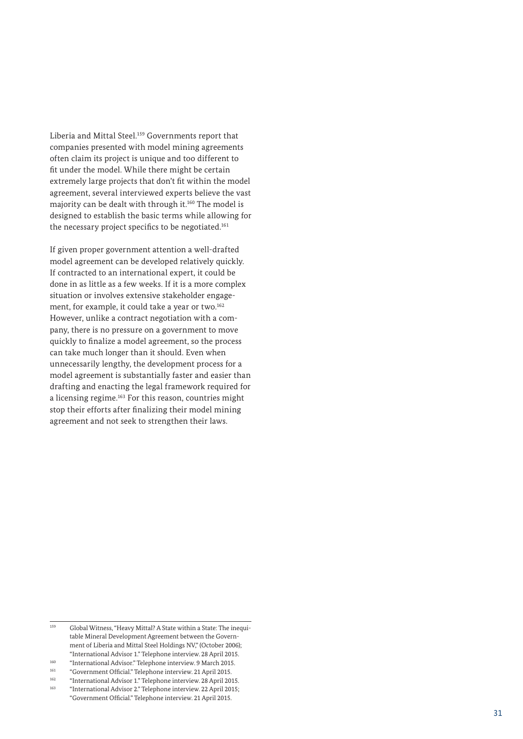Liberia and Mittal Steel.[159] Governments report that companies presented with model mining agreements often claim its project is unique and too different to fit under the model. While there might be certain extremely large projects that don't fit within the model agreement, several interviewed experts believe the vast majority can be dealt with through it.[160] The model is designed to establish the basic terms while allowing for the necessary project specifics to be negotiated.[161]

If given proper government attention a well-drafted model agreement can be developed relatively quickly. If contracted to an international expert, it could be done in as little as a few weeks. If it is a more complex situation or involves extensive stakeholder engagement, for example, it could take a year or two.[162] However, unlike a contract negotiation with a company, there is no pressure on a government to move quickly to finalize a model agreement, so the process can take much longer than it should. Even when unnecessarily lengthy, the development process for a model agreement is substantially faster and easier than drafting and enacting the legal framework required for a licensing regime.[163] For this reason, countries might stop their efforts after finalizing their model mining agreement and not seek to strengthen their laws.

---

[159] Global Witness, "Heavy Mittal? A State within a State: The inequitable Mineral Development Agreement between the Government of Liberia and Mittal Steel Holdings NV," (October 2006); "International Advisor 1." Telephone interview. 28 April 2015.

[160] "International Advisor." Telephone interview. 9 March 2015.

[161] "Government Official." Telephone interview. 21 April 2015.

[162] "International Advisor 1." Telephone interview. 28 April 2015.

[163] "International Advisor 2." Telephone interview. 22 April 2015; "Government Official." Telephone interview. 21 April 2015.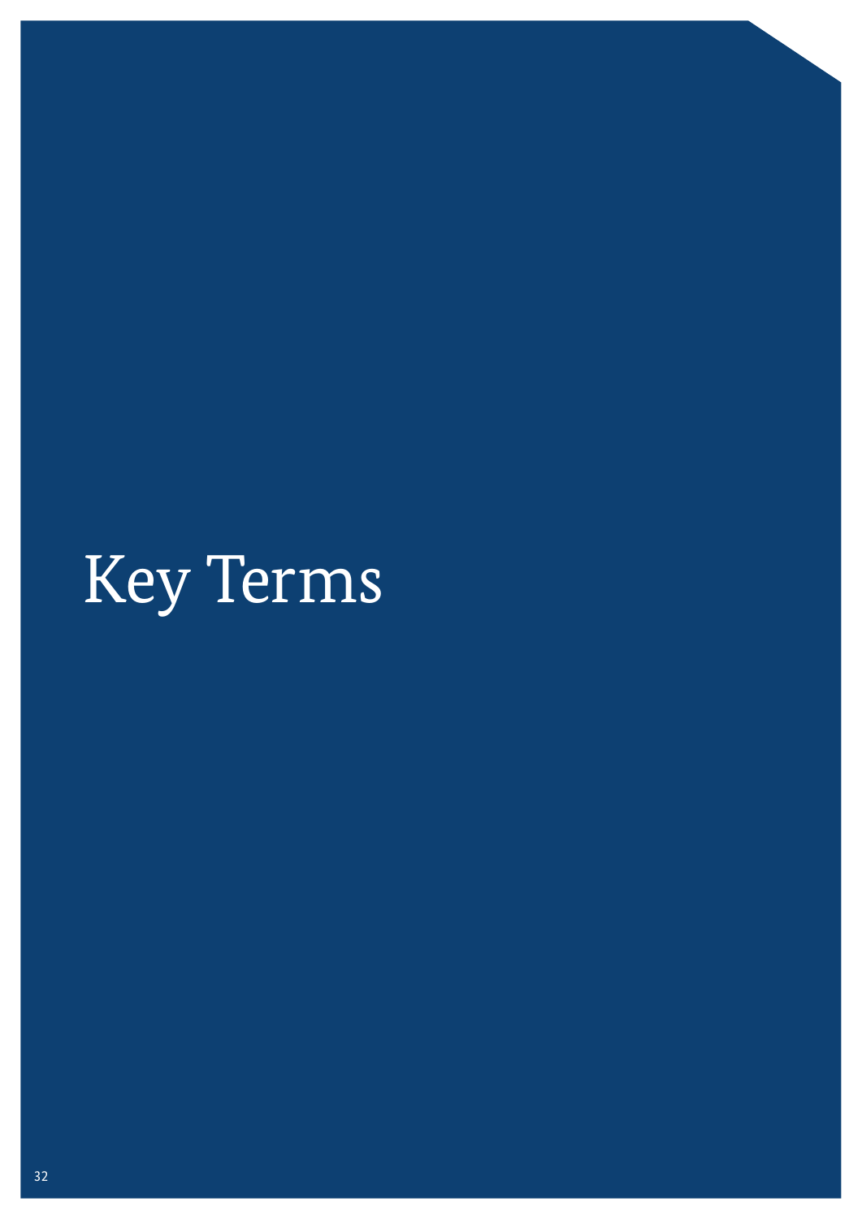# Key Terms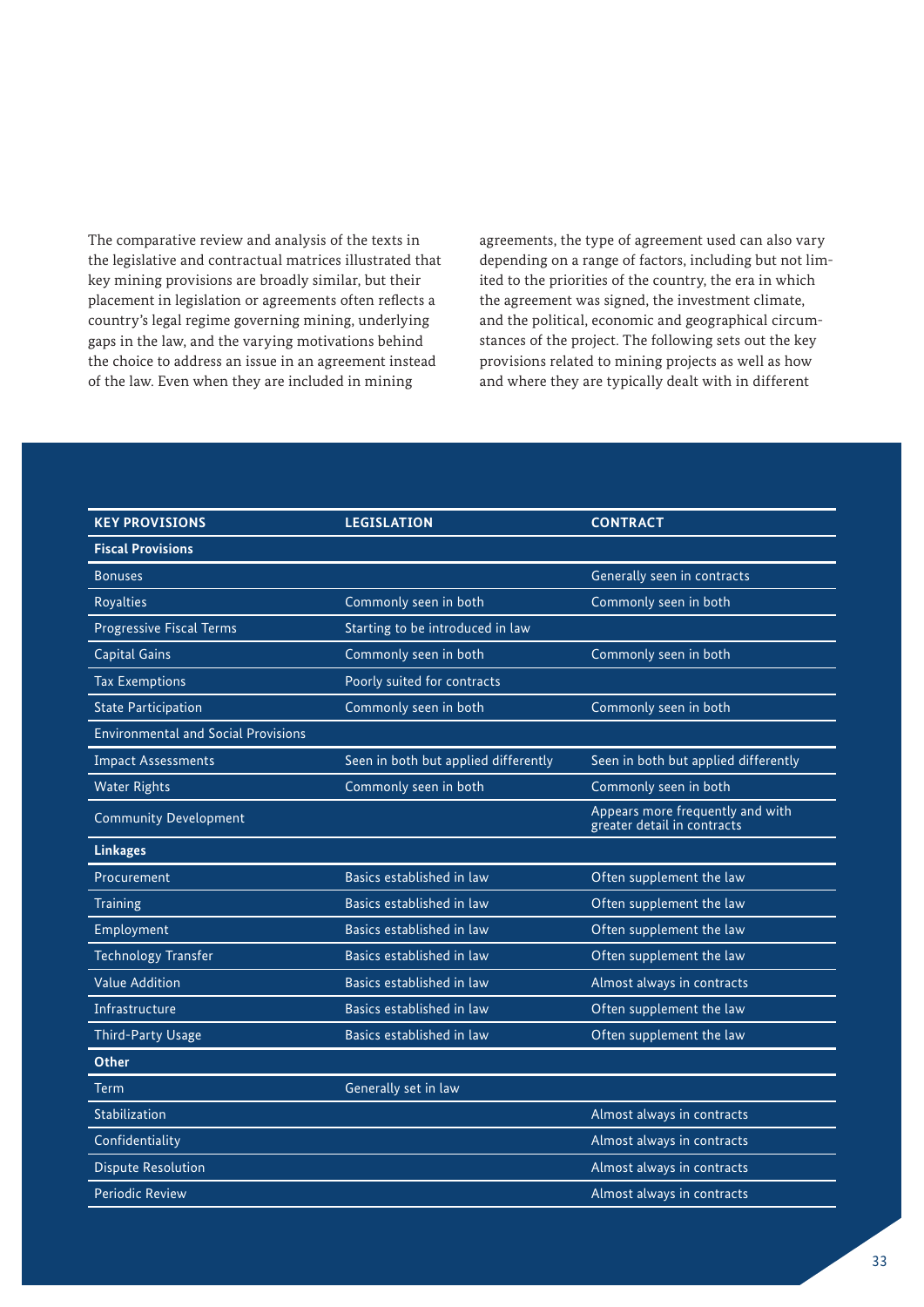The comparative review and analysis of the texts in the legislative and contractual matrices illustrated that key mining provisions are broadly similar, but their placement in legislation or agreements often reflects a country's legal regime governing mining, underlying gaps in the law, and the varying motivations behind the choice to address an issue in an agreement instead of the law. Even when they are included in mining agreements, the type of agreement used can also vary depending on a range of factors, including but not limited to the priorities of the country, the era in which the agreement was signed, the investment climate, and the political, economic and geographical circumstances of the project. The following sets out the key provisions related to mining projects as well as how and where they are typically dealt with in different

| KEY PROVISIONS | LEGISLATION | CONTRACT |
|---|---|---|
| **Fiscal Provisions** | | |
| Bonuses | | Generally seen in contracts |
| Royalties | Commonly seen in both | Commonly seen in both |
| Progressive Fiscal Terms | Starting to be introduced in law | |
| Capital Gains | Commonly seen in both | Commonly seen in both |
| Tax Exemptions | Poorly suited for contracts | |
| State Participation | Commonly seen in both | Commonly seen in both |
| Environmental and Social Provisions | | |
| Impact Assessments | Seen in both but applied differently | Seen in both but applied differently |
| Water Rights | Commonly seen in both | Commonly seen in both |
| Community Development | | Appears more frequently and with greater detail in contracts |
| **Linkages** | | |
| Procurement | Basics established in law | Often supplement the law |
| Training | Basics established in law | Often supplement the law |
| Employment | Basics established in law | Often supplement the law |
| Technology Transfer | Basics established in law | Often supplement the law |
| Value Addition | Basics established in law | Almost always in contracts |
| Infrastructure | Basics established in law | Often supplement the law |
| Third-Party Usage | Basics established in law | Often supplement the law |
| **Other** | | |
| Term | Generally set in law | |
| Stabilization | | Almost always in contracts |
| Confidentiality | | Almost always in contracts |
| Dispute Resolution | | Almost always in contracts |
| Periodic Review | | Almost always in contracts |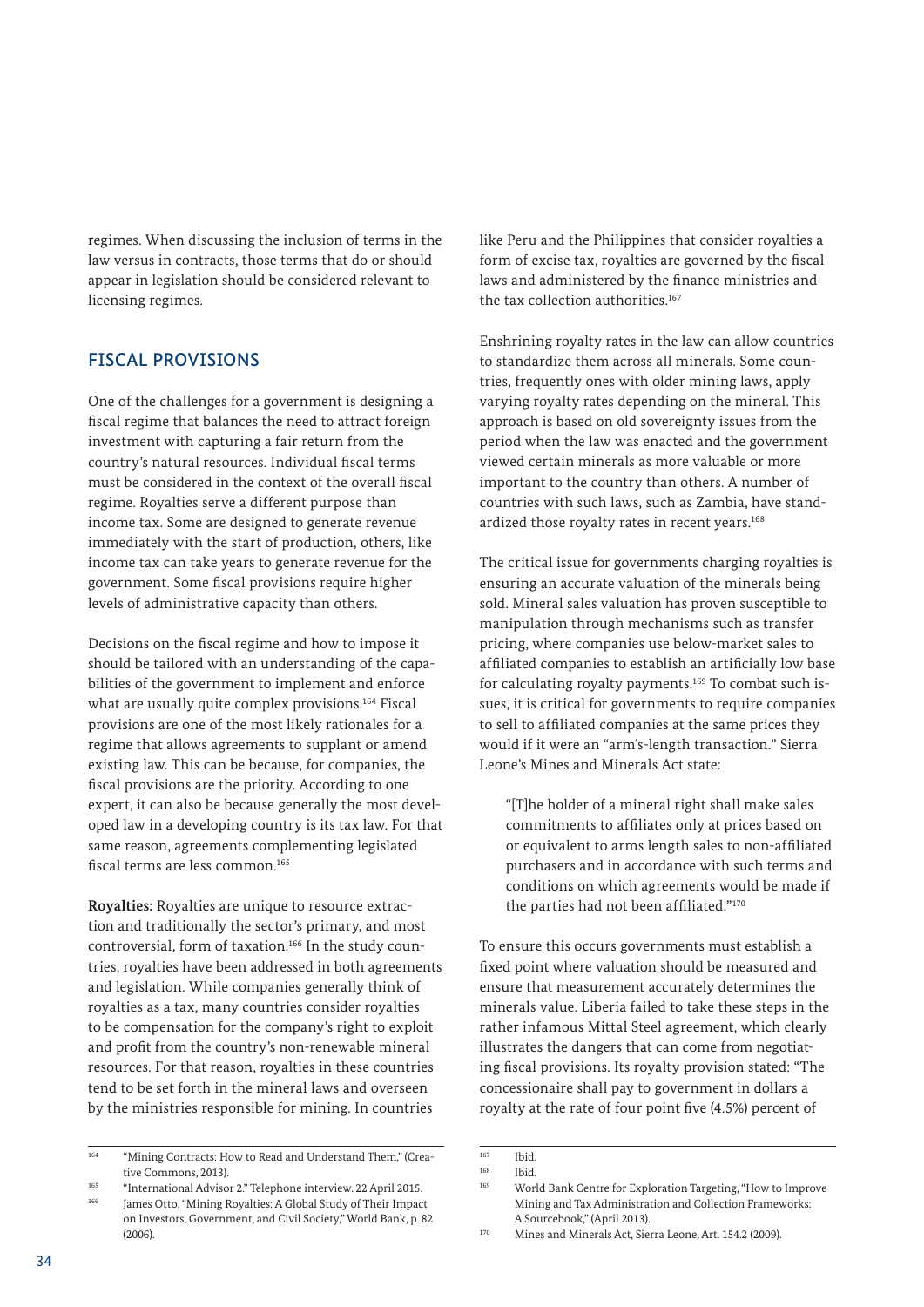regimes. When discussing the inclusion of terms in the law versus in contracts, those terms that do or should appear in legislation should be considered relevant to licensing regimes.

## FISCAL PROVISIONS

One of the challenges for a government is designing a fiscal regime that balances the need to attract foreign investment with capturing a fair return from the country's natural resources. Individual fiscal terms must be considered in the context of the overall fiscal regime. Royalties serve a different purpose than income tax. Some are designed to generate revenue immediately with the start of production, others, like income tax can take years to generate revenue for the government. Some fiscal provisions require higher levels of administrative capacity than others.

Decisions on the fiscal regime and how to impose it should be tailored with an understanding of the capabilities of the government to implement and enforce what are usually quite complex provisions.[164] Fiscal provisions are one of the most likely rationales for a regime that allows agreements to supplant or amend existing law. This can be because, for companies, the fiscal provisions are the priority. According to one expert, it can also be because generally the most developed law in a developing country is its tax law. For that same reason, agreements complementing legislated fiscal terms are less common.[165]

**Royalties:** Royalties are unique to resource extraction and traditionally the sector's primary, and most controversial, form of taxation.[166] In the study countries, royalties have been addressed in both agreements and legislation. While companies generally think of royalties as a tax, many countries consider royalties to be compensation for the company's right to exploit and profit from the country's non-renewable mineral resources. For that reason, royalties in these countries tend to be set forth in the mineral laws and overseen by the ministries responsible for mining. In countries like Peru and the Philippines that consider royalties a form of excise tax, royalties are governed by the fiscal laws and administered by the finance ministries and the tax collection authorities.[167]

Enshrining royalty rates in the law can allow countries to standardize them across all minerals. Some countries, frequently ones with older mining laws, apply varying royalty rates depending on the mineral. This approach is based on old sovereignty issues from the period when the law was enacted and the government viewed certain minerals as more valuable or more important to the country than others. A number of countries with such laws, such as Zambia, have standardized those royalty rates in recent years.[168]

The critical issue for governments charging royalties is ensuring an accurate valuation of the minerals being sold. Mineral sales valuation has proven susceptible to manipulation through mechanisms such as transfer pricing, where companies use below-market sales to affiliated companies to establish an artificially low base for calculating royalty payments.[169] To combat such issues, it is critical for governments to require companies to sell to affiliated companies at the same prices they would if it were an "arm's-length transaction." Sierra Leone's Mines and Minerals Act state:

> "[T]he holder of a mineral right shall make sales commitments to affiliates only at prices based on or equivalent to arms length sales to non-affiliated purchasers and in accordance with such terms and conditions on which agreements would be made if the parties had not been affiliated."[170]

To ensure this occurs governments must establish a fixed point where valuation should be measured and ensure that measurement accurately determines the minerals value. Liberia failed to take these steps in the rather infamous Mittal Steel agreement, which clearly illustrates the dangers that can come from negotiating fiscal provisions. Its royalty provision stated: "The concessionaire shall pay to government in dollars a royalty at the rate of four point five (4.5%) percent of

---

[164] "Mining Contracts: How to Read and Understand Them," (Creative Commons, 2013).

[165] "International Advisor 2." Telephone interview. 22 April 2015.

[166] James Otto, "Mining Royalties: A Global Study of Their Impact on Investors, Government, and Civil Society," World Bank, p. 82 (2006).

[167] Ibid.

[168] Ibid.

[169] World Bank Centre for Exploration Targeting, "How to Improve Mining and Tax Administration and Collection Frameworks: A Sourcebook," (April 2013).

[170] Mines and Minerals Act, Sierra Leone, Art. 154.2 (2009).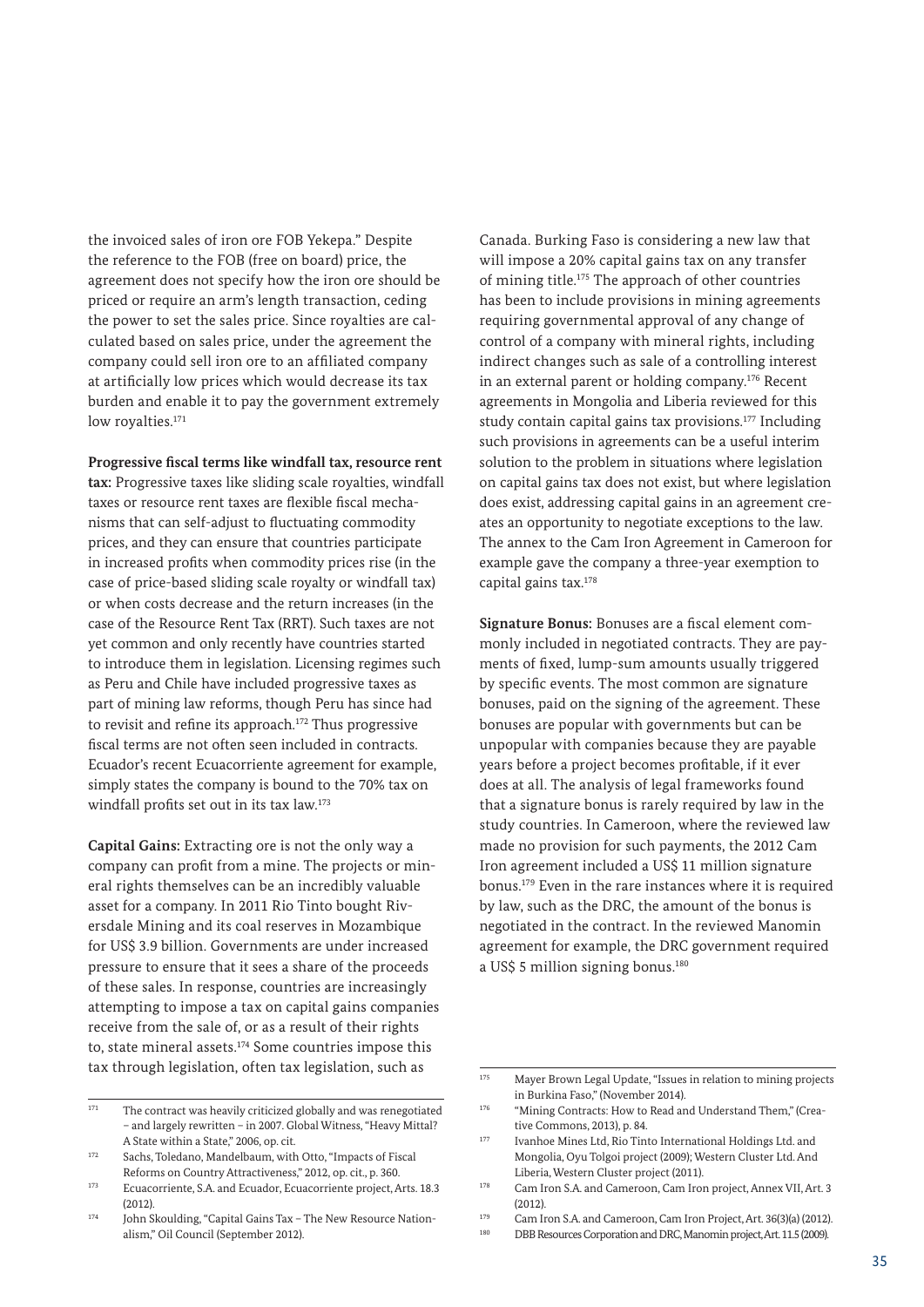the invoiced sales of iron ore FOB Yekepa." Despite the reference to the FOB (free on board) price, the agreement does not specify how the iron ore should be priced or require an arm's length transaction, ceding the power to set the sales price. Since royalties are calculated based on sales price, under the agreement the company could sell iron ore to an affiliated company at artificially low prices which would decrease its tax burden and enable it to pay the government extremely low royalties.[171]

**Progressive fiscal terms like windfall tax, resource rent tax:** Progressive taxes like sliding scale royalties, windfall taxes or resource rent taxes are flexible fiscal mechanisms that can self-adjust to fluctuating commodity prices, and they can ensure that countries participate in increased profits when commodity prices rise (in the case of price-based sliding scale royalty or windfall tax) or when costs decrease and the return increases (in the case of the Resource Rent Tax (RRT). Such taxes are not yet common and only recently have countries started to introduce them in legislation. Licensing regimes such as Peru and Chile have included progressive taxes as part of mining law reforms, though Peru has since had to revisit and refine its approach.[172] Thus progressive fiscal terms are not often seen included in contracts. Ecuador's recent Ecuacorriente agreement for example, simply states the company is bound to the 70% tax on windfall profits set out in its tax law.[173]

**Capital Gains:** Extracting ore is not the only way a company can profit from a mine. The projects or mineral rights themselves can be an incredibly valuable asset for a company. In 2011 Rio Tinto bought Riversdale Mining and its coal reserves in Mozambique for US$ 3.9 billion. Governments are under increased pressure to ensure that it sees a share of the proceeds of these sales. In response, countries are increasingly attempting to impose a tax on capital gains companies receive from the sale of, or as a result of their rights to, state mineral assets.[174] Some countries impose this tax through legislation, often tax legislation, such as Canada. Burking Faso is considering a new law that will impose a 20% capital gains tax on any transfer of mining title.[175] The approach of other countries has been to include provisions in mining agreements requiring governmental approval of any change of control of a company with mineral rights, including indirect changes such as sale of a controlling interest in an external parent or holding company.[176] Recent agreements in Mongolia and Liberia reviewed for this study contain capital gains tax provisions.[177] Including such provisions in agreements can be a useful interim solution to the problem in situations where legislation on capital gains tax does not exist, but where legislation does exist, addressing capital gains in an agreement creates an opportunity to negotiate exceptions to the law. The annex to the Cam Iron Agreement in Cameroon for example gave the company a three-year exemption to capital gains tax.[178]

**Signature Bonus:** Bonuses are a fiscal element commonly included in negotiated contracts. They are payments of fixed, lump-sum amounts usually triggered by specific events. The most common are signature bonuses, paid on the signing of the agreement. These bonuses are popular with governments but can be unpopular with companies because they are payable years before a project becomes profitable, if it ever does at all. The analysis of legal frameworks found that a signature bonus is rarely required by law in the study countries. In Cameroon, where the reviewed law made no provision for such payments, the 2012 Cam Iron agreement included a US$ 11 million signature bonus.[179] Even in the rare instances where it is required by law, such as the DRC, the amount of the bonus is negotiated in the contract. In the reviewed Manomin agreement for example, the DRC government required a US$ 5 million signing bonus.[180]

---

171 The contract was heavily criticized globally and was renegotiated – and largely rewritten – in 2007. Global Witness, "Heavy Mittal? A State within a State," 2006, op. cit.

172 Sachs, Toledano, Mandelbaum, with Otto, "Impacts of Fiscal Reforms on Country Attractiveness," 2012, op. cit., p. 360.

173 Ecuacorriente, S.A. and Ecuador, Ecuacorriente project, Arts. 18.3 (2012).

174 John Skoulding, "Capital Gains Tax – The New Resource Nationalism," Oil Council (September 2012).

175 Mayer Brown Legal Update, "Issues in relation to mining projects in Burkina Faso," (November 2014).

176 "Mining Contracts: How to Read and Understand Them," (Creative Commons, 2013), p. 84.

177 Ivanhoe Mines Ltd, Rio Tinto International Holdings Ltd. and Mongolia, Oyu Tolgoi project (2009); Western Cluster Ltd. And Liberia, Western Cluster project (2011).

178 Cam Iron S.A. and Cameroon, Cam Iron project, Annex VII, Art. 3 (2012).

179 Cam Iron S.A. and Cameroon, Cam Iron Project, Art. 36(3)(a) (2012).

180 DBB Resources Corporation and DRC, Manomin project, Art. 11.5 (2009).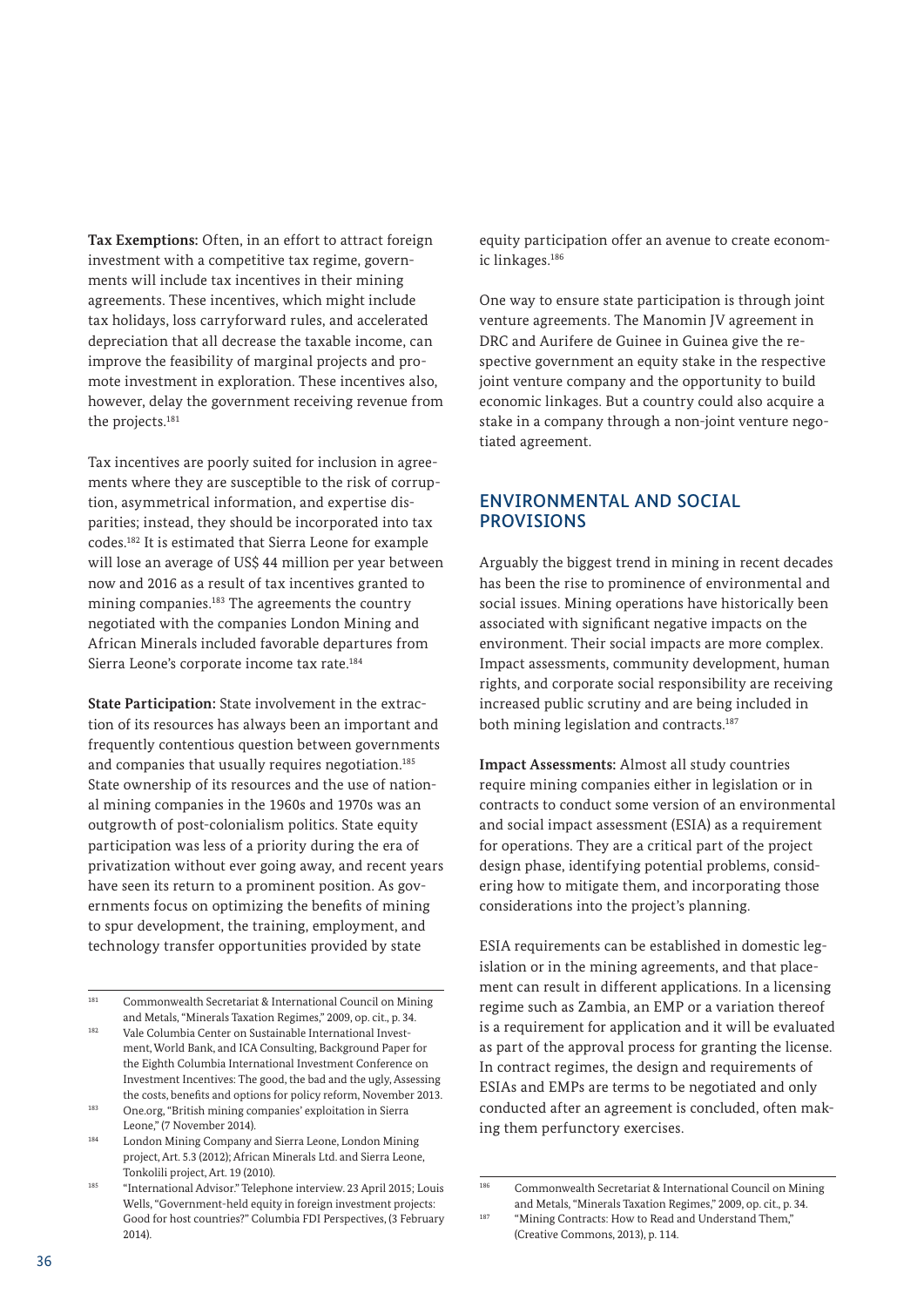**Tax Exemptions:** Often, in an effort to attract foreign investment with a competitive tax regime, governments will include tax incentives in their mining agreements. These incentives, which might include tax holidays, loss carryforward rules, and accelerated depreciation that all decrease the taxable income, can improve the feasibility of marginal projects and promote investment in exploration. These incentives also, however, delay the government receiving revenue from the projects.[181]

Tax incentives are poorly suited for inclusion in agreements where they are susceptible to the risk of corruption, asymmetrical information, and expertise disparities; instead, they should be incorporated into tax codes.[182] It is estimated that Sierra Leone for example will lose an average of US$ 44 million per year between now and 2016 as a result of tax incentives granted to mining companies.[183] The agreements the country negotiated with the companies London Mining and African Minerals included favorable departures from Sierra Leone's corporate income tax rate.[184]

**State Participation:** State involvement in the extraction of its resources has always been an important and frequently contentious question between governments and companies that usually requires negotiation.[185] State ownership of its resources and the use of national mining companies in the 1960s and 1970s was an outgrowth of post-colonialism politics. State equity participation was less of a priority during the era of privatization without ever going away, and recent years have seen its return to a prominent position. As governments focus on optimizing the benefits of mining to spur development, the training, employment, and technology transfer opportunities provided by state equity participation offer an avenue to create economic linkages.[186]

One way to ensure state participation is through joint venture agreements. The Manomin JV agreement in DRC and Aurifere de Guinee in Guinea give the respective government an equity stake in the respective joint venture company and the opportunity to build economic linkages. But a country could also acquire a stake in a company through a non-joint venture negotiated agreement.

## ENVIRONMENTAL AND SOCIAL PROVISIONS

Arguably the biggest trend in mining in recent decades has been the rise to prominence of environmental and social issues. Mining operations have historically been associated with significant negative impacts on the environment. Their social impacts are more complex. Impact assessments, community development, human rights, and corporate social responsibility are receiving increased public scrutiny and are being included in both mining legislation and contracts.[187]

**Impact Assessments:** Almost all study countries require mining companies either in legislation or in contracts to conduct some version of an environmental and social impact assessment (ESIA) as a requirement for operations. They are a critical part of the project design phase, identifying potential problems, considering how to mitigate them, and incorporating those considerations into the project's planning.

ESIA requirements can be established in domestic legislation or in the mining agreements, and that placement can result in different applications. In a licensing regime such as Zambia, an EMP or a variation thereof is a requirement for application and it will be evaluated as part of the approval process for granting the license. In contract regimes, the design and requirements of ESIAs and EMPs are terms to be negotiated and only conducted after an agreement is concluded, often making them perfunctory exercises.

---

[181] Commonwealth Secretariat & International Council on Mining and Metals, "Minerals Taxation Regimes," 2009, op. cit., p. 34.

[182] Vale Columbia Center on Sustainable International Investment, World Bank, and ICA Consulting, Background Paper for the Eighth Columbia International Investment Conference on Investment Incentives: The good, the bad and the ugly, Assessing the costs, benefits and options for policy reform, November 2013.

[183] One.org, "British mining companies' exploitation in Sierra Leone," (7 November 2014).

[184] London Mining Company and Sierra Leone, London Mining project, Art. 5.3 (2012); African Minerals Ltd. and Sierra Leone, Tonkolili project, Art. 19 (2010).

[185] "International Advisor." Telephone interview. 23 April 2015; Louis Wells, "Government-held equity in foreign investment projects: Good for host countries?" Columbia FDI Perspectives, (3 February 2014).

[186] Commonwealth Secretariat & International Council on Mining and Metals, "Minerals Taxation Regimes," 2009, op. cit., p. 34.

[187] "Mining Contracts: How to Read and Understand Them," (Creative Commons, 2013), p. 114.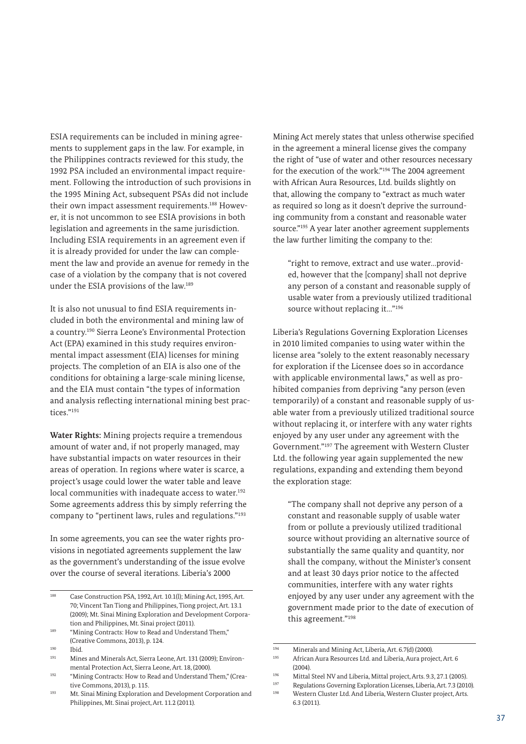ESIA requirements can be included in mining agreements to supplement gaps in the law. For example, in the Philippines contracts reviewed for this study, the 1992 PSA included an environmental impact requirement. Following the introduction of such provisions in the 1995 Mining Act, subsequent PSAs did not include their own impact assessment requirements.[188] However, it is not uncommon to see ESIA provisions in both legislation and agreements in the same jurisdiction. Including ESIA requirements in an agreement even if it is already provided for under the law can complement the law and provide an avenue for remedy in the case of a violation by the company that is not covered under the ESIA provisions of the law.[189]

It is also not unusual to find ESIA requirements included in both the environmental and mining law of a country.[190] Sierra Leone's Environmental Protection Act (EPA) examined in this study requires environmental impact assessment (EIA) licenses for mining projects. The completion of an EIA is also one of the conditions for obtaining a large-scale mining license, and the EIA must contain "the types of information and analysis reflecting international mining best practices."[191]

**Water Rights:** Mining projects require a tremendous amount of water and, if not properly managed, may have substantial impacts on water resources in their areas of operation. In regions where water is scarce, a project's usage could lower the water table and leave local communities with inadequate access to water.[192] Some agreements address this by simply referring the company to "pertinent laws, rules and regulations."[193]

In some agreements, you can see the water rights provisions in negotiated agreements supplement the law as the government's understanding of the issue evolve over the course of several iterations. Liberia's 2000 Mining Act merely states that unless otherwise specified in the agreement a mineral license gives the company the right of "use of water and other resources necessary for the execution of the work."[194] The 2004 agreement with African Aura Resources, Ltd. builds slightly on that, allowing the company to "extract as much water as required so long as it doesn't deprive the surrounding community from a constant and reasonable water source."[195] A year later another agreement supplements the law further limiting the company to the:

> "right to remove, extract and use water…provided, however that the [company] shall not deprive any person of a constant and reasonable supply of usable water from a previously utilized traditional source without replacing it…"[196]

Liberia's Regulations Governing Exploration Licenses in 2010 limited companies to using water within the license area "solely to the extent reasonably necessary for exploration if the Licensee does so in accordance with applicable environmental laws," as well as prohibited companies from depriving "any person (even temporarily) of a constant and reasonable supply of usable water from a previously utilized traditional source without replacing it, or interfere with any water rights enjoyed by any user under any agreement with the Government."[197] The agreement with Western Cluster Ltd. the following year again supplemented the new regulations, expanding and extending them beyond the exploration stage:

> "The company shall not deprive any person of a constant and reasonable supply of usable water from or pollute a previously utilized traditional source without providing an alternative source of substantially the same quality and quantity, nor shall the company, without the Minister's consent and at least 30 days prior notice to the affected communities, interfere with any water rights enjoyed by any user under any agreement with the government made prior to the date of execution of this agreement."[198]

---

[188] Case Construction PSA, 1992, Art. 10.1(l); Mining Act, 1995, Art. 70; Vincent Tan Tiong and Philippines, Tiong project, Art. 13.1 (2009); Mt. Sinai Mining Exploration and Development Corporation and Philippines, Mt. Sinai project (2011).

[189] "Mining Contracts: How to Read and Understand Them," (Creative Commons, 2013), p. 124.

[190] Ibid.

[191] Mines and Minerals Act, Sierra Leone, Art. 131 (2009); Environmental Protection Act, Sierra Leone, Art. 18, (2000).

[192] "Mining Contracts: How to Read and Understand Them," (Creative Commons, 2013), p. 115.

[193] Mt. Sinai Mining Exploration and Development Corporation and Philippines, Mt. Sinai project, Art. 11.2 (2011).

[194] Minerals and Mining Act, Liberia, Art. 6.7(d) (2000).

[195] African Aura Resources Ltd. and Liberia, Aura project, Art. 6 (2004).

[196] Mittal Steel NV and Liberia, Mittal project, Arts. 9.3, 27.1 (2005).

[197] Regulations Governing Exploration Licenses, Liberia, Art. 7.3 (2010).

[198] Western Cluster Ltd. And Liberia, Western Cluster project, Arts. 6.3 (2011).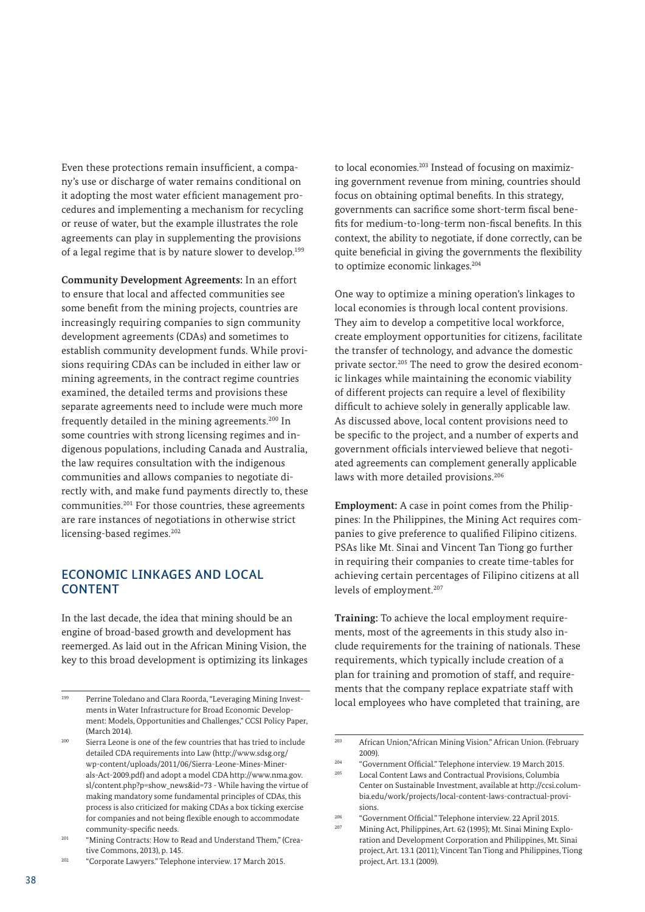Even these protections remain insufficient, a company's use or discharge of water remains conditional on it adopting the most water efficient management procedures and implementing a mechanism for recycling or reuse of water, but the example illustrates the role agreements can play in supplementing the provisions of a legal regime that is by nature slower to develop.[199]

**Community Development Agreements:** In an effort to ensure that local and affected communities see some benefit from the mining projects, countries are increasingly requiring companies to sign community development agreements (CDAs) and sometimes to establish community development funds. While provisions requiring CDAs can be included in either law or mining agreements, in the contract regime countries examined, the detailed terms and provisions these separate agreements need to include were much more frequently detailed in the mining agreements.[200] In some countries with strong licensing regimes and indigenous populations, including Canada and Australia, the law requires consultation with the indigenous communities and allows companies to negotiate directly with, and make fund payments directly to, these communities.[201] For those countries, these agreements are rare instances of negotiations in otherwise strict licensing-based regimes.[202]

## ECONOMIC LINKAGES AND LOCAL CONTENT

In the last decade, the idea that mining should be an engine of broad-based growth and development has reemerged. As laid out in the African Mining Vision, the key to this broad development is optimizing its linkages to local economies.[203] Instead of focusing on maximizing government revenue from mining, countries should focus on obtaining optimal benefits. In this strategy, governments can sacrifice some short-term fiscal benefits for medium-to-long-term non-fiscal benefits. In this context, the ability to negotiate, if done correctly, can be quite beneficial in giving the governments the flexibility to optimize economic linkages.[204]

One way to optimize a mining operation's linkages to local economies is through local content provisions. They aim to develop a competitive local workforce, create employment opportunities for citizens, facilitate the transfer of technology, and advance the domestic private sector.[205] The need to grow the desired economic linkages while maintaining the economic viability of different projects can require a level of flexibility difficult to achieve solely in generally applicable law. As discussed above, local content provisions need to be specific to the project, and a number of experts and government officials interviewed believe that negotiated agreements can complement generally applicable laws with more detailed provisions.[206]

**Employment:** A case in point comes from the Philippines: In the Philippines, the Mining Act requires companies to give preference to qualified Filipino citizens. PSAs like Mt. Sinai and Vincent Tan Tiong go further in requiring their companies to create time-tables for achieving certain percentages of Filipino citizens at all levels of employment.[207]

**Training:** To achieve the local employment requirements, most of the agreements in this study also include requirements for the training of nationals. These requirements, which typically include creation of a plan for training and promotion of staff, and requirements that the company replace expatriate staff with local employees who have completed that training, are

---

199 Perrine Toledano and Clara Roorda, "Leveraging Mining Investments in Water Infrastructure for Broad Economic Development: Models, Opportunities and Challenges," CCSI Policy Paper, (March 2014).

200 Sierra Leone is one of the few countries that has tried to include detailed CDA requirements into Law (http://www.sdsg.org/wp-content/uploads/2011/06/Sierra-Leone-Mines-Minerals-Act-2009.pdf) and adopt a model CDA http://www.nma.gov.sl/content.php?p=show_news&id=73 - While having the virtue of making mandatory some fundamental principles of CDAs, this process is also criticized for making CDAs a box ticking exercise for companies and not being flexible enough to accommodate community-specific needs.

201 "Mining Contracts: How to Read and Understand Them," (Creative Commons, 2013), p. 145.

202 "Corporate Lawyers." Telephone interview. 17 March 2015.

203 African Union,"African Mining Vision." African Union. (February 2009).

204 "Government Official." Telephone interview. 19 March 2015.

205 Local Content Laws and Contractual Provisions, Columbia Center on Sustainable Investment, available at http://ccsi.columbia.edu/work/projects/local-content-laws-contractual-provisions.

206 "Government Official." Telephone interview. 22 April 2015.

207 Mining Act, Philippines, Art. 62 (1995); Mt. Sinai Mining Exploration and Development Corporation and Philippines, Mt. Sinai project, Art. 13.1 (2011); Vincent Tan Tiong and Philippines, Tiong project, Art. 13.1 (2009).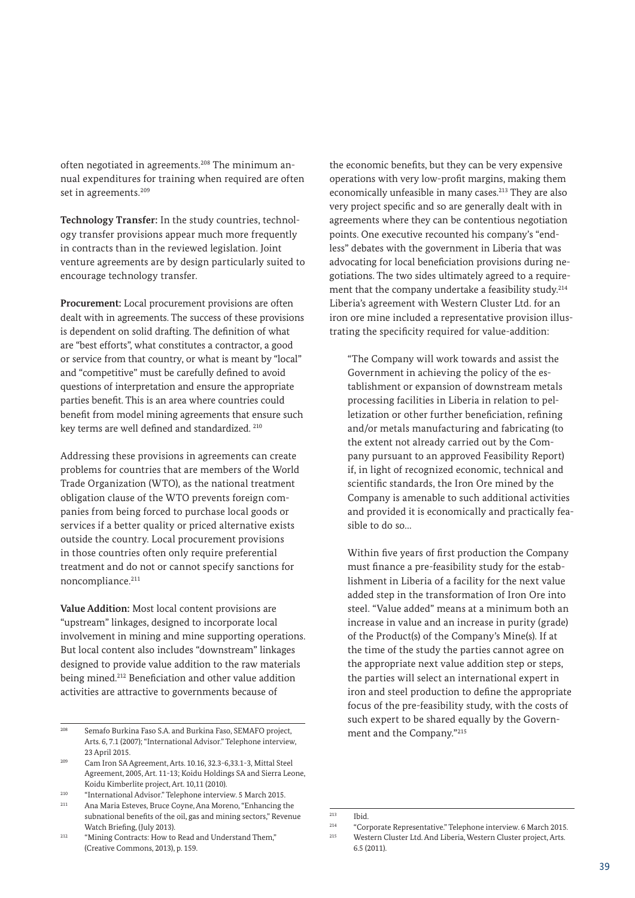often negotiated in agreements.[208] The minimum annual expenditures for training when required are often set in agreements.[209]

**Technology Transfer:** In the study countries, technology transfer provisions appear much more frequently in contracts than in the reviewed legislation. Joint venture agreements are by design particularly suited to encourage technology transfer.

**Procurement:** Local procurement provisions are often dealt with in agreements. The success of these provisions is dependent on solid drafting. The definition of what are "best efforts", what constitutes a contractor, a good or service from that country, or what is meant by "local" and "competitive" must be carefully defined to avoid questions of interpretation and ensure the appropriate parties benefit. This is an area where countries could benefit from model mining agreements that ensure such key terms are well defined and standardized. [210]

Addressing these provisions in agreements can create problems for countries that are members of the World Trade Organization (WTO), as the national treatment obligation clause of the WTO prevents foreign companies from being forced to purchase local goods or services if a better quality or priced alternative exists outside the country. Local procurement provisions in those countries often only require preferential treatment and do not or cannot specify sanctions for noncompliance.[211]

**Value Addition:** Most local content provisions are "upstream" linkages, designed to incorporate local involvement in mining and mine supporting operations. But local content also includes "downstream" linkages designed to provide value addition to the raw materials being mined.[212] Beneficiation and other value addition activities are attractive to governments because of the economic benefits, but they can be very expensive operations with very low-profit margins, making them economically unfeasible in many cases.[213] They are also very project specific and so are generally dealt with in agreements where they can be contentious negotiation points. One executive recounted his company's "endless" debates with the government in Liberia that was advocating for local beneficiation provisions during negotiations. The two sides ultimately agreed to a requirement that the company undertake a feasibility study.[214] Liberia's agreement with Western Cluster Ltd. for an iron ore mine included a representative provision illustrating the specificity required for value-addition:

> "The Company will work towards and assist the Government in achieving the policy of the establishment or expansion of downstream metals processing facilities in Liberia in relation to pelletization or other further beneficiation, refining and/or metals manufacturing and fabricating (to the extent not already carried out by the Company pursuant to an approved Feasibility Report) if, in light of recognized economic, technical and scientific standards, the Iron Ore mined by the Company is amenable to such additional activities and provided it is economically and practically feasible to do so...
>
> Within five years of first production the Company must finance a pre-feasibility study for the establishment in Liberia of a facility for the next value added step in the transformation of Iron Ore into steel. "Value added" means at a minimum both an increase in value and an increase in purity (grade) of the Product(s) of the Company's Mine(s). If at the time of the study the parties cannot agree on the appropriate next value addition step or steps, the parties will select an international expert in iron and steel production to define the appropriate focus of the pre-feasibility study, with the costs of such expert to be shared equally by the Government and the Company."[215]

---

[208] Semafo Burkina Faso S.A. and Burkina Faso, SEMAFO project, Arts. 6, 7.1 (2007); "International Advisor." Telephone interview, 23 April 2015.

[209] Cam Iron SA Agreement, Arts. 10.16, 32.3-6,33.1-3, Mittal Steel Agreement, 2005, Art. 11-13; Koidu Holdings SA and Sierra Leone, Koidu Kimberlite project, Art. 10,11 (2010).

[210] "International Advisor." Telephone interview. 5 March 2015.

[211] Ana Maria Esteves, Bruce Coyne, Ana Moreno, "Enhancing the subnational benefits of the oil, gas and mining sectors," Revenue Watch Briefing, (July 2013).

[212] "Mining Contracts: How to Read and Understand Them," (Creative Commons, 2013), p. 159.

[213] Ibid.

[214] "Corporate Representative." Telephone interview. 6 March 2015.

[215] Western Cluster Ltd. And Liberia, Western Cluster project, Arts. 6.5 (2011).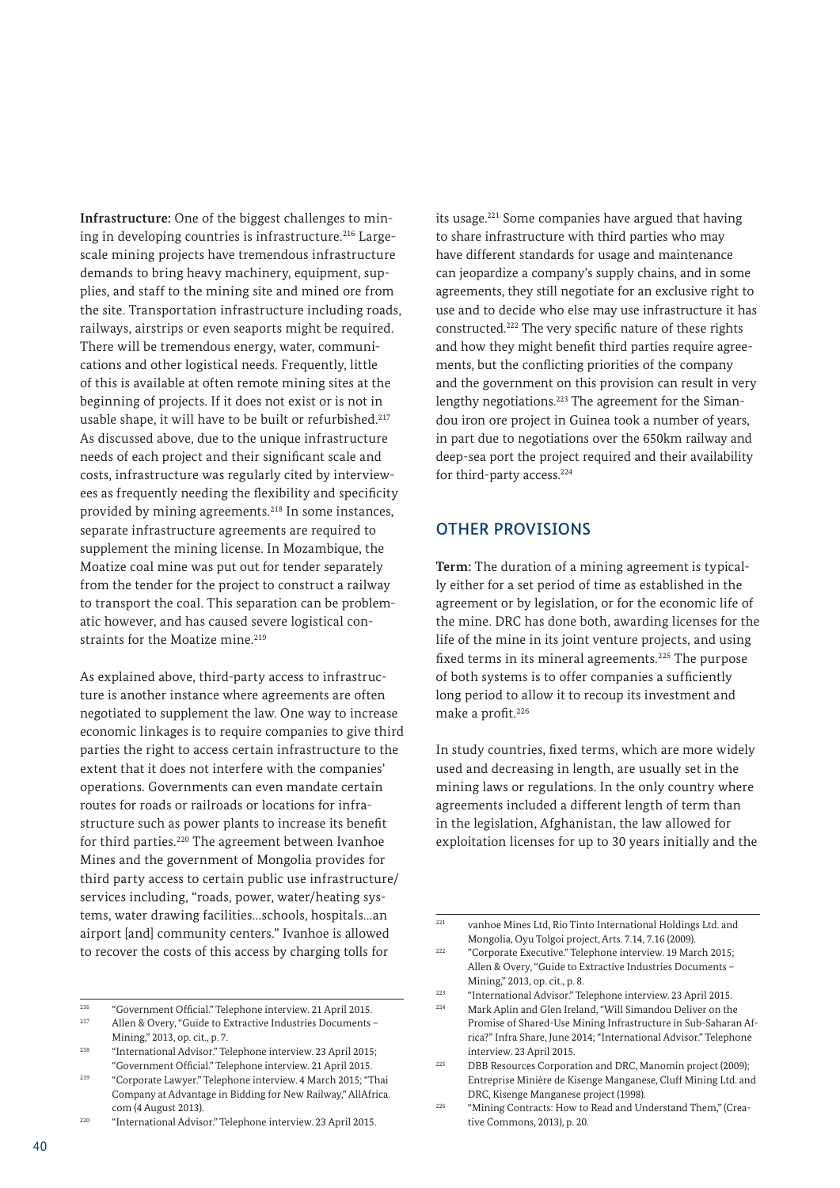**Infrastructure:** One of the biggest challenges to mining in developing countries is infrastructure.[216] Large-scale mining projects have tremendous infrastructure demands to bring heavy machinery, equipment, supplies, and staff to the mining site and mined ore from the site. Transportation infrastructure including roads, railways, airstrips or even seaports might be required. There will be tremendous energy, water, communications and other logistical needs. Frequently, little of this is available at often remote mining sites at the beginning of projects. If it does not exist or is not in usable shape, it will have to be built or refurbished.[217] As discussed above, due to the unique infrastructure needs of each project and their significant scale and costs, infrastructure was regularly cited by interviewees as frequently needing the flexibility and specificity provided by mining agreements.[218] In some instances, separate infrastructure agreements are required to supplement the mining license. In Mozambique, the Moatize coal mine was put out for tender separately from the tender for the project to construct a railway to transport the coal. This separation can be problematic however, and has caused severe logistical constraints for the Moatize mine.[219]

As explained above, third-party access to infrastructure is another instance where agreements are often negotiated to supplement the law. One way to increase economic linkages is to require companies to give third parties the right to access certain infrastructure to the extent that it does not interfere with the companies' operations. Governments can even mandate certain routes for roads or railroads or locations for infrastructure such as power plants to increase its benefit for third parties.[220] The agreement between Ivanhoe Mines and the government of Mongolia provides for third party access to certain public use infrastructure/services including, "roads, power, water/heating systems, water drawing facilities…schools, hospitals…an airport [and] community centers." Ivanhoe is allowed to recover the costs of this access by charging tolls for its usage.[221] Some companies have argued that having to share infrastructure with third parties who may have different standards for usage and maintenance can jeopardize a company's supply chains, and in some agreements, they still negotiate for an exclusive right to use and to decide who else may use infrastructure it has constructed.[222] The very specific nature of these rights and how they might benefit third parties require agreements, but the conflicting priorities of the company and the government on this provision can result in very lengthy negotiations.[223] The agreement for the Simandou iron ore project in Guinea took a number of years, in part due to negotiations over the 650km railway and deep-sea port the project required and their availability for third-party access.[224]

## OTHER PROVISIONS

**Term:** The duration of a mining agreement is typically either for a set period of time as established in the agreement or by legislation, or for the economic life of the mine. DRC has done both, awarding licenses for the life of the mine in its joint venture projects, and using fixed terms in its mineral agreements.[225] The purpose of both systems is to offer companies a sufficiently long period to allow it to recoup its investment and make a profit.[226]

In study countries, fixed terms, which are more widely used and decreasing in length, are usually set in the mining laws or regulations. In the only country where agreements included a different length of term than in the legislation, Afghanistan, the law allowed for exploitation licenses for up to 30 years initially and the

---

[216] "Government Official." Telephone interview. 21 April 2015.

[217] Allen & Overy, "Guide to Extractive Industries Documents – Mining," 2013, op. cit., p. 7.

[218] "International Advisor." Telephone interview. 23 April 2015; "Government Official." Telephone interview. 21 April 2015.

[219] "Corporate Lawyer." Telephone interview. 4 March 2015; "Thai Company at Advantage in Bidding for New Railway," AllAfrica.com (4 August 2013).

[220] "International Advisor." Telephone interview. 23 April 2015.

[221] vanhoe Mines Ltd, Rio Tinto International Holdings Ltd. and Mongolia, Oyu Tolgoi project, Arts. 7.14, 7.16 (2009).

[222] "Corporate Executive." Telephone interview. 19 March 2015; Allen & Overy, "Guide to Extractive Industries Documents – Mining," 2013, op. cit., p. 8.

[223] "International Advisor." Telephone interview. 23 April 2015.

[224] Mark Aplin and Glen Ireland, "Will Simandou Deliver on the Promise of Shared-Use Mining Infrastructure in Sub-Saharan Africa?" Infra Share, June 2014; "International Advisor." Telephone interview. 23 April 2015.

[225] DBB Resources Corporation and DRC, Manomin project (2009); Entreprise Minière de Kisenge Manganese, Cluff Mining Ltd. and DRC, Kisenge Manganese project (1998).

[226] "Mining Contracts: How to Read and Understand Them," (Creative Commons, 2013), p. 20.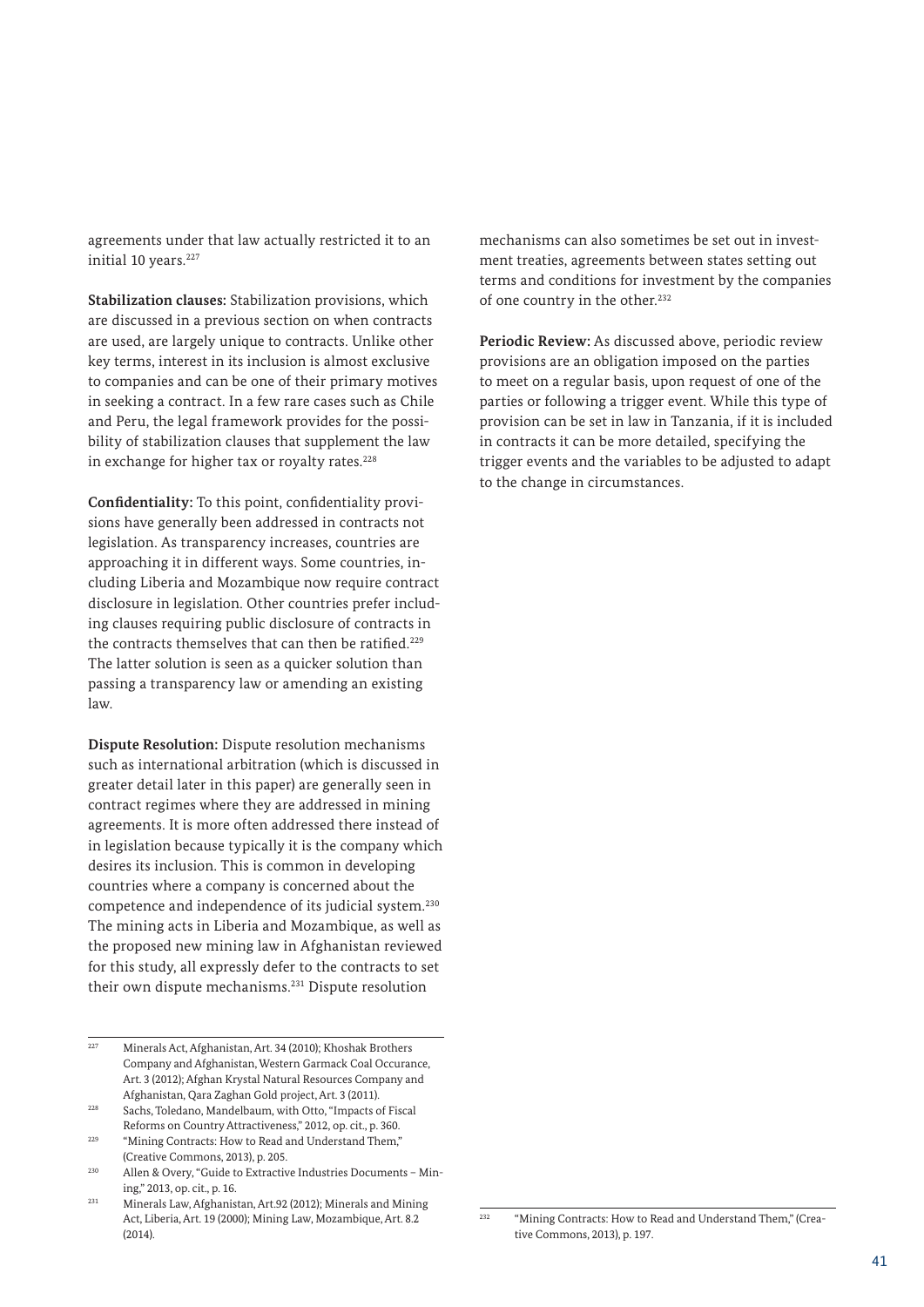agreements under that law actually restricted it to an initial 10 years.[227]

**Stabilization clauses:** Stabilization provisions, which are discussed in a previous section on when contracts are used, are largely unique to contracts. Unlike other key terms, interest in its inclusion is almost exclusive to companies and can be one of their primary motives in seeking a contract. In a few rare cases such as Chile and Peru, the legal framework provides for the possibility of stabilization clauses that supplement the law in exchange for higher tax or royalty rates.[228]

**Confidentiality:** To this point, confidentiality provisions have generally been addressed in contracts not legislation. As transparency increases, countries are approaching it in different ways. Some countries, including Liberia and Mozambique now require contract disclosure in legislation. Other countries prefer including clauses requiring public disclosure of contracts in the contracts themselves that can then be ratified.[229] The latter solution is seen as a quicker solution than passing a transparency law or amending an existing law.

**Dispute Resolution:** Dispute resolution mechanisms such as international arbitration (which is discussed in greater detail later in this paper) are generally seen in contract regimes where they are addressed in mining agreements. It is more often addressed there instead of in legislation because typically it is the company which desires its inclusion. This is common in developing countries where a company is concerned about the competence and independence of its judicial system.[230] The mining acts in Liberia and Mozambique, as well as the proposed new mining law in Afghanistan reviewed for this study, all expressly defer to the contracts to set their own dispute mechanisms.[231] Dispute resolution mechanisms can also sometimes be set out in investment treaties, agreements between states setting out terms and conditions for investment by the companies of one country in the other.[232]

**Periodic Review:** As discussed above, periodic review provisions are an obligation imposed on the parties to meet on a regular basis, upon request of one of the parties or following a trigger event. While this type of provision can be set in law in Tanzania, if it is included in contracts it can be more detailed, specifying the trigger events and the variables to be adjusted to adapt to the change in circumstances.

---

[227] Minerals Act, Afghanistan, Art. 34 (2010); Khoshak Brothers Company and Afghanistan, Western Garmack Coal Occurance, Art. 3 (2012); Afghan Krystal Natural Resources Company and Afghanistan, Qara Zaghan Gold project, Art. 3 (2011).

[228] Sachs, Toledano, Mandelbaum, with Otto, "Impacts of Fiscal Reforms on Country Attractiveness," 2012, op. cit., p. 360.

[229] "Mining Contracts: How to Read and Understand Them," (Creative Commons, 2013), p. 205.

[230] Allen & Overy, "Guide to Extractive Industries Documents – Mining," 2013, op. cit., p. 16.

[231] Minerals Law, Afghanistan, Art.92 (2012); Minerals and Mining Act, Liberia, Art. 19 (2000); Mining Law, Mozambique, Art. 8.2 (2014).

[232] "Mining Contracts: How to Read and Understand Them," (Creative Commons, 2013), p. 197.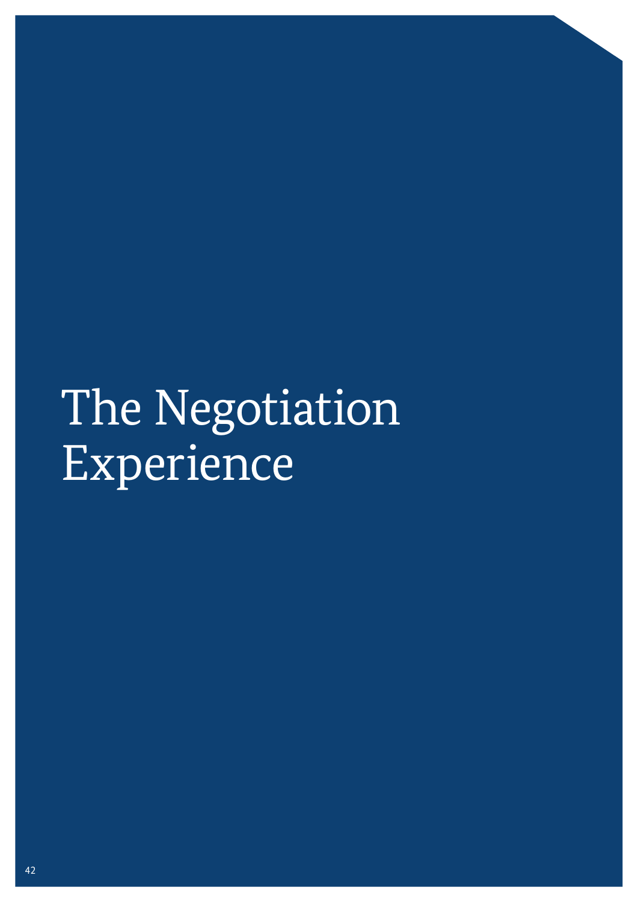# The Negotiation Experience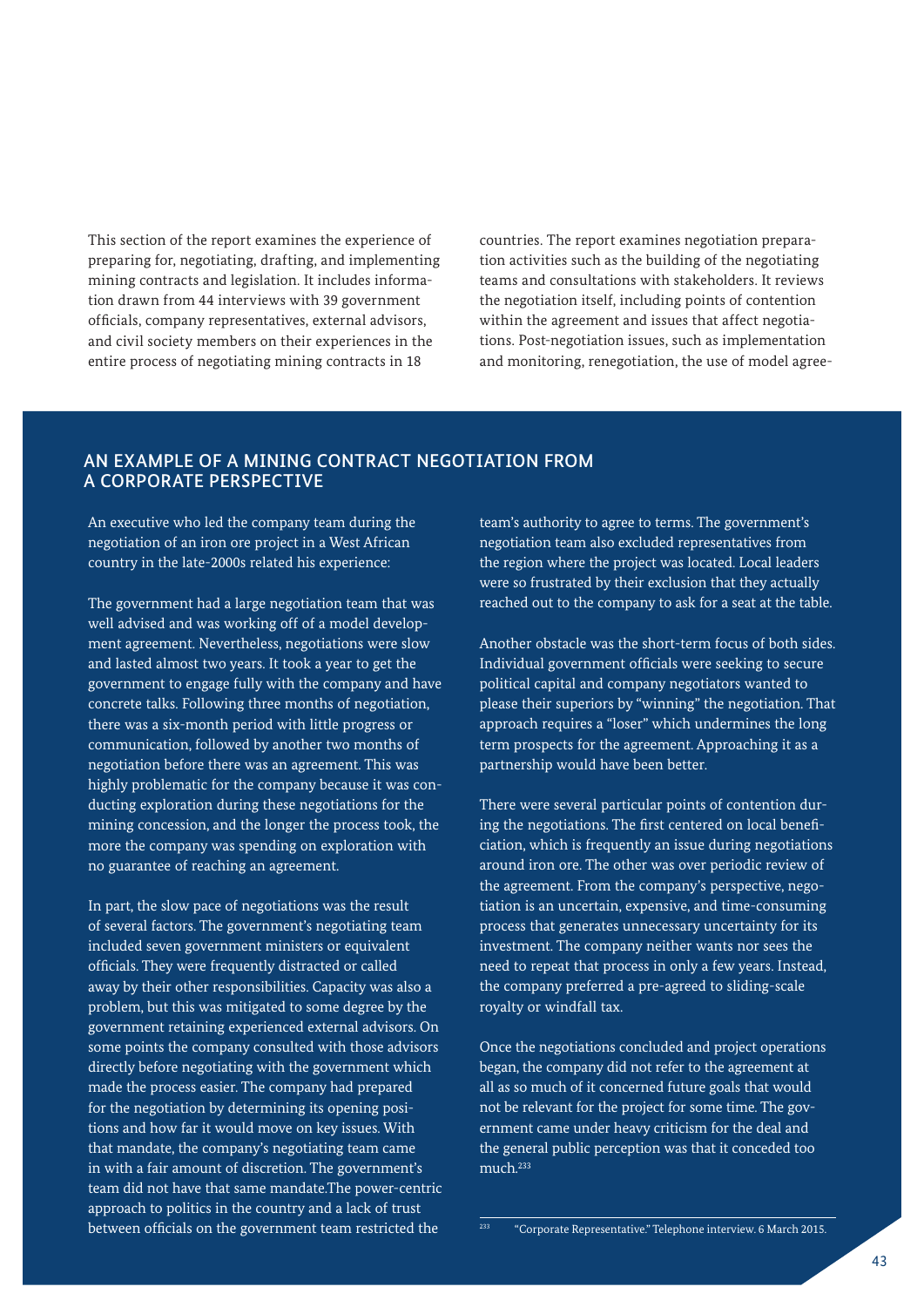This section of the report examines the experience of preparing for, negotiating, drafting, and implementing mining contracts and legislation. It includes information drawn from 44 interviews with 39 government officials, company representatives, external advisors, and civil society members on their experiences in the entire process of negotiating mining contracts in 18 countries. The report examines negotiation preparation activities such as the building of the negotiating teams and consultations with stakeholders. It reviews the negotiation itself, including points of contention within the agreement and issues that affect negotiations. Post-negotiation issues, such as implementation and monitoring, renegotiation, the use of model agree-

## AN EXAMPLE OF A MINING CONTRACT NEGOTIATION FROM A CORPORATE PERSPECTIVE

An executive who led the company team during the negotiation of an iron ore project in a West African country in the late-2000s related his experience:

The government had a large negotiation team that was well advised and was working off of a model development agreement. Nevertheless, negotiations were slow and lasted almost two years. It took a year to get the government to engage fully with the company and have concrete talks. Following three months of negotiation, there was a six-month period with little progress or communication, followed by another two months of negotiation before there was an agreement. This was highly problematic for the company because it was conducting exploration during these negotiations for the mining concession, and the longer the process took, the more the company was spending on exploration with no guarantee of reaching an agreement.

In part, the slow pace of negotiations was the result of several factors. The government's negotiating team included seven government ministers or equivalent officials. They were frequently distracted or called away by their other responsibilities. Capacity was also a problem, but this was mitigated to some degree by the government retaining experienced external advisors. On some points the company consulted with those advisors directly before negotiating with the government which made the process easier. The company had prepared for the negotiation by determining its opening positions and how far it would move on key issues. With that mandate, the company's negotiating team came in with a fair amount of discretion. The government's team did not have that same mandate.The power-centric approach to politics in the country and a lack of trust between officials on the government team restricted the team's authority to agree to terms. The government's negotiation team also excluded representatives from the region where the project was located. Local leaders were so frustrated by their exclusion that they actually reached out to the company to ask for a seat at the table.

Another obstacle was the short-term focus of both sides. Individual government officials were seeking to secure political capital and company negotiators wanted to please their superiors by "winning" the negotiation. That approach requires a "loser" which undermines the long term prospects for the agreement. Approaching it as a partnership would have been better.

There were several particular points of contention during the negotiations. The first centered on local beneficiation, which is frequently an issue during negotiations around iron ore. The other was over periodic review of the agreement. From the company's perspective, negotiation is an uncertain, expensive, and time-consuming process that generates unnecessary uncertainty for its investment. The company neither wants nor sees the need to repeat that process in only a few years. Instead, the company preferred a pre-agreed to sliding-scale royalty or windfall tax.

Once the negotiations concluded and project operations began, the company did not refer to the agreement at all as so much of it concerned future goals that would not be relevant for the project for some time. The government came under heavy criticism for the deal and the general public perception was that it conceded too much.[233]

[233] "Corporate Representative." Telephone interview. 6 March 2015.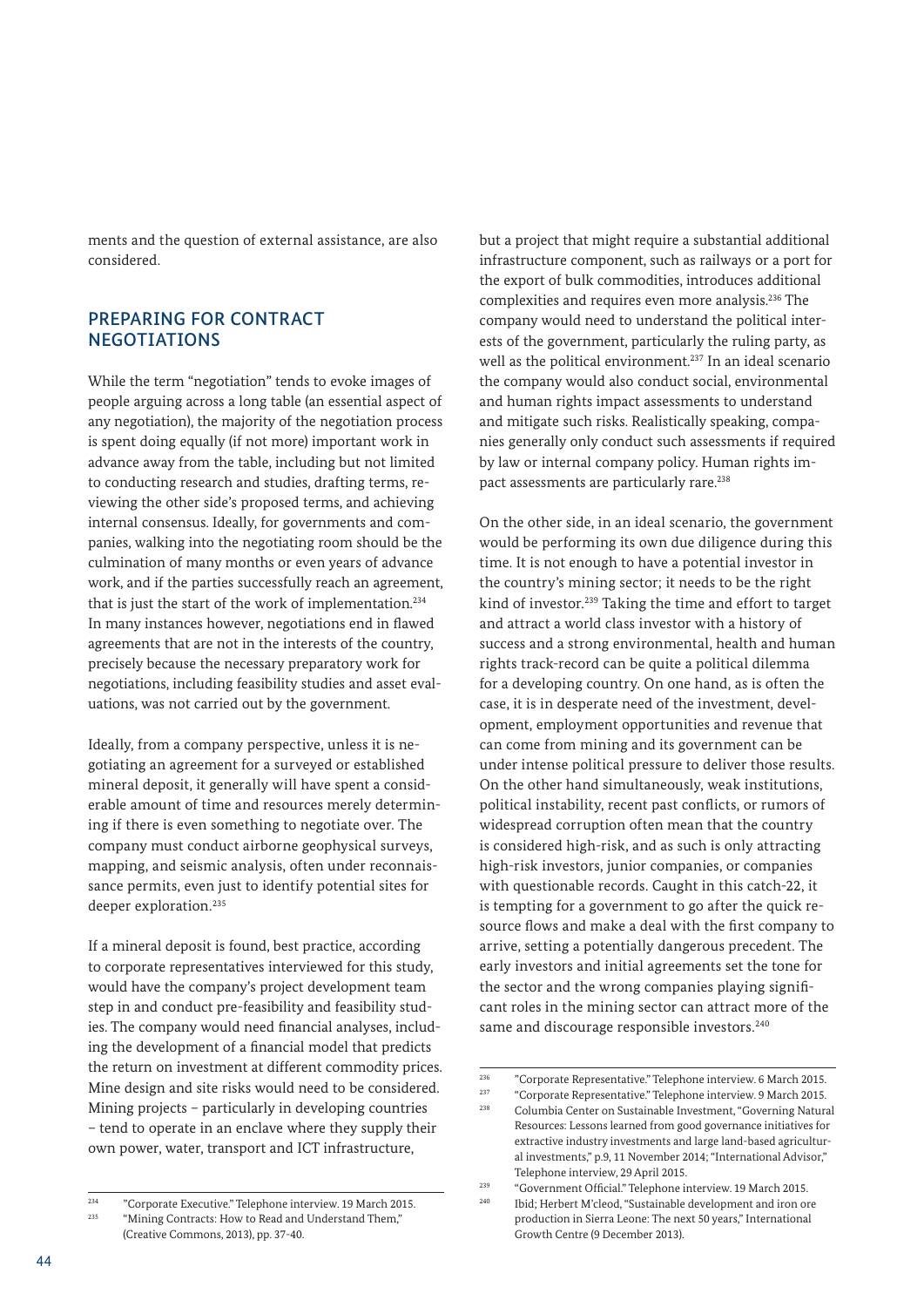ments and the question of external assistance, are also considered.

## PREPARING FOR CONTRACT NEGOTIATIONS

While the term "negotiation" tends to evoke images of people arguing across a long table (an essential aspect of any negotiation), the majority of the negotiation process is spent doing equally (if not more) important work in advance away from the table, including but not limited to conducting research and studies, drafting terms, reviewing the other side's proposed terms, and achieving internal consensus. Ideally, for governments and companies, walking into the negotiating room should be the culmination of many months or even years of advance work, and if the parties successfully reach an agreement, that is just the start of the work of implementation.[234] In many instances however, negotiations end in flawed agreements that are not in the interests of the country, precisely because the necessary preparatory work for negotiations, including feasibility studies and asset evaluations, was not carried out by the government.

Ideally, from a company perspective, unless it is negotiating an agreement for a surveyed or established mineral deposit, it generally will have spent a considerable amount of time and resources merely determining if there is even something to negotiate over. The company must conduct airborne geophysical surveys, mapping, and seismic analysis, often under reconnaissance permits, even just to identify potential sites for deeper exploration.[235]

If a mineral deposit is found, best practice, according to corporate representatives interviewed for this study, would have the company's project development team step in and conduct pre-feasibility and feasibility studies. The company would need financial analyses, including the development of a financial model that predicts the return on investment at different commodity prices. Mine design and site risks would need to be considered. Mining projects – particularly in developing countries – tend to operate in an enclave where they supply their own power, water, transport and ICT infrastructure, but a project that might require a substantial additional infrastructure component, such as railways or a port for the export of bulk commodities, introduces additional complexities and requires even more analysis.[236] The company would need to understand the political interests of the government, particularly the ruling party, as well as the political environment.[237] In an ideal scenario the company would also conduct social, environmental and human rights impact assessments to understand and mitigate such risks. Realistically speaking, companies generally only conduct such assessments if required by law or internal company policy. Human rights impact assessments are particularly rare.[238]

On the other side, in an ideal scenario, the government would be performing its own due diligence during this time. It is not enough to have a potential investor in the country's mining sector; it needs to be the right kind of investor.[239] Taking the time and effort to target and attract a world class investor with a history of success and a strong environmental, health and human rights track-record can be quite a political dilemma for a developing country. On one hand, as is often the case, it is in desperate need of the investment, development, employment opportunities and revenue that can come from mining and its government can be under intense political pressure to deliver those results. On the other hand simultaneously, weak institutions, political instability, recent past conflicts, or rumors of widespread corruption often mean that the country is considered high-risk, and as such is only attracting high-risk investors, junior companies, or companies with questionable records. Caught in this catch-22, it is tempting for a government to go after the quick resource flows and make a deal with the first company to arrive, setting a potentially dangerous precedent. The early investors and initial agreements set the tone for the sector and the wrong companies playing significant roles in the mining sector can attract more of the same and discourage responsible investors.[240]

---

[234] "Corporate Executive." Telephone interview. 19 March 2015.

[235] "Mining Contracts: How to Read and Understand Them," (Creative Commons, 2013), pp. 37-40.

[236] "Corporate Representative." Telephone interview. 6 March 2015.

[237] "Corporate Representative." Telephone interview. 9 March 2015.

[238] Columbia Center on Sustainable Investment, "Governing Natural Resources: Lessons learned from good governance initiatives for extractive industry investments and large land-based agricultural investments," p.9, 11 November 2014; "International Advisor," Telephone interview, 29 April 2015.

[239] "Government Official." Telephone interview. 19 March 2015.

[240] Ibid; Herbert M'cleod, "Sustainable development and iron ore production in Sierra Leone: The next 50 years," International Growth Centre (9 December 2013).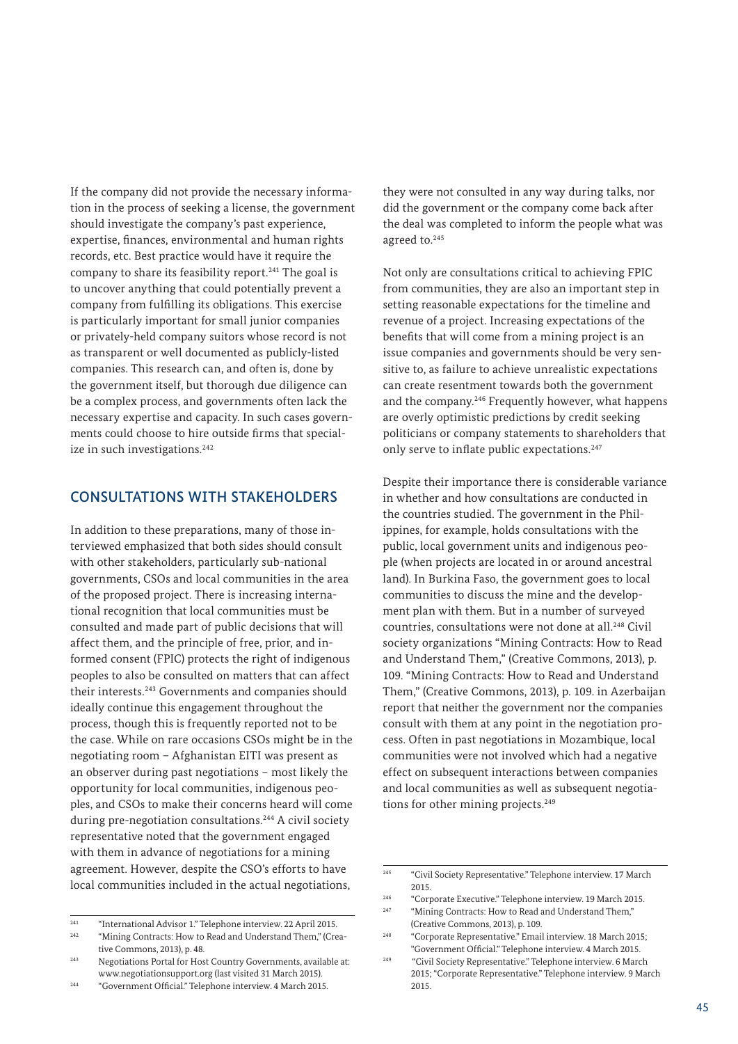If the company did not provide the necessary information in the process of seeking a license, the government should investigate the company's past experience, expertise, finances, environmental and human rights records, etc. Best practice would have it require the company to share its feasibility report.[241] The goal is to uncover anything that could potentially prevent a company from fulfilling its obligations. This exercise is particularly important for small junior companies or privately-held company suitors whose record is not as transparent or well documented as publicly-listed companies. This research can, and often is, done by the government itself, but thorough due diligence can be a complex process, and governments often lack the necessary expertise and capacity. In such cases governments could choose to hire outside firms that specialize in such investigations.[242]

## CONSULTATIONS WITH STAKEHOLDERS

In addition to these preparations, many of those interviewed emphasized that both sides should consult with other stakeholders, particularly sub-national governments, CSOs and local communities in the area of the proposed project. There is increasing international recognition that local communities must be consulted and made part of public decisions that will affect them, and the principle of free, prior, and informed consent (FPIC) protects the right of indigenous peoples to also be consulted on matters that can affect their interests.[243] Governments and companies should ideally continue this engagement throughout the process, though this is frequently reported not to be the case. While on rare occasions CSOs might be in the negotiating room – Afghanistan EITI was present as an observer during past negotiations – most likely the opportunity for local communities, indigenous peoples, and CSOs to make their concerns heard will come during pre-negotiation consultations.[244] A civil society representative noted that the government engaged with them in advance of negotiations for a mining agreement. However, despite the CSO's efforts to have local communities included in the actual negotiations, they were not consulted in any way during talks, nor did the government or the company come back after the deal was completed to inform the people what was agreed to.[245]

Not only are consultations critical to achieving FPIC from communities, they are also an important step in setting reasonable expectations for the timeline and revenue of a project. Increasing expectations of the benefits that will come from a mining project is an issue companies and governments should be very sensitive to, as failure to achieve unrealistic expectations can create resentment towards both the government and the company.[246] Frequently however, what happens are overly optimistic predictions by credit seeking politicians or company statements to shareholders that only serve to inflate public expectations.[247]

Despite their importance there is considerable variance in whether and how consultations are conducted in the countries studied. The government in the Philippines, for example, holds consultations with the public, local government units and indigenous people (when projects are located in or around ancestral land). In Burkina Faso, the government goes to local communities to discuss the mine and the development plan with them. But in a number of surveyed countries, consultations were not done at all.[248] Civil society organizations "Mining Contracts: How to Read and Understand Them," (Creative Commons, 2013), p. 109. "Mining Contracts: How to Read and Understand Them," (Creative Commons, 2013), p. 109. in Azerbaijan report that neither the government nor the companies consult with them at any point in the negotiation process. Often in past negotiations in Mozambique, local communities were not involved which had a negative effect on subsequent interactions between companies and local communities as well as subsequent negotiations for other mining projects.[249]

---

[241] "International Advisor 1." Telephone interview. 22 April 2015.

[242] "Mining Contracts: How to Read and Understand Them," (Creative Commons, 2013), p. 48.

[243] Negotiations Portal for Host Country Governments, available at: www.negotiationsupport.org (last visited 31 March 2015).

[244] "Government Official." Telephone interview. 4 March 2015.

[245] "Civil Society Representative." Telephone interview. 17 March 2015.

[246] "Corporate Executive." Telephone interview. 19 March 2015.

[247] "Mining Contracts: How to Read and Understand Them," (Creative Commons, 2013), p. 109.

[248] "Corporate Representative." Email interview. 18 March 2015; "Government Official." Telephone interview. 4 March 2015.

[249] "Civil Society Representative." Telephone interview. 6 March 2015; "Corporate Representative." Telephone interview. 9 March 2015.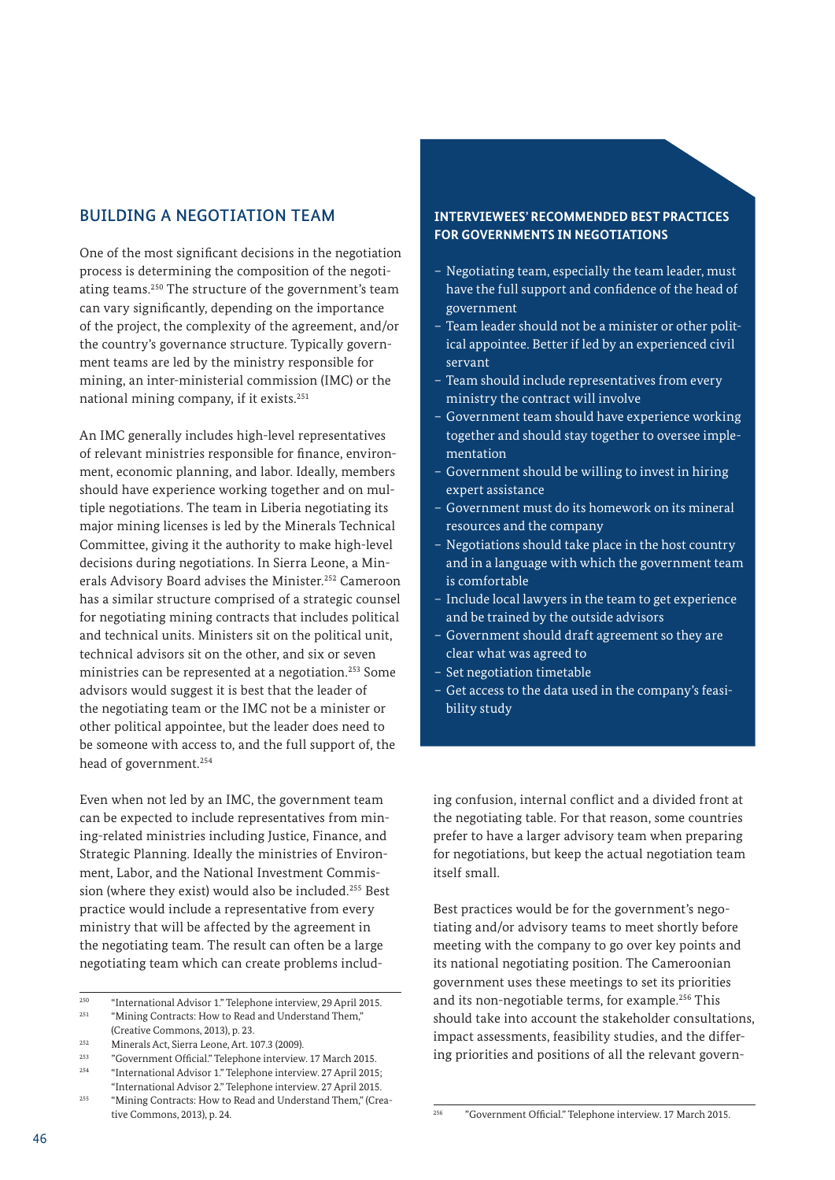## BUILDING A NEGOTIATION TEAM

One of the most significant decisions in the negotiation process is determining the composition of the negotiating teams.[250] The structure of the government's team can vary significantly, depending on the importance of the project, the complexity of the agreement, and/or the country's governance structure. Typically government teams are led by the ministry responsible for mining, an inter-ministerial commission (IMC) or the national mining company, if it exists.[251]

An IMC generally includes high-level representatives of relevant ministries responsible for finance, environment, economic planning, and labor. Ideally, members should have experience working together and on multiple negotiations. The team in Liberia negotiating its major mining licenses is led by the Minerals Technical Committee, giving it the authority to make high-level decisions during negotiations. In Sierra Leone, a Minerals Advisory Board advises the Minister.[252] Cameroon has a similar structure comprised of a strategic counsel for negotiating mining contracts that includes political and technical units. Ministers sit on the political unit, technical advisors sit on the other, and six or seven ministries can be represented at a negotiation.[253] Some advisors would suggest it is best that the leader of the negotiating team or the IMC not be a minister or other political appointee, but the leader does need to be someone with access to, and the full support of, the head of government.[254]

Even when not led by an IMC, the government team can be expected to include representatives from mining-related ministries including Justice, Finance, and Strategic Planning. Ideally the ministries of Environment, Labor, and the National Investment Commission (where they exist) would also be included.[255] Best practice would include a representative from every ministry that will be affected by the agreement in the negotiating team. The result can often be a large negotiating team which can create problems including confusion, internal conflict and a divided front at the negotiating table. For that reason, some countries prefer to have a larger advisory team when preparing for negotiations, but keep the actual negotiation team itself small.

Best practices would be for the government's negotiating and/or advisory teams to meet shortly before meeting with the company to go over key points and its national negotiating position. The Cameroonian government uses these meetings to set its priorities and its non-negotiable terms, for example.[256] This should take into account the stakeholder consultations, impact assessments, feasibility studies, and the differing priorities and positions of all the relevant govern-

### INTERVIEWEES' RECOMMENDED BEST PRACTICES FOR GOVERNMENTS IN NEGOTIATIONS

- Negotiating team, especially the team leader, must have the full support and confidence of the head of government
- Team leader should not be a minister or other political appointee. Better if led by an experienced civil servant
- Team should include representatives from every ministry the contract will involve
- Government team should have experience working together and should stay together to oversee implementation
- Government should be willing to invest in hiring expert assistance
- Government must do its homework on its mineral resources and the company
- Negotiations should take place in the host country and in a language with which the government team is comfortable
- Include local lawyers in the team to get experience and be trained by the outside advisors
- Government should draft agreement so they are clear what was agreed to
- Set negotiation timetable
- Get access to the data used in the company's feasibility study

---

[250] "International Advisor 1." Telephone interview, 29 April 2015.
[251] "Mining Contracts: How to Read and Understand Them," (Creative Commons, 2013), p. 23.
[252] Minerals Act, Sierra Leone, Art. 107.3 (2009).
[253] "Government Official." Telephone interview. 17 March 2015.
[254] "International Advisor 1." Telephone interview. 27 April 2015; "International Advisor 2." Telephone interview. 27 April 2015.
[255] "Mining Contracts: How to Read and Understand Them," (Creative Commons, 2013), p. 24.
[256] "Government Official." Telephone interview. 17 March 2015.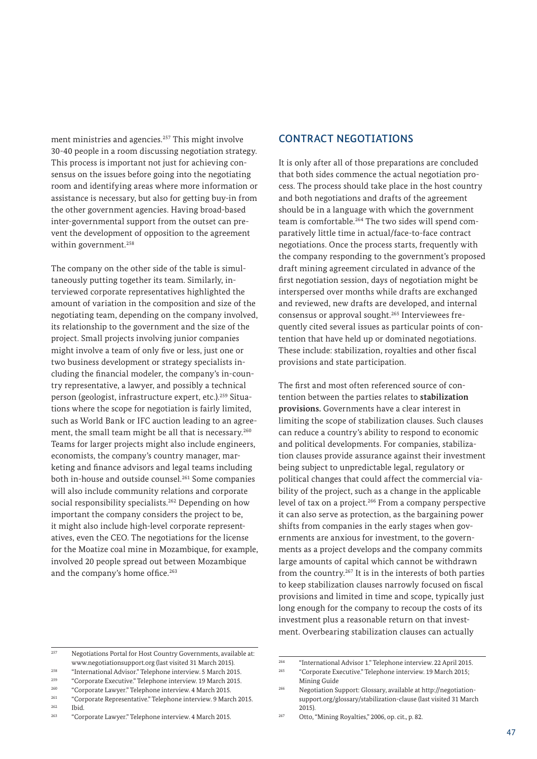ment ministries and agencies.[257] This might involve 30-40 people in a room discussing negotiation strategy. This process is important not just for achieving consensus on the issues before going into the negotiating room and identifying areas where more information or assistance is necessary, but also for getting buy-in from the other government agencies. Having broad-based inter-governmental support from the outset can prevent the development of opposition to the agreement within government.[258]

The company on the other side of the table is simultaneously putting together its team. Similarly, interviewed corporate representatives highlighted the amount of variation in the composition and size of the negotiating team, depending on the company involved, its relationship to the government and the size of the project. Small projects involving junior companies might involve a team of only five or less, just one or two business development or strategy specialists including the financial modeler, the company's in-country representative, a lawyer, and possibly a technical person (geologist, infrastructure expert, etc.).[259] Situations where the scope for negotiation is fairly limited, such as World Bank or IFC auction leading to an agreement, the small team might be all that is necessary.[260] Teams for larger projects might also include engineers, economists, the company's country manager, marketing and finance advisors and legal teams including both in-house and outside counsel.[261] Some companies will also include community relations and corporate social responsibility specialists.[262] Depending on how important the company considers the project to be, it might also include high-level corporate representatives, even the CEO. The negotiations for the license for the Moatize coal mine in Mozambique, for example, involved 20 people spread out between Mozambique and the company's home office.[263]

## CONTRACT NEGOTIATIONS

It is only after all of those preparations are concluded that both sides commence the actual negotiation process. The process should take place in the host country and both negotiations and drafts of the agreement should be in a language with which the government team is comfortable.[264] The two sides will spend comparatively little time in actual/face-to-face contract negotiations. Once the process starts, frequently with the company responding to the government's proposed draft mining agreement circulated in advance of the first negotiation session, days of negotiation might be interspersed over months while drafts are exchanged and reviewed, new drafts are developed, and internal consensus or approval sought.[265] Interviewees frequently cited several issues as particular points of contention that have held up or dominated negotiations. These include: stabilization, royalties and other fiscal provisions and state participation.

The first and most often referenced source of contention between the parties relates to **stabilization provisions.** Governments have a clear interest in limiting the scope of stabilization clauses. Such clauses can reduce a country's ability to respond to economic and political developments. For companies, stabilization clauses provide assurance against their investment being subject to unpredictable legal, regulatory or political changes that could affect the commercial viability of the project, such as a change in the applicable level of tax on a project.[266] From a company perspective it can also serve as protection, as the bargaining power shifts from companies in the early stages when governments are anxious for investment, to the governments as a project develops and the company commits large amounts of capital which cannot be withdrawn from the country.[267] It is in the interests of both parties to keep stabilization clauses narrowly focused on fiscal provisions and limited in time and scope, typically just long enough for the company to recoup the costs of its investment plus a reasonable return on that investment. Overbearing stabilization clauses can actually

---

[257] Negotiations Portal for Host Country Governments, available at: www.negotiationsupport.org (last visited 31 March 2015).

[258] "International Advisor." Telephone interview. 5 March 2015.

[259] "Corporate Executive." Telephone interview. 19 March 2015.

[260] "Corporate Lawyer." Telephone interview. 4 March 2015.

[261] "Corporate Representative." Telephone interview. 9 March 2015.

[262] Ibid.

[263] "Corporate Lawyer." Telephone interview. 4 March 2015.

[264] "International Advisor 1." Telephone interview. 22 April 2015.

[265] "Corporate Executive." Telephone interview. 19 March 2015; Mining Guide

[266] Negotiation Support: Glossary, available at http://negotiationsupport.org/glossary/stabilization-clause (last visited 31 March 2015).

[267] Otto, "Mining Royalties," 2006, op. cit., p. 82.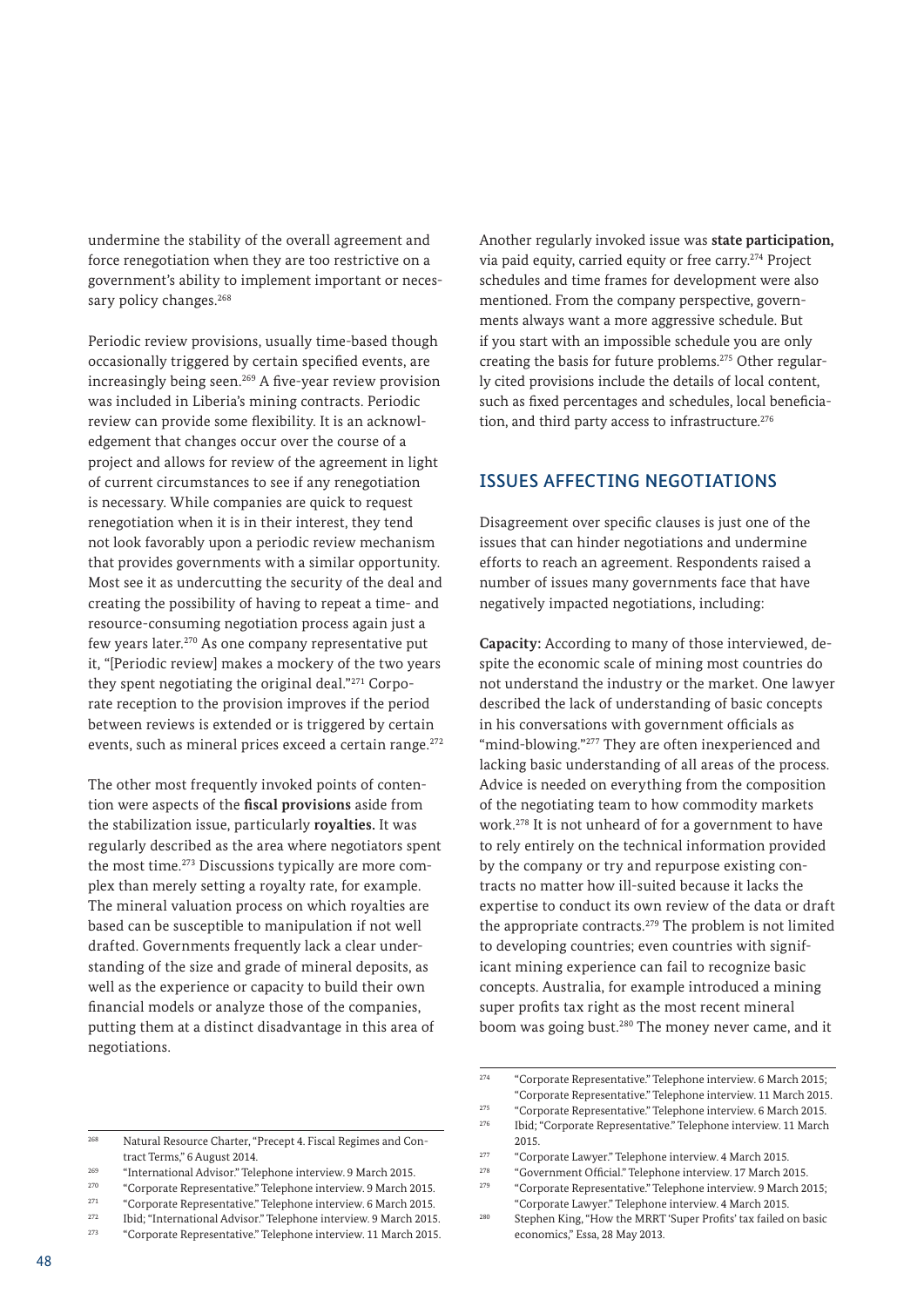undermine the stability of the overall agreement and force renegotiation when they are too restrictive on a government's ability to implement important or necessary policy changes.[268]

Periodic review provisions, usually time-based though occasionally triggered by certain specified events, are increasingly being seen.[269] A five-year review provision was included in Liberia's mining contracts. Periodic review can provide some flexibility. It is an acknowledgement that changes occur over the course of a project and allows for review of the agreement in light of current circumstances to see if any renegotiation is necessary. While companies are quick to request renegotiation when it is in their interest, they tend not look favorably upon a periodic review mechanism that provides governments with a similar opportunity. Most see it as undercutting the security of the deal and creating the possibility of having to repeat a time- and resource-consuming negotiation process again just a few years later.[270] As one company representative put it, "[Periodic review] makes a mockery of the two years they spent negotiating the original deal."[271] Corporate reception to the provision improves if the period between reviews is extended or is triggered by certain events, such as mineral prices exceed a certain range.[272]

The other most frequently invoked points of contention were aspects of the **fiscal provisions** aside from the stabilization issue, particularly **royalties.** It was regularly described as the area where negotiators spent the most time.[273] Discussions typically are more complex than merely setting a royalty rate, for example. The mineral valuation process on which royalties are based can be susceptible to manipulation if not well drafted. Governments frequently lack a clear understanding of the size and grade of mineral deposits, as well as the experience or capacity to build their own financial models or analyze those of the companies, putting them at a distinct disadvantage in this area of negotiations.

Another regularly invoked issue was **state participation,** via paid equity, carried equity or free carry.[274] Project schedules and time frames for development were also mentioned. From the company perspective, governments always want a more aggressive schedule. But if you start with an impossible schedule you are only creating the basis for future problems.[275] Other regularly cited provisions include the details of local content, such as fixed percentages and schedules, local beneficiation, and third party access to infrastructure.[276]

## ISSUES AFFECTING NEGOTIATIONS

Disagreement over specific clauses is just one of the issues that can hinder negotiations and undermine efforts to reach an agreement. Respondents raised a number of issues many governments face that have negatively impacted negotiations, including:

**Capacity:** According to many of those interviewed, despite the economic scale of mining most countries do not understand the industry or the market. One lawyer described the lack of understanding of basic concepts in his conversations with government officials as "mind-blowing."[277] They are often inexperienced and lacking basic understanding of all areas of the process. Advice is needed on everything from the composition of the negotiating team to how commodity markets work.[278] It is not unheard of for a government to have to rely entirely on the technical information provided by the company or try and repurpose existing contracts no matter how ill-suited because it lacks the expertise to conduct its own review of the data or draft the appropriate contracts.[279] The problem is not limited to developing countries; even countries with significant mining experience can fail to recognize basic concepts. Australia, for example introduced a mining super profits tax right as the most recent mineral boom was going bust.[280] The money never came, and it

---

[268] Natural Resource Charter, "Precept 4. Fiscal Regimes and Contract Terms," 6 August 2014.

[269] "International Advisor." Telephone interview. 9 March 2015.

[270] "Corporate Representative." Telephone interview. 9 March 2015.

[271] "Corporate Representative." Telephone interview. 6 March 2015.

[272] Ibid; "International Advisor." Telephone interview. 9 March 2015.

[273] "Corporate Representative." Telephone interview. 11 March 2015.

[274] "Corporate Representative." Telephone interview. 6 March 2015; "Corporate Representative." Telephone interview. 11 March 2015.

[275] "Corporate Representative." Telephone interview. 6 March 2015.

[276] Ibid; "Corporate Representative." Telephone interview. 11 March 2015.

[277] "Corporate Lawyer." Telephone interview. 4 March 2015.

[278] "Government Official." Telephone interview. 17 March 2015.

[279] "Corporate Representative." Telephone interview. 9 March 2015; "Corporate Lawyer." Telephone interview. 4 March 2015.

[280] Stephen King, "How the MRRT 'Super Profits' tax failed on basic economics," Essa, 28 May 2013.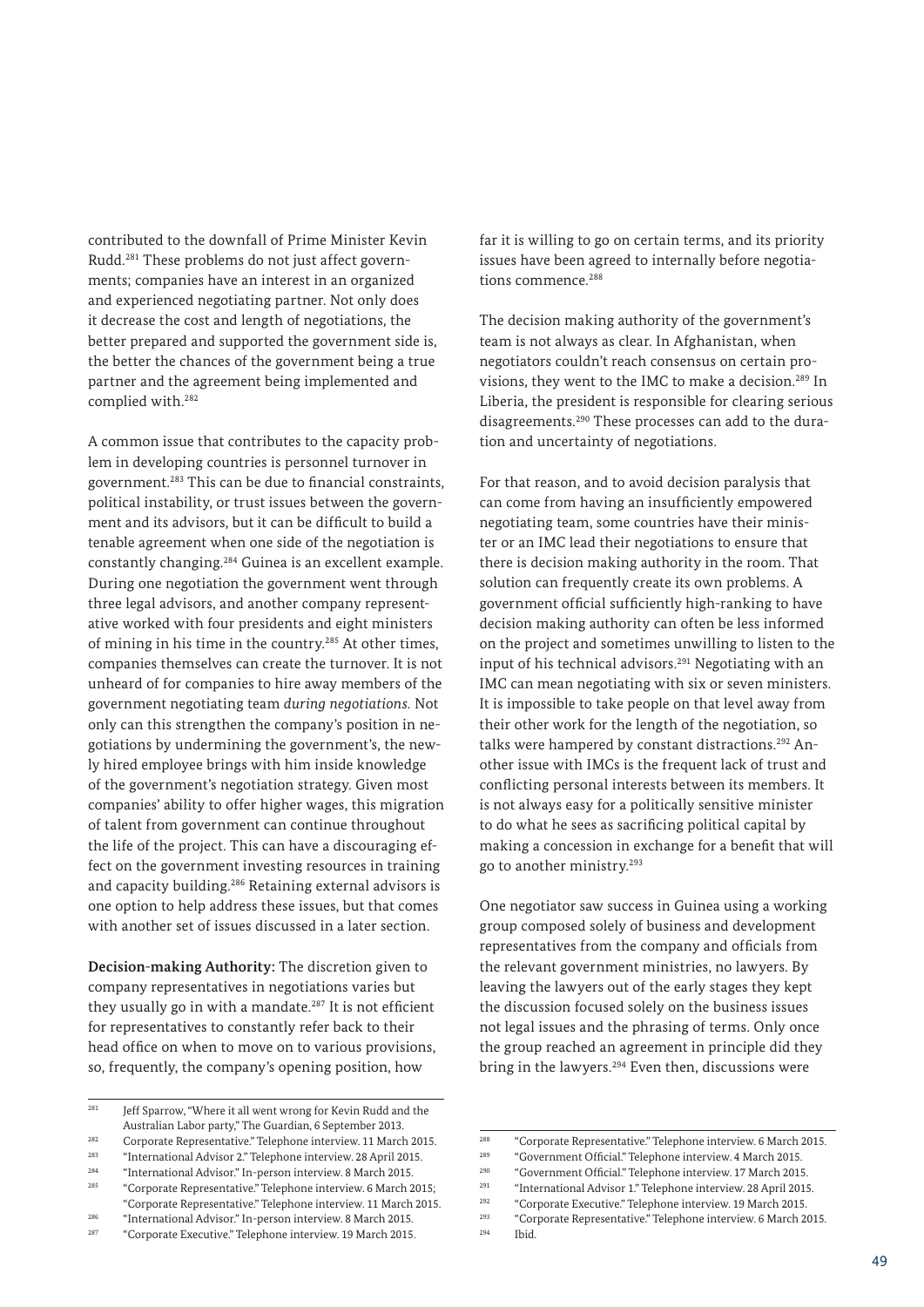contributed to the downfall of Prime Minister Kevin Rudd.[281] These problems do not just affect governments; companies have an interest in an organized and experienced negotiating partner. Not only does it decrease the cost and length of negotiations, the better prepared and supported the government side is, the better the chances of the government being a true partner and the agreement being implemented and complied with.[282]

A common issue that contributes to the capacity problem in developing countries is personnel turnover in government.[283] This can be due to financial constraints, political instability, or trust issues between the government and its advisors, but it can be difficult to build a tenable agreement when one side of the negotiation is constantly changing.[284] Guinea is an excellent example. During one negotiation the government went through three legal advisors, and another company representative worked with four presidents and eight ministers of mining in his time in the country.[285] At other times, companies themselves can create the turnover. It is not unheard of for companies to hire away members of the government negotiating team *during negotiations*. Not only can this strengthen the company's position in negotiations by undermining the government's, the newly hired employee brings with him inside knowledge of the government's negotiation strategy. Given most companies' ability to offer higher wages, this migration of talent from government can continue throughout the life of the project. This can have a discouraging effect on the government investing resources in training and capacity building.[286] Retaining external advisors is one option to help address these issues, but that comes with another set of issues discussed in a later section.

**Decision-making Authority:** The discretion given to company representatives in negotiations varies but they usually go in with a mandate.[287] It is not efficient for representatives to constantly refer back to their head office on when to move on to various provisions, so, frequently, the company's opening position, how far it is willing to go on certain terms, and its priority issues have been agreed to internally before negotiations commence.[288]

The decision making authority of the government's team is not always as clear. In Afghanistan, when negotiators couldn't reach consensus on certain provisions, they went to the IMC to make a decision.[289] In Liberia, the president is responsible for clearing serious disagreements.[290] These processes can add to the duration and uncertainty of negotiations.

For that reason, and to avoid decision paralysis that can come from having an insufficiently empowered negotiating team, some countries have their minister or an IMC lead their negotiations to ensure that there is decision making authority in the room. That solution can frequently create its own problems. A government official sufficiently high-ranking to have decision making authority can often be less informed on the project and sometimes unwilling to listen to the input of his technical advisors.[291] Negotiating with an IMC can mean negotiating with six or seven ministers. It is impossible to take people on that level away from their other work for the length of the negotiation, so talks were hampered by constant distractions.[292] Another issue with IMCs is the frequent lack of trust and conflicting personal interests between its members. It is not always easy for a politically sensitive minister to do what he sees as sacrificing political capital by making a concession in exchange for a benefit that will go to another ministry.[293]

One negotiator saw success in Guinea using a working group composed solely of business and development representatives from the company and officials from the relevant government ministries, no lawyers. By leaving the lawyers out of the early stages they kept the discussion focused solely on the business issues not legal issues and the phrasing of terms. Only once the group reached an agreement in principle did they bring in the lawyers.[294] Even then, discussions were

---

[281] Jeff Sparrow, "Where it all went wrong for Kevin Rudd and the Australian Labor party," The Guardian, 6 September 2013.

[282] Corporate Representative." Telephone interview. 11 March 2015.

[283] "International Advisor 2." Telephone interview. 28 April 2015.

[284] "International Advisor." In-person interview. 8 March 2015.

[285] "Corporate Representative." Telephone interview. 6 March 2015; "Corporate Representative." Telephone interview. 11 March 2015.

[286] "International Advisor." In-person interview. 8 March 2015.

[287] "Corporate Executive." Telephone interview. 19 March 2015.

[288] "Corporate Representative." Telephone interview. 6 March 2015.

[289] "Government Official." Telephone interview. 4 March 2015.

[290] "Government Official." Telephone interview. 17 March 2015.

[291] "International Advisor 1." Telephone interview. 28 April 2015.

[292] "Corporate Executive." Telephone interview. 19 March 2015.

[293] "Corporate Representative." Telephone interview. 6 March 2015.

[294] Ibid.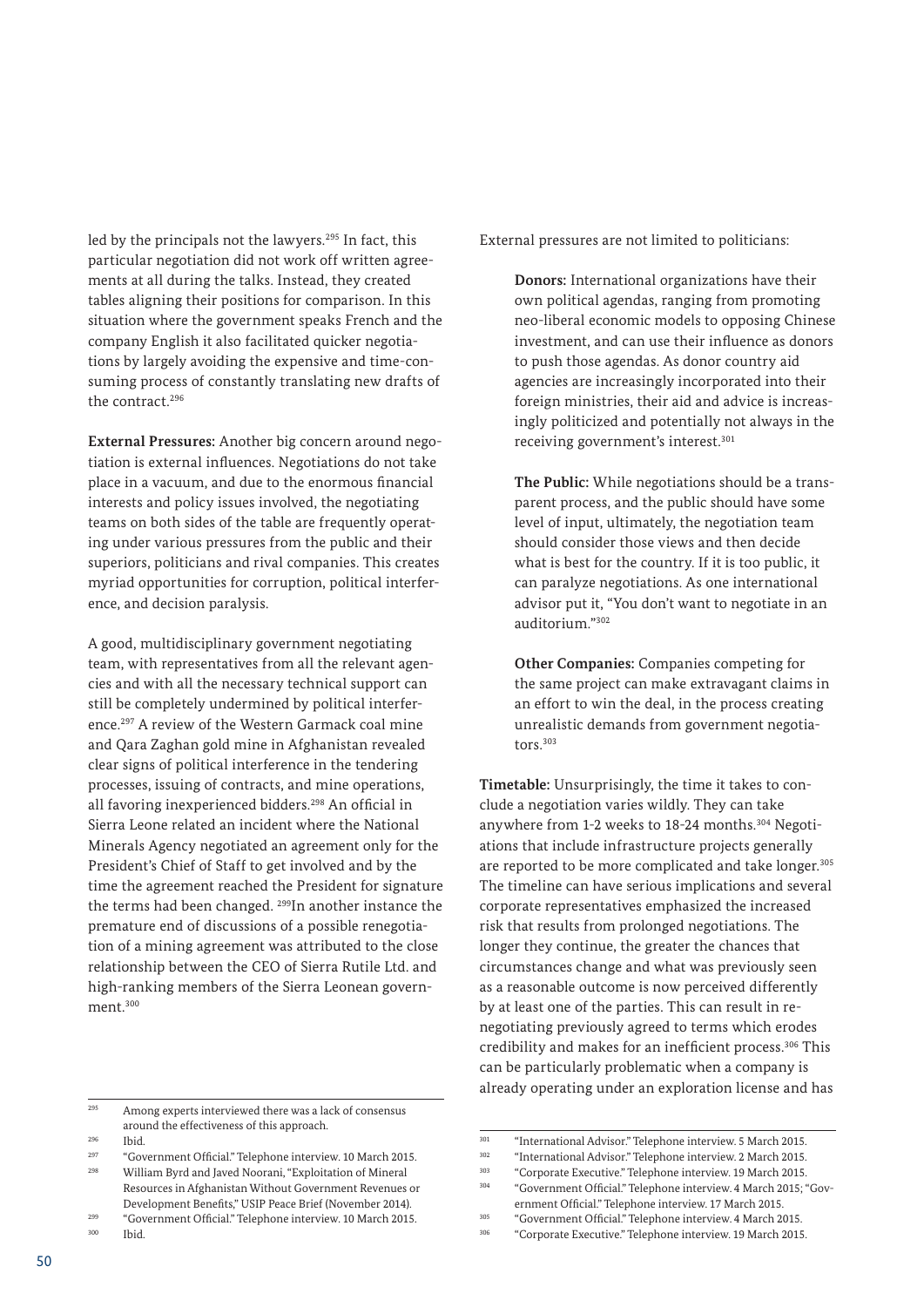led by the principals not the lawyers.[295] In fact, this particular negotiation did not work off written agreements at all during the talks. Instead, they created tables aligning their positions for comparison. In this situation where the government speaks French and the company English it also facilitated quicker negotiations by largely avoiding the expensive and time-consuming process of constantly translating new drafts of the contract.[296]

**External Pressures:** Another big concern around negotiation is external influences. Negotiations do not take place in a vacuum, and due to the enormous financial interests and policy issues involved, the negotiating teams on both sides of the table are frequently operating under various pressures from the public and their superiors, politicians and rival companies. This creates myriad opportunities for corruption, political interference, and decision paralysis.

A good, multidisciplinary government negotiating team, with representatives from all the relevant agencies and with all the necessary technical support can still be completely undermined by political interference.[297] A review of the Western Garmack coal mine and Qara Zaghan gold mine in Afghanistan revealed clear signs of political interference in the tendering processes, issuing of contracts, and mine operations, all favoring inexperienced bidders.[298] An official in Sierra Leone related an incident where the National Minerals Agency negotiated an agreement only for the President's Chief of Staff to get involved and by the time the agreement reached the President for signature the terms had been changed. [299]In another instance the premature end of discussions of a possible renegotiation of a mining agreement was attributed to the close relationship between the CEO of Sierra Rutile Ltd. and high-ranking members of the Sierra Leonean government.[300]

External pressures are not limited to politicians:

> **Donors:** International organizations have their own political agendas, ranging from promoting neo-liberal economic models to opposing Chinese investment, and can use their influence as donors to push those agendas. As donor country aid agencies are increasingly incorporated into their foreign ministries, their aid and advice is increasingly politicized and potentially not always in the receiving government's interest.[301]
>
> **The Public:** While negotiations should be a transparent process, and the public should have some level of input, ultimately, the negotiation team should consider those views and then decide what is best for the country. If it is too public, it can paralyze negotiations. As one international advisor put it, "You don't want to negotiate in an auditorium."[302]
>
> **Other Companies:** Companies competing for the same project can make extravagant claims in an effort to win the deal, in the process creating unrealistic demands from government negotiators.[303]

**Timetable:** Unsurprisingly, the time it takes to conclude a negotiation varies wildly. They can take anywhere from 1-2 weeks to 18-24 months.[304] Negotiations that include infrastructure projects generally are reported to be more complicated and take longer.[305] The timeline can have serious implications and several corporate representatives emphasized the increased risk that results from prolonged negotiations. The longer they continue, the greater the chances that circumstances change and what was previously seen as a reasonable outcome is now perceived differently by at least one of the parties. This can result in renegotiating previously agreed to terms which erodes credibility and makes for an inefficient process.[306] This can be particularly problematic when a company is already operating under an exploration license and has

---

[295] Among experts interviewed there was a lack of consensus around the effectiveness of this approach.

[296] Ibid.

[297] "Government Official." Telephone interview. 10 March 2015.

[298] William Byrd and Javed Noorani, "Exploitation of Mineral Resources in Afghanistan Without Government Revenues or Development Benefits," USIP Peace Brief (November 2014).

[299] "Government Official." Telephone interview. 10 March 2015.

[300] Ibid.

[301] "International Advisor." Telephone interview. 5 March 2015.

[302] "International Advisor." Telephone interview. 2 March 2015.

[303] "Corporate Executive." Telephone interview. 19 March 2015.

[304] "Government Official." Telephone interview. 4 March 2015; "Government Official." Telephone interview. 17 March 2015.

[305] "Government Official." Telephone interview. 4 March 2015.

[306] "Corporate Executive." Telephone interview. 19 March 2015.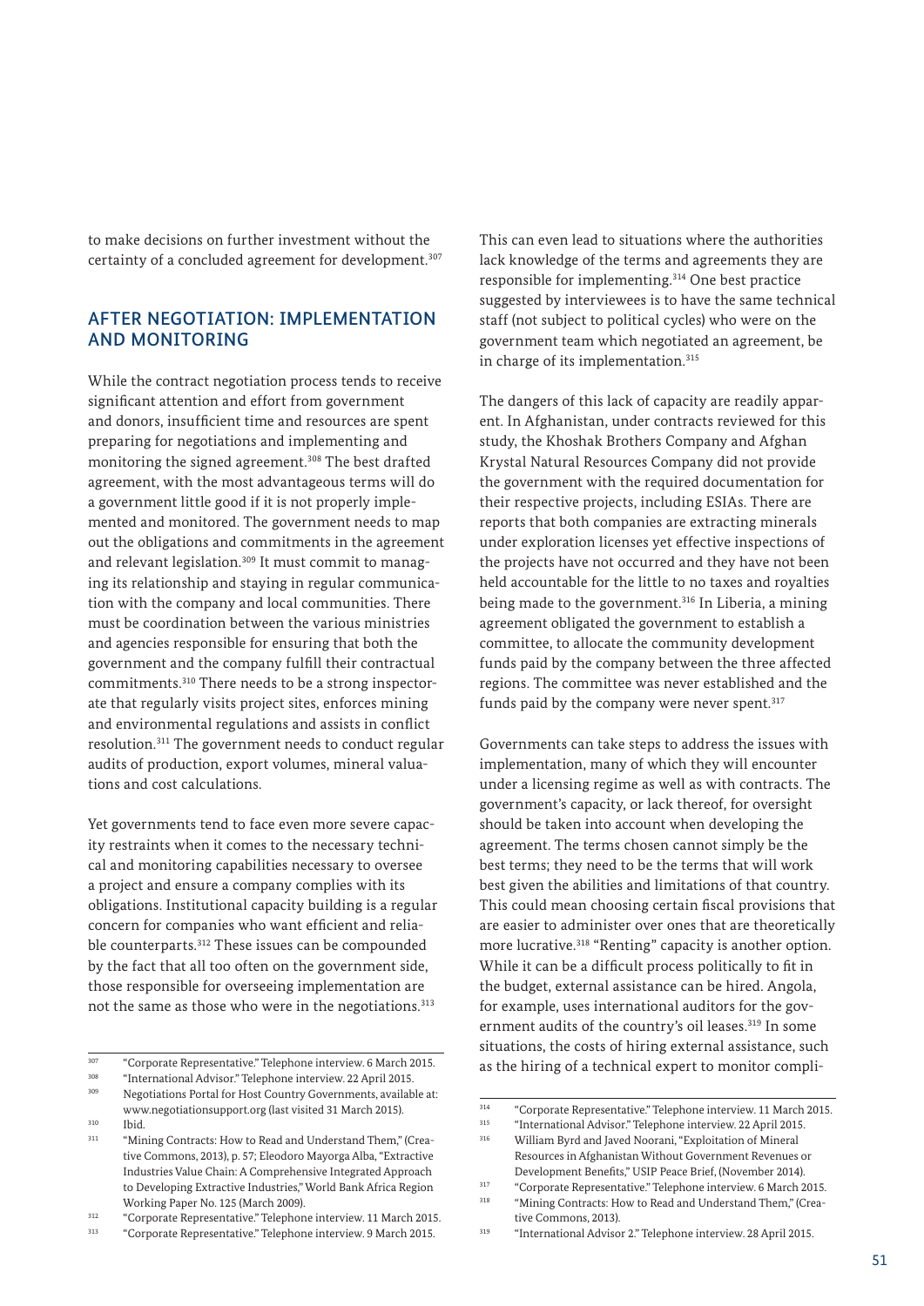to make decisions on further investment without the certainty of a concluded agreement for development.[307]

## AFTER NEGOTIATION: IMPLEMENTATION AND MONITORING

While the contract negotiation process tends to receive significant attention and effort from government and donors, insufficient time and resources are spent preparing for negotiations and implementing and monitoring the signed agreement.[308] The best drafted agreement, with the most advantageous terms will do a government little good if it is not properly implemented and monitored. The government needs to map out the obligations and commitments in the agreement and relevant legislation.[309] It must commit to managing its relationship and staying in regular communication with the company and local communities. There must be coordination between the various ministries and agencies responsible for ensuring that both the government and the company fulfill their contractual commitments.[310] There needs to be a strong inspectorate that regularly visits project sites, enforces mining and environmental regulations and assists in conflict resolution.[311] The government needs to conduct regular audits of production, export volumes, mineral valuations and cost calculations.

Yet governments tend to face even more severe capacity restraints when it comes to the necessary technical and monitoring capabilities necessary to oversee a project and ensure a company complies with its obligations. Institutional capacity building is a regular concern for companies who want efficient and reliable counterparts.[312] These issues can be compounded by the fact that all too often on the government side, those responsible for overseeing implementation are not the same as those who were in the negotiations.[313] This can even lead to situations where the authorities lack knowledge of the terms and agreements they are responsible for implementing.[314] One best practice suggested by interviewees is to have the same technical staff (not subject to political cycles) who were on the government team which negotiated an agreement, be in charge of its implementation.[315]

The dangers of this lack of capacity are readily apparent. In Afghanistan, under contracts reviewed for this study, the Khoshak Brothers Company and Afghan Krystal Natural Resources Company did not provide the government with the required documentation for their respective projects, including ESIAs. There are reports that both companies are extracting minerals under exploration licenses yet effective inspections of the projects have not occurred and they have not been held accountable for the little to no taxes and royalties being made to the government.[316] In Liberia, a mining agreement obligated the government to establish a committee, to allocate the community development funds paid by the company between the three affected regions. The committee was never established and the funds paid by the company were never spent.[317]

Governments can take steps to address the issues with implementation, many of which they will encounter under a licensing regime as well as with contracts. The government's capacity, or lack thereof, for oversight should be taken into account when developing the agreement. The terms chosen cannot simply be the best terms; they need to be the terms that will work best given the abilities and limitations of that country. This could mean choosing certain fiscal provisions that are easier to administer over ones that are theoretically more lucrative.[318] "Renting" capacity is another option. While it can be a difficult process politically to fit in the budget, external assistance can be hired. Angola, for example, uses international auditors for the government audits of the country's oil leases.[319] In some situations, the costs of hiring external assistance, such as the hiring of a technical expert to monitor compli-

---

[307] "Corporate Representative." Telephone interview. 6 March 2015.

[308] "International Advisor." Telephone interview. 22 April 2015.

[309] Negotiations Portal for Host Country Governments, available at: www.negotiationsupport.org (last visited 31 March 2015).

[310] Ibid.

[311] "Mining Contracts: How to Read and Understand Them," (Creative Commons, 2013), p. 57; Eleodoro Mayorga Alba, "Extractive Industries Value Chain: A Comprehensive Integrated Approach to Developing Extractive Industries," World Bank Africa Region Working Paper No. 125 (March 2009).

[312] "Corporate Representative." Telephone interview. 11 March 2015.

[313] "Corporate Representative." Telephone interview. 9 March 2015.

[314] "Corporate Representative." Telephone interview. 11 March 2015.

[315] "International Advisor." Telephone interview. 22 April 2015.

[316] William Byrd and Javed Noorani, "Exploitation of Mineral Resources in Afghanistan Without Government Revenues or Development Benefits," USIP Peace Brief, (November 2014).

[317] "Corporate Representative." Telephone interview. 6 March 2015.

[318] "Mining Contracts: How to Read and Understand Them," (Creative Commons, 2013).

[319] "International Advisor 2." Telephone interview. 28 April 2015.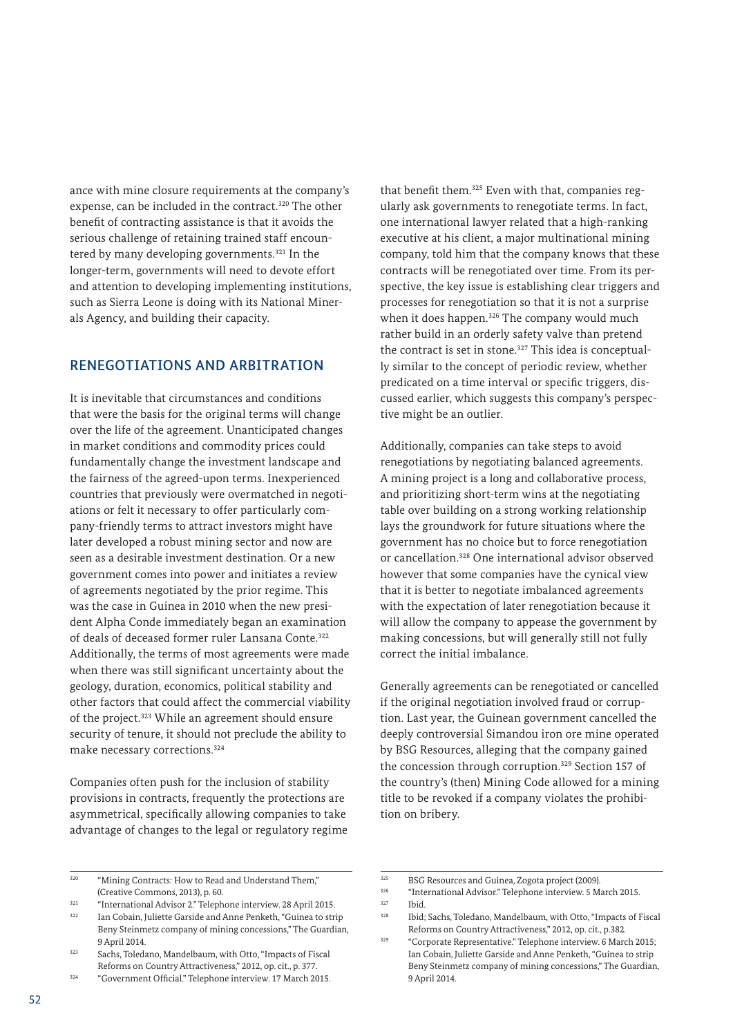ance with mine closure requirements at the company's expense, can be included in the contract.[320] The other benefit of contracting assistance is that it avoids the serious challenge of retaining trained staff encountered by many developing governments.[321] In the longer-term, governments will need to devote effort and attention to developing implementing institutions, such as Sierra Leone is doing with its National Minerals Agency, and building their capacity.

## RENEGOTIATIONS AND ARBITRATION

It is inevitable that circumstances and conditions that were the basis for the original terms will change over the life of the agreement. Unanticipated changes in market conditions and commodity prices could fundamentally change the investment landscape and the fairness of the agreed-upon terms. Inexperienced countries that previously were overmatched in negotiations or felt it necessary to offer particularly company-friendly terms to attract investors might have later developed a robust mining sector and now are seen as a desirable investment destination. Or a new government comes into power and initiates a review of agreements negotiated by the prior regime. This was the case in Guinea in 2010 when the new president Alpha Conde immediately began an examination of deals of deceased former ruler Lansana Conte.[322] Additionally, the terms of most agreements were made when there was still significant uncertainty about the geology, duration, economics, political stability and other factors that could affect the commercial viability of the project.[323] While an agreement should ensure security of tenure, it should not preclude the ability to make necessary corrections.[324]

Companies often push for the inclusion of stability provisions in contracts, frequently the protections are asymmetrical, specifically allowing companies to take advantage of changes to the legal or regulatory regime that benefit them.[325] Even with that, companies regularly ask governments to renegotiate terms. In fact, one international lawyer related that a high-ranking executive at his client, a major multinational mining company, told him that the company knows that these contracts will be renegotiated over time. From its perspective, the key issue is establishing clear triggers and processes for renegotiation so that it is not a surprise when it does happen.[326] The company would much rather build in an orderly safety valve than pretend the contract is set in stone.[327] This idea is conceptually similar to the concept of periodic review, whether predicated on a time interval or specific triggers, discussed earlier, which suggests this company's perspective might be an outlier.

Additionally, companies can take steps to avoid renegotiations by negotiating balanced agreements. A mining project is a long and collaborative process, and prioritizing short-term wins at the negotiating table over building on a strong working relationship lays the groundwork for future situations where the government has no choice but to force renegotiation or cancellation.[328] One international advisor observed however that some companies have the cynical view that it is better to negotiate imbalanced agreements with the expectation of later renegotiation because it will allow the company to appease the government by making concessions, but will generally still not fully correct the initial imbalance.

Generally agreements can be renegotiated or cancelled if the original negotiation involved fraud or corruption. Last year, the Guinean government cancelled the deeply controversial Simandou iron ore mine operated by BSG Resources, alleging that the company gained the concession through corruption.[329] Section 157 of the country's (then) Mining Code allowed for a mining title to be revoked if a company violates the prohibition on bribery.

---

[320] "Mining Contracts: How to Read and Understand Them," (Creative Commons, 2013), p. 60.

[321] "International Advisor 2." Telephone interview. 28 April 2015.

[322] Ian Cobain, Juliette Garside and Anne Penketh, "Guinea to strip Beny Steinmetz company of mining concessions," The Guardian, 9 April 2014.

[323] Sachs, Toledano, Mandelbaum, with Otto, "Impacts of Fiscal Reforms on Country Attractiveness," 2012, op. cit., p. 377.

[324] "Government Official." Telephone interview. 17 March 2015.

[325] BSG Resources and Guinea, Zogota project (2009).

[326] "International Advisor." Telephone interview. 5 March 2015.

[327] Ibid.

[328] Ibid; Sachs, Toledano, Mandelbaum, with Otto, "Impacts of Fiscal Reforms on Country Attractiveness," 2012, op. cit., p.382.

[329] "Corporate Representative." Telephone interview. 6 March 2015; Ian Cobain, Juliette Garside and Anne Penketh, "Guinea to strip Beny Steinmetz company of mining concessions," The Guardian, 9 April 2014.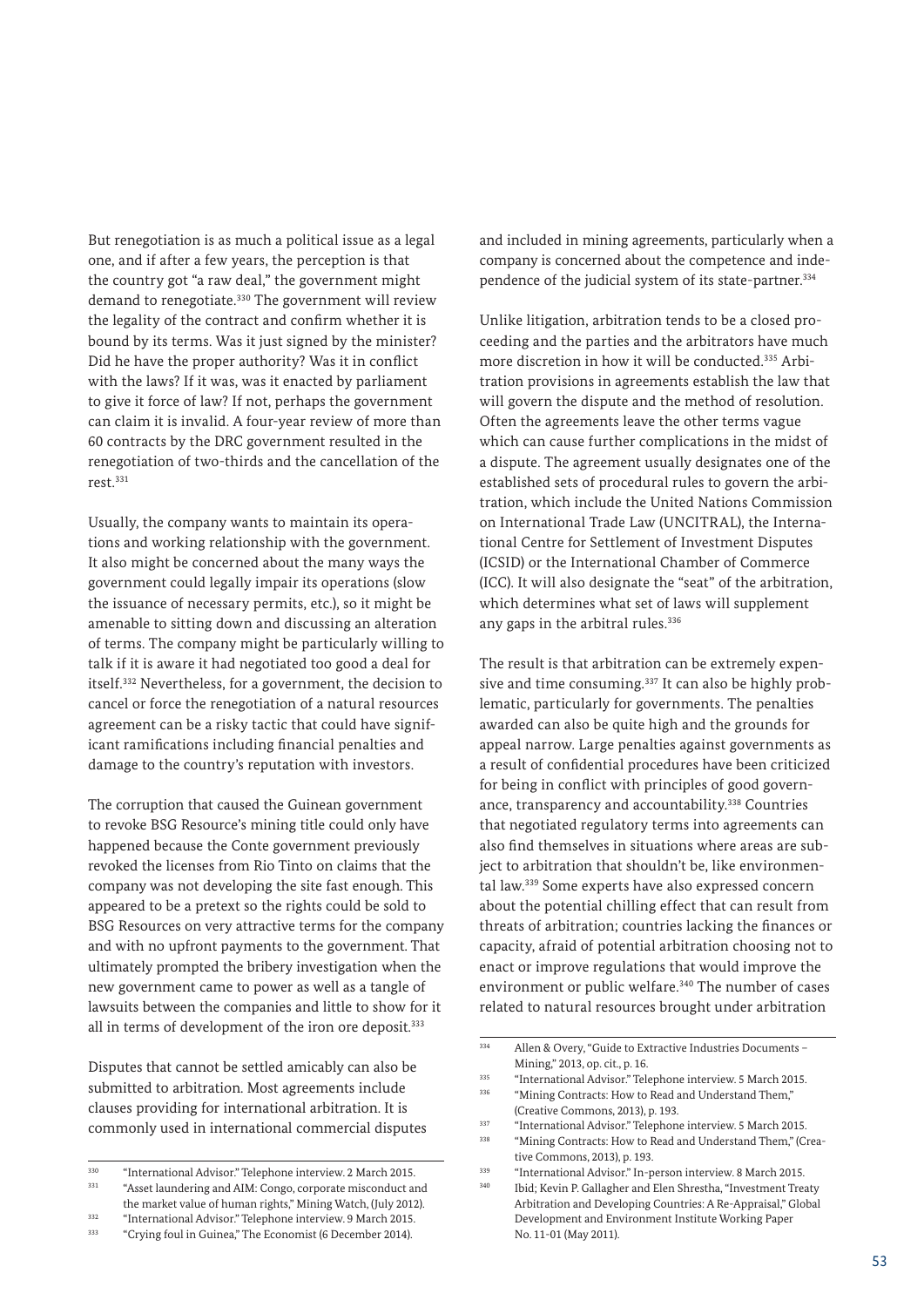But renegotiation is as much a political issue as a legal one, and if after a few years, the perception is that the country got "a raw deal," the government might demand to renegotiate.[330] The government will review the legality of the contract and confirm whether it is bound by its terms. Was it just signed by the minister? Did he have the proper authority? Was it in conflict with the laws? If it was, was it enacted by parliament to give it force of law? If not, perhaps the government can claim it is invalid. A four-year review of more than 60 contracts by the DRC government resulted in the renegotiation of two-thirds and the cancellation of the rest.[331]

Usually, the company wants to maintain its operations and working relationship with the government. It also might be concerned about the many ways the government could legally impair its operations (slow the issuance of necessary permits, etc.), so it might be amenable to sitting down and discussing an alteration of terms. The company might be particularly willing to talk if it is aware it had negotiated too good a deal for itself.[332] Nevertheless, for a government, the decision to cancel or force the renegotiation of a natural resources agreement can be a risky tactic that could have significant ramifications including financial penalties and damage to the country's reputation with investors.

The corruption that caused the Guinean government to revoke BSG Resource's mining title could only have happened because the Conte government previously revoked the licenses from Rio Tinto on claims that the company was not developing the site fast enough. This appeared to be a pretext so the rights could be sold to BSG Resources on very attractive terms for the company and with no upfront payments to the government. That ultimately prompted the bribery investigation when the new government came to power as well as a tangle of lawsuits between the companies and little to show for it all in terms of development of the iron ore deposit.[333]

Disputes that cannot be settled amicably can also be submitted to arbitration. Most agreements include clauses providing for international arbitration. It is commonly used in international commercial disputes and included in mining agreements, particularly when a company is concerned about the competence and independence of the judicial system of its state-partner.[334]

Unlike litigation, arbitration tends to be a closed proceeding and the parties and the arbitrators have much more discretion in how it will be conducted.[335] Arbitration provisions in agreements establish the law that will govern the dispute and the method of resolution. Often the agreements leave the other terms vague which can cause further complications in the midst of a dispute. The agreement usually designates one of the established sets of procedural rules to govern the arbitration, which include the United Nations Commission on International Trade Law (UNCITRAL), the International Centre for Settlement of Investment Disputes (ICSID) or the International Chamber of Commerce (ICC). It will also designate the "seat" of the arbitration, which determines what set of laws will supplement any gaps in the arbitral rules.[336]

The result is that arbitration can be extremely expensive and time consuming.[337] It can also be highly problematic, particularly for governments. The penalties awarded can also be quite high and the grounds for appeal narrow. Large penalties against governments as a result of confidential procedures have been criticized for being in conflict with principles of good governance, transparency and accountability.[338] Countries that negotiated regulatory terms into agreements can also find themselves in situations where areas are subject to arbitration that shouldn't be, like environmental law.[339] Some experts have also expressed concern about the potential chilling effect that can result from threats of arbitration; countries lacking the finances or capacity, afraid of potential arbitration choosing not to enact or improve regulations that would improve the environment or public welfare.[340] The number of cases related to natural resources brought under arbitration

---

330 "International Advisor." Telephone interview. 2 March 2015.
331 "Asset laundering and AIM: Congo, corporate misconduct and the market value of human rights," Mining Watch, (July 2012).
332 "International Advisor." Telephone interview. 9 March 2015.
333 "Crying foul in Guinea," The Economist (6 December 2014).
334 Allen & Overy, "Guide to Extractive Industries Documents – Mining," 2013, op. cit., p. 16.
335 "International Advisor." Telephone interview. 5 March 2015.
336 "Mining Contracts: How to Read and Understand Them," (Creative Commons, 2013), p. 193.
337 "International Advisor." Telephone interview. 5 March 2015.
338 "Mining Contracts: How to Read and Understand Them," (Creative Commons, 2013), p. 193.
339 "International Advisor." In-person interview. 8 March 2015.
340 Ibid; Kevin P. Gallagher and Elen Shrestha, "Investment Treaty Arbitration and Developing Countries: A Re-Appraisal," Global Development and Environment Institute Working Paper No. 11-01 (May 2011).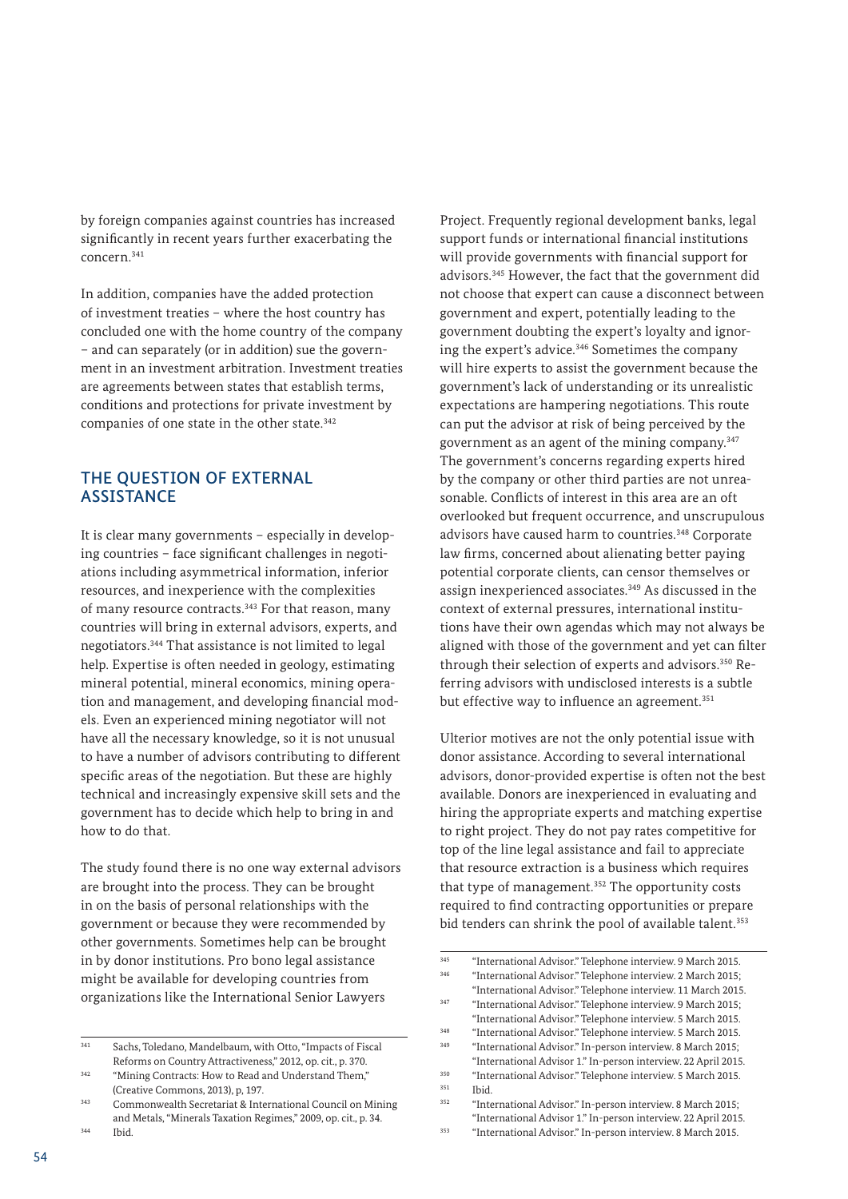by foreign companies against countries has increased significantly in recent years further exacerbating the concern.[341]

In addition, companies have the added protection of investment treaties – where the host country has concluded one with the home country of the company – and can separately (or in addition) sue the government in an investment arbitration. Investment treaties are agreements between states that establish terms, conditions and protections for private investment by companies of one state in the other state.[342]

## THE QUESTION OF EXTERNAL ASSISTANCE

It is clear many governments – especially in developing countries – face significant challenges in negotiations including asymmetrical information, inferior resources, and inexperience with the complexities of many resource contracts.[343] For that reason, many countries will bring in external advisors, experts, and negotiators.[344] That assistance is not limited to legal help. Expertise is often needed in geology, estimating mineral potential, mineral economics, mining operation and management, and developing financial models. Even an experienced mining negotiator will not have all the necessary knowledge, so it is not unusual to have a number of advisors contributing to different specific areas of the negotiation. But these are highly technical and increasingly expensive skill sets and the government has to decide which help to bring in and how to do that.

The study found there is no one way external advisors are brought into the process. They can be brought in on the basis of personal relationships with the government or because they were recommended by other governments. Sometimes help can be brought in by donor institutions. Pro bono legal assistance might be available for developing countries from organizations like the International Senior Lawyers Project. Frequently regional development banks, legal support funds or international financial institutions will provide governments with financial support for advisors.[345] However, the fact that the government did not choose that expert can cause a disconnect between government and expert, potentially leading to the government doubting the expert's loyalty and ignoring the expert's advice.[346] Sometimes the company will hire experts to assist the government because the government's lack of understanding or its unrealistic expectations are hampering negotiations. This route can put the advisor at risk of being perceived by the government as an agent of the mining company.[347] The government's concerns regarding experts hired by the company or other third parties are not unreasonable. Conflicts of interest in this area are an oft overlooked but frequent occurrence, and unscrupulous advisors have caused harm to countries.[348] Corporate law firms, concerned about alienating better paying potential corporate clients, can censor themselves or assign inexperienced associates.[349] As discussed in the context of external pressures, international institutions have their own agendas which may not always be aligned with those of the government and yet can filter through their selection of experts and advisors.[350] Referring advisors with undisclosed interests is a subtle but effective way to influence an agreement.[351]

Ulterior motives are not the only potential issue with donor assistance. According to several international advisors, donor-provided expertise is often not the best available. Donors are inexperienced in evaluating and hiring the appropriate experts and matching expertise to right project. They do not pay rates competitive for top of the line legal assistance and fail to appreciate that resource extraction is a business which requires that type of management.[352] The opportunity costs required to find contracting opportunities or prepare bid tenders can shrink the pool of available talent.[353]

---

[341] Sachs, Toledano, Mandelbaum, with Otto, "Impacts of Fiscal Reforms on Country Attractiveness," 2012, op. cit., p. 370.

[342] "Mining Contracts: How to Read and Understand Them," (Creative Commons, 2013), p, 197.

[343] Commonwealth Secretariat & International Council on Mining and Metals, "Minerals Taxation Regimes," 2009, op. cit., p. 34.

[344] Ibid.

[345] "International Advisor." Telephone interview. 9 March 2015.

[346] "International Advisor." Telephone interview. 2 March 2015; "International Advisor." Telephone interview. 11 March 2015.

[347] "International Advisor." Telephone interview. 9 March 2015; "International Advisor." Telephone interview. 5 March 2015.

[348] "International Advisor." Telephone interview. 5 March 2015.

[349] "International Advisor." In-person interview. 8 March 2015; "International Advisor 1." In-person interview. 22 April 2015.

[350] "International Advisor." Telephone interview. 5 March 2015.

[351] Ibid.

[352] "International Advisor." In-person interview. 8 March 2015; "International Advisor 1." In-person interview. 22 April 2015.

[353] "International Advisor." In-person interview. 8 March 2015.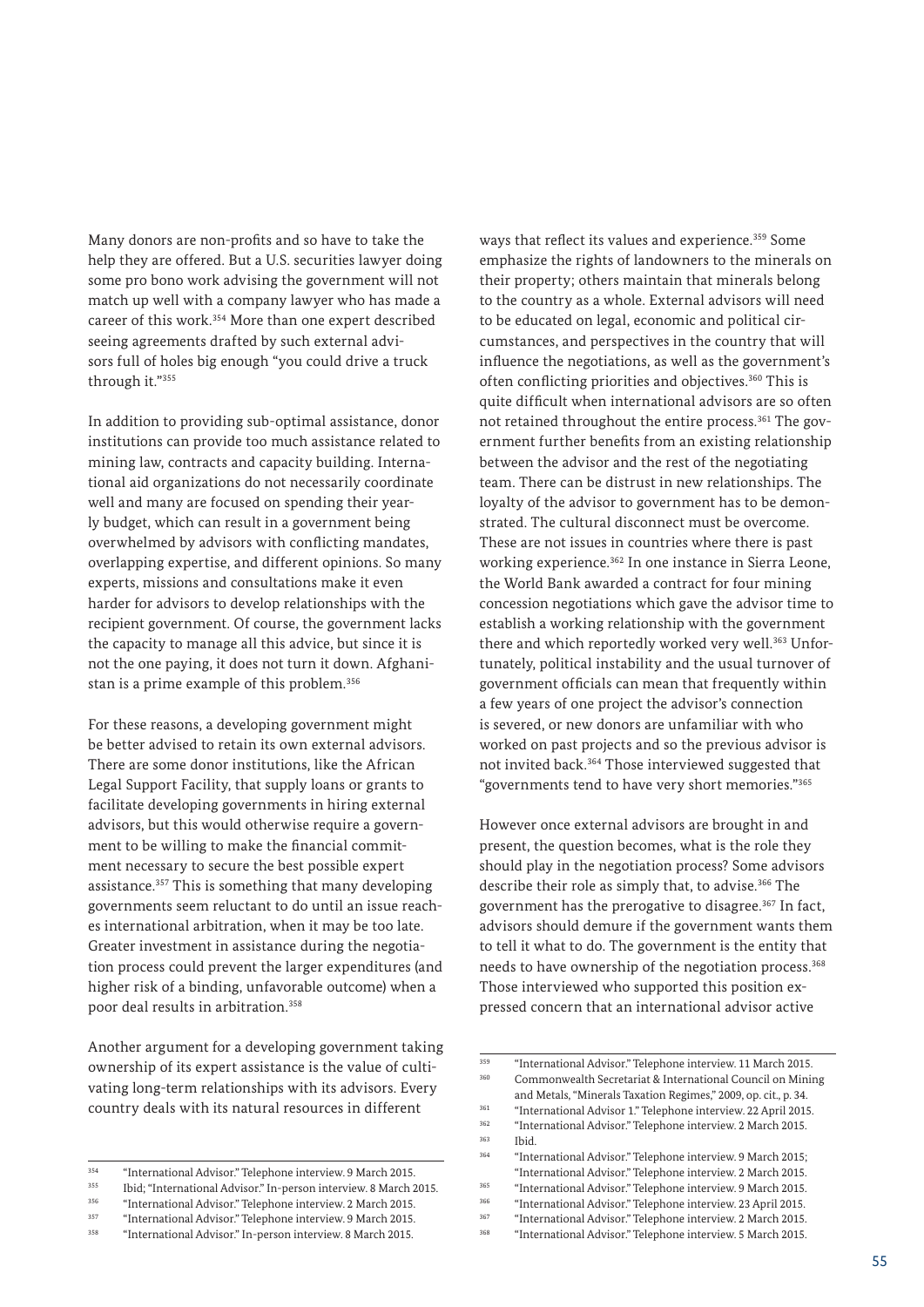Many donors are non-profits and so have to take the help they are offered. But a U.S. securities lawyer doing some pro bono work advising the government will not match up well with a company lawyer who has made a career of this work.[354] More than one expert described seeing agreements drafted by such external advisors full of holes big enough "you could drive a truck through it."[355]

In addition to providing sub-optimal assistance, donor institutions can provide too much assistance related to mining law, contracts and capacity building. International aid organizations do not necessarily coordinate well and many are focused on spending their yearly budget, which can result in a government being overwhelmed by advisors with conflicting mandates, overlapping expertise, and different opinions. So many experts, missions and consultations make it even harder for advisors to develop relationships with the recipient government. Of course, the government lacks the capacity to manage all this advice, but since it is not the one paying, it does not turn it down. Afghanistan is a prime example of this problem.[356]

For these reasons, a developing government might be better advised to retain its own external advisors. There are some donor institutions, like the African Legal Support Facility, that supply loans or grants to facilitate developing governments in hiring external advisors, but this would otherwise require a government to be willing to make the financial commitment necessary to secure the best possible expert assistance.[357] This is something that many developing governments seem reluctant to do until an issue reaches international arbitration, when it may be too late. Greater investment in assistance during the negotiation process could prevent the larger expenditures (and higher risk of a binding, unfavorable outcome) when a poor deal results in arbitration.[358]

Another argument for a developing government taking ownership of its expert assistance is the value of cultivating long-term relationships with its advisors. Every country deals with its natural resources in different ways that reflect its values and experience.[359] Some emphasize the rights of landowners to the minerals on their property; others maintain that minerals belong to the country as a whole. External advisors will need to be educated on legal, economic and political circumstances, and perspectives in the country that will influence the negotiations, as well as the government's often conflicting priorities and objectives.[360] This is quite difficult when international advisors are so often not retained throughout the entire process.[361] The government further benefits from an existing relationship between the advisor and the rest of the negotiating team. There can be distrust in new relationships. The loyalty of the advisor to government has to be demonstrated. The cultural disconnect must be overcome. These are not issues in countries where there is past working experience.[362] In one instance in Sierra Leone, the World Bank awarded a contract for four mining concession negotiations which gave the advisor time to establish a working relationship with the government there and which reportedly worked very well.[363] Unfortunately, political instability and the usual turnover of government officials can mean that frequently within a few years of one project the advisor's connection is severed, or new donors are unfamiliar with who worked on past projects and so the previous advisor is not invited back.[364] Those interviewed suggested that "governments tend to have very short memories."[365]

However once external advisors are brought in and present, the question becomes, what is the role they should play in the negotiation process? Some advisors describe their role as simply that, to advise.[366] The government has the prerogative to disagree.[367] In fact, advisors should demure if the government wants them to tell it what to do. The government is the entity that needs to have ownership of the negotiation process.[368] Those interviewed who supported this position expressed concern that an international advisor active

---

[354] "International Advisor." Telephone interview. 9 March 2015.
[355] Ibid; "International Advisor." In-person interview. 8 March 2015.
[356] "International Advisor." Telephone interview. 2 March 2015.
[357] "International Advisor." Telephone interview. 9 March 2015.
[358] "International Advisor." In-person interview. 8 March 2015.
[359] "International Advisor." Telephone interview. 11 March 2015.
[360] Commonwealth Secretariat & International Council on Mining and Metals, "Minerals Taxation Regimes," 2009, op. cit., p. 34.
[361] "International Advisor 1." Telephone interview. 22 April 2015.
[362] "International Advisor." Telephone interview. 2 March 2015.
[363] Ibid.
[364] "International Advisor." Telephone interview. 9 March 2015; "International Advisor." Telephone interview. 2 March 2015.
[365] "International Advisor." Telephone interview. 9 March 2015.
[366] "International Advisor." Telephone interview. 23 April 2015.
[367] "International Advisor." Telephone interview. 2 March 2015.
[368] "International Advisor." Telephone interview. 5 March 2015.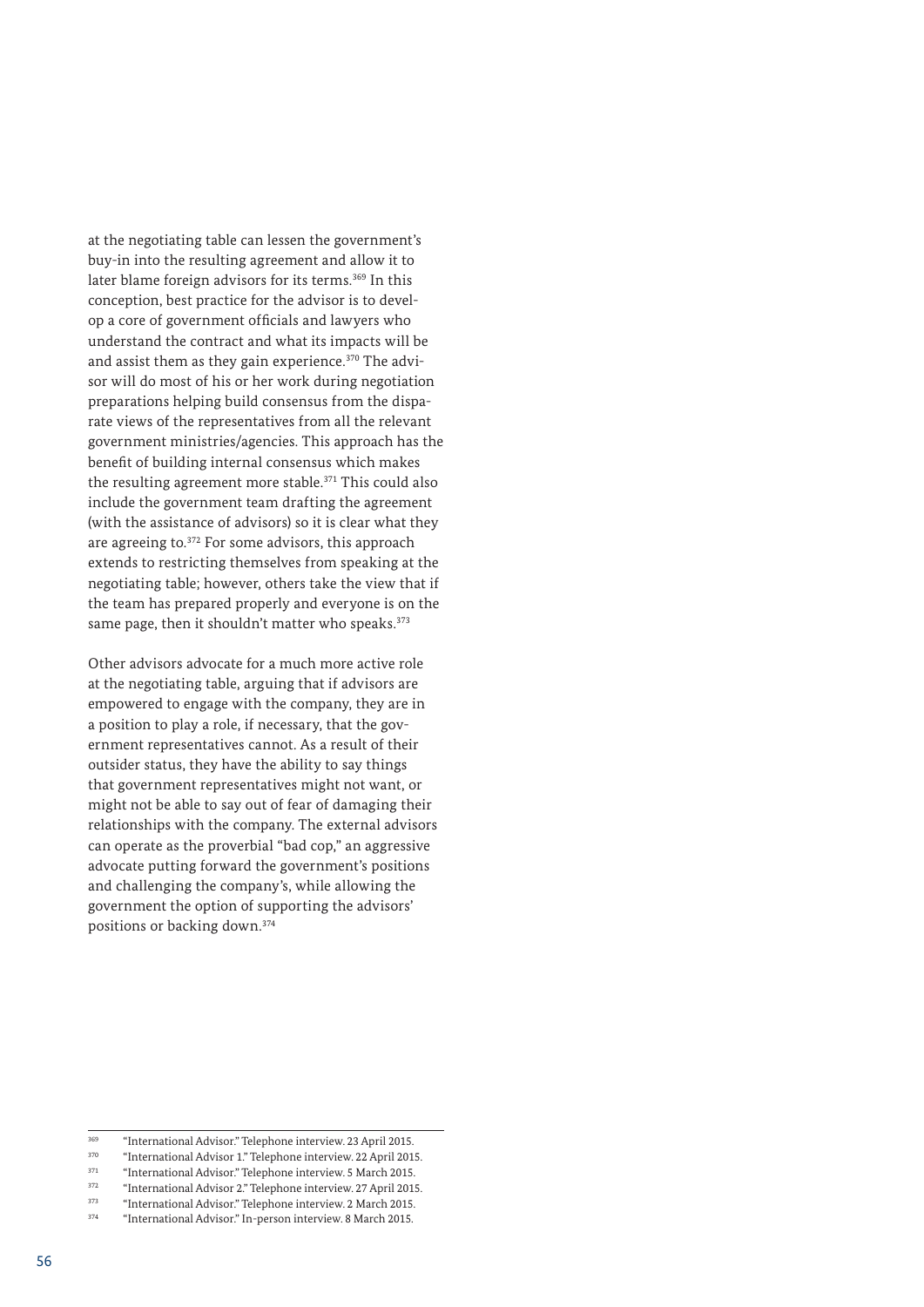at the negotiating table can lessen the government's buy-in into the resulting agreement and allow it to later blame foreign advisors for its terms.[369] In this conception, best practice for the advisor is to develop a core of government officials and lawyers who understand the contract and what its impacts will be and assist them as they gain experience.[370] The advisor will do most of his or her work during negotiation preparations helping build consensus from the disparate views of the representatives from all the relevant government ministries/agencies. This approach has the benefit of building internal consensus which makes the resulting agreement more stable.[371] This could also include the government team drafting the agreement (with the assistance of advisors) so it is clear what they are agreeing to.[372] For some advisors, this approach extends to restricting themselves from speaking at the negotiating table; however, others take the view that if the team has prepared properly and everyone is on the same page, then it shouldn't matter who speaks.[373]

Other advisors advocate for a much more active role at the negotiating table, arguing that if advisors are empowered to engage with the company, they are in a position to play a role, if necessary, that the government representatives cannot. As a result of their outsider status, they have the ability to say things that government representatives might not want, or might not be able to say out of fear of damaging their relationships with the company. The external advisors can operate as the proverbial "bad cop," an aggressive advocate putting forward the government's positions and challenging the company's, while allowing the government the option of supporting the advisors' positions or backing down.[374]

---

[369] "International Advisor." Telephone interview. 23 April 2015.

[370] "International Advisor 1." Telephone interview. 22 April 2015.

[371] "International Advisor." Telephone interview. 5 March 2015.

[372] "International Advisor 2." Telephone interview. 27 April 2015.

[373] "International Advisor." Telephone interview. 2 March 2015.

[374] "International Advisor." In-person interview. 8 March 2015.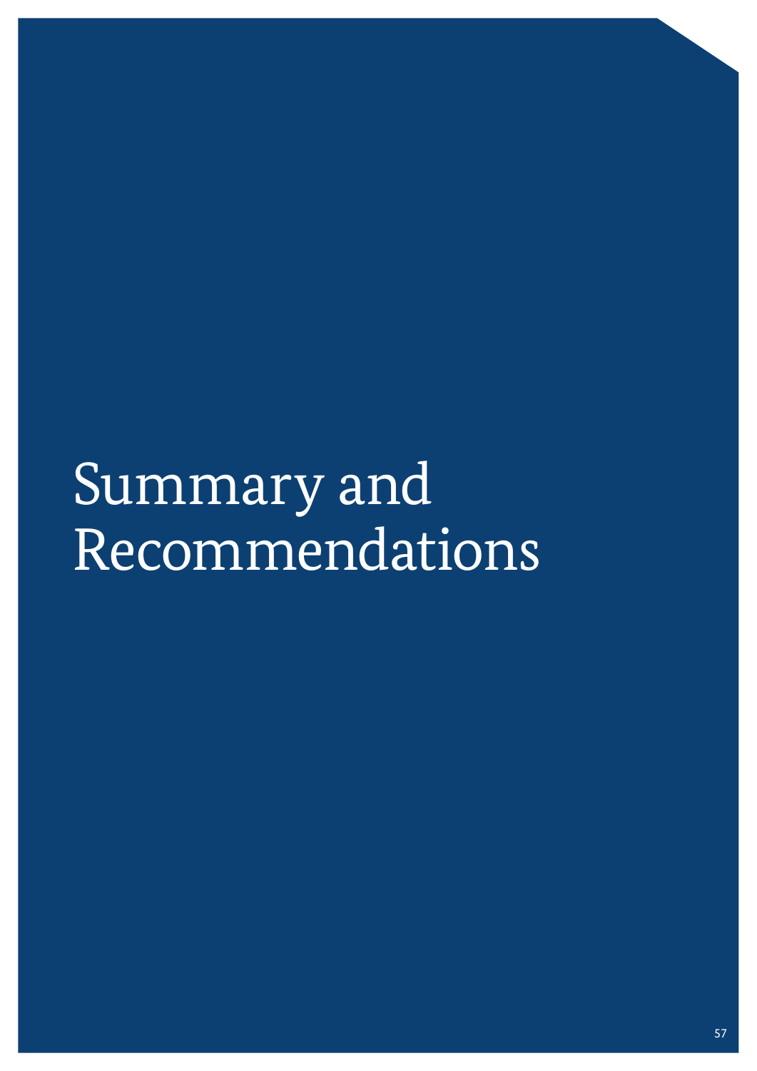# Summary and Recommendations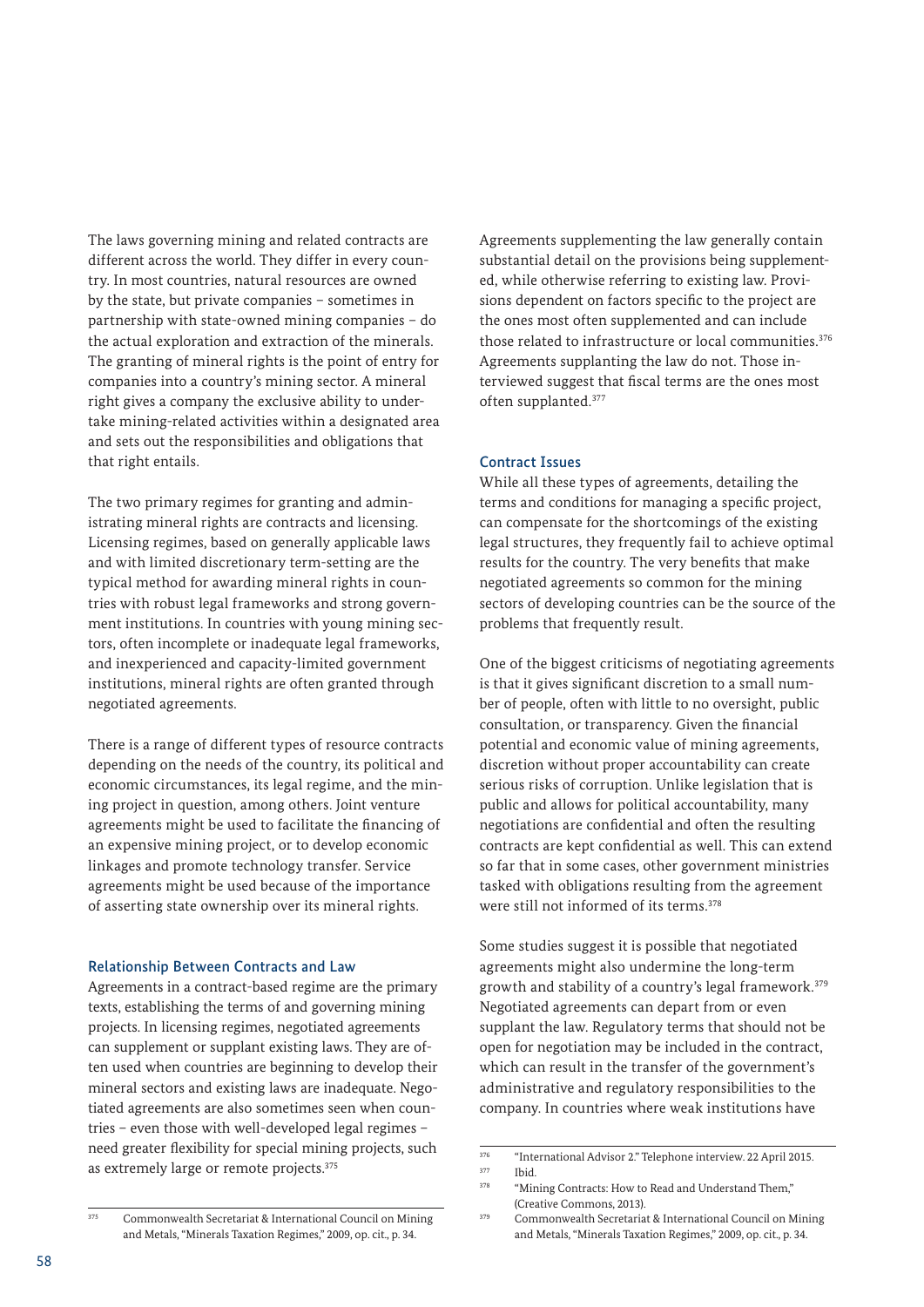The laws governing mining and related contracts are different across the world. They differ in every country. In most countries, natural resources are owned by the state, but private companies – sometimes in partnership with state-owned mining companies – do the actual exploration and extraction of the minerals. The granting of mineral rights is the point of entry for companies into a country's mining sector. A mineral right gives a company the exclusive ability to undertake mining-related activities within a designated area and sets out the responsibilities and obligations that that right entails.

The two primary regimes for granting and administrating mineral rights are contracts and licensing. Licensing regimes, based on generally applicable laws and with limited discretionary term-setting are the typical method for awarding mineral rights in countries with robust legal frameworks and strong government institutions. In countries with young mining sectors, often incomplete or inadequate legal frameworks, and inexperienced and capacity-limited government institutions, mineral rights are often granted through negotiated agreements.

There is a range of different types of resource contracts depending on the needs of the country, its political and economic circumstances, its legal regime, and the mining project in question, among others. Joint venture agreements might be used to facilitate the financing of an expensive mining project, or to develop economic linkages and promote technology transfer. Service agreements might be used because of the importance of asserting state ownership over its mineral rights.

### Relationship Between Contracts and Law

Agreements in a contract-based regime are the primary texts, establishing the terms of and governing mining projects. In licensing regimes, negotiated agreements can supplement or supplant existing laws. They are often used when countries are beginning to develop their mineral sectors and existing laws are inadequate. Negotiated agreements are also sometimes seen when countries – even those with well-developed legal regimes – need greater flexibility for special mining projects, such as extremely large or remote projects.[375]

Agreements supplementing the law generally contain substantial detail on the provisions being supplemented, while otherwise referring to existing law. Provisions dependent on factors specific to the project are the ones most often supplemented and can include those related to infrastructure or local communities.[376] Agreements supplanting the law do not. Those interviewed suggest that fiscal terms are the ones most often supplanted.[377]

### Contract Issues

While all these types of agreements, detailing the terms and conditions for managing a specific project, can compensate for the shortcomings of the existing legal structures, they frequently fail to achieve optimal results for the country. The very benefits that make negotiated agreements so common for the mining sectors of developing countries can be the source of the problems that frequently result.

One of the biggest criticisms of negotiating agreements is that it gives significant discretion to a small number of people, often with little to no oversight, public consultation, or transparency. Given the financial potential and economic value of mining agreements, discretion without proper accountability can create serious risks of corruption. Unlike legislation that is public and allows for political accountability, many negotiations are confidential and often the resulting contracts are kept confidential as well. This can extend so far that in some cases, other government ministries tasked with obligations resulting from the agreement were still not informed of its terms.[378]

Some studies suggest it is possible that negotiated agreements might also undermine the long-term growth and stability of a country's legal framework.[379] Negotiated agreements can depart from or even supplant the law. Regulatory terms that should not be open for negotiation may be included in the contract, which can result in the transfer of the government's administrative and regulatory responsibilities to the company. In countries where weak institutions have

---

[375] Commonwealth Secretariat & International Council on Mining and Metals, "Minerals Taxation Regimes," 2009, op. cit., p. 34.

[376] "International Advisor 2." Telephone interview. 22 April 2015.

[377] Ibid.

[378] "Mining Contracts: How to Read and Understand Them," (Creative Commons, 2013).

[379] Commonwealth Secretariat & International Council on Mining and Metals, "Minerals Taxation Regimes," 2009, op. cit., p. 34.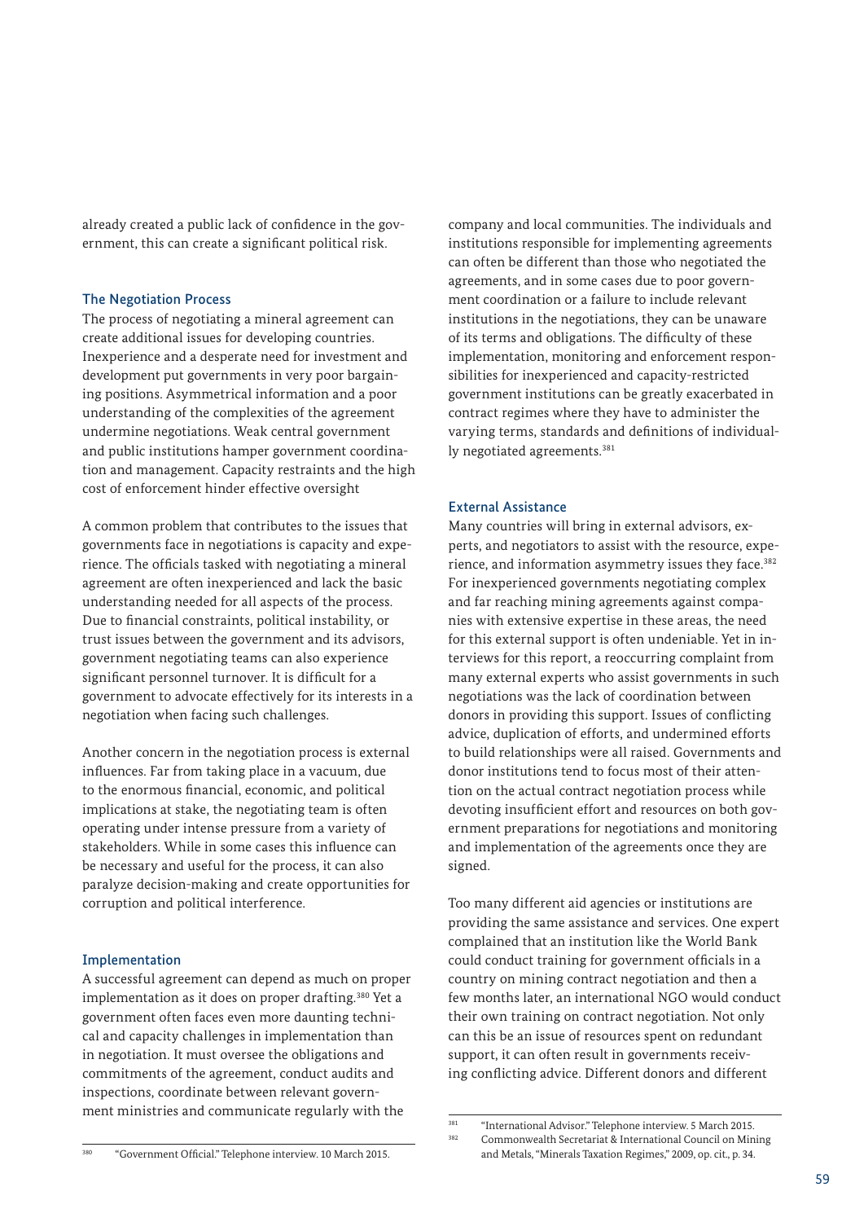already created a public lack of confidence in the government, this can create a significant political risk.

### The Negotiation Process

The process of negotiating a mineral agreement can create additional issues for developing countries. Inexperience and a desperate need for investment and development put governments in very poor bargaining positions. Asymmetrical information and a poor understanding of the complexities of the agreement undermine negotiations. Weak central government and public institutions hamper government coordination and management. Capacity restraints and the high cost of enforcement hinder effective oversight

A common problem that contributes to the issues that governments face in negotiations is capacity and experience. The officials tasked with negotiating a mineral agreement are often inexperienced and lack the basic understanding needed for all aspects of the process. Due to financial constraints, political instability, or trust issues between the government and its advisors, government negotiating teams can also experience significant personnel turnover. It is difficult for a government to advocate effectively for its interests in a negotiation when facing such challenges.

Another concern in the negotiation process is external influences. Far from taking place in a vacuum, due to the enormous financial, economic, and political implications at stake, the negotiating team is often operating under intense pressure from a variety of stakeholders. While in some cases this influence can be necessary and useful for the process, it can also paralyze decision-making and create opportunities for corruption and political interference.

### Implementation

A successful agreement can depend as much on proper implementation as it does on proper drafting.[380] Yet a government often faces even more daunting technical and capacity challenges in implementation than in negotiation. It must oversee the obligations and commitments of the agreement, conduct audits and inspections, coordinate between relevant government ministries and communicate regularly with the company and local communities. The individuals and institutions responsible for implementing agreements can often be different than those who negotiated the agreements, and in some cases due to poor government coordination or a failure to include relevant institutions in the negotiations, they can be unaware of its terms and obligations. The difficulty of these implementation, monitoring and enforcement responsibilities for inexperienced and capacity-restricted government institutions can be greatly exacerbated in contract regimes where they have to administer the varying terms, standards and definitions of individually negotiated agreements.[381]

### External Assistance

Many countries will bring in external advisors, experts, and negotiators to assist with the resource, experience, and information asymmetry issues they face.[382] For inexperienced governments negotiating complex and far reaching mining agreements against companies with extensive expertise in these areas, the need for this external support is often undeniable. Yet in interviews for this report, a reoccurring complaint from many external experts who assist governments in such negotiations was the lack of coordination between donors in providing this support. Issues of conflicting advice, duplication of efforts, and undermined efforts to build relationships were all raised. Governments and donor institutions tend to focus most of their attention on the actual contract negotiation process while devoting insufficient effort and resources on both government preparations for negotiations and monitoring and implementation of the agreements once they are signed.

Too many different aid agencies or institutions are providing the same assistance and services. One expert complained that an institution like the World Bank could conduct training for government officials in a country on mining contract negotiation and then a few months later, an international NGO would conduct their own training on contract negotiation. Not only can this be an issue of resources spent on redundant support, it can often result in governments receiving conflicting advice. Different donors and different

---

[380] "Government Official." Telephone interview. 10 March 2015.

[381] "International Advisor." Telephone interview. 5 March 2015.

[382] Commonwealth Secretariat & International Council on Mining and Metals, "Minerals Taxation Regimes," 2009, op. cit., p. 34.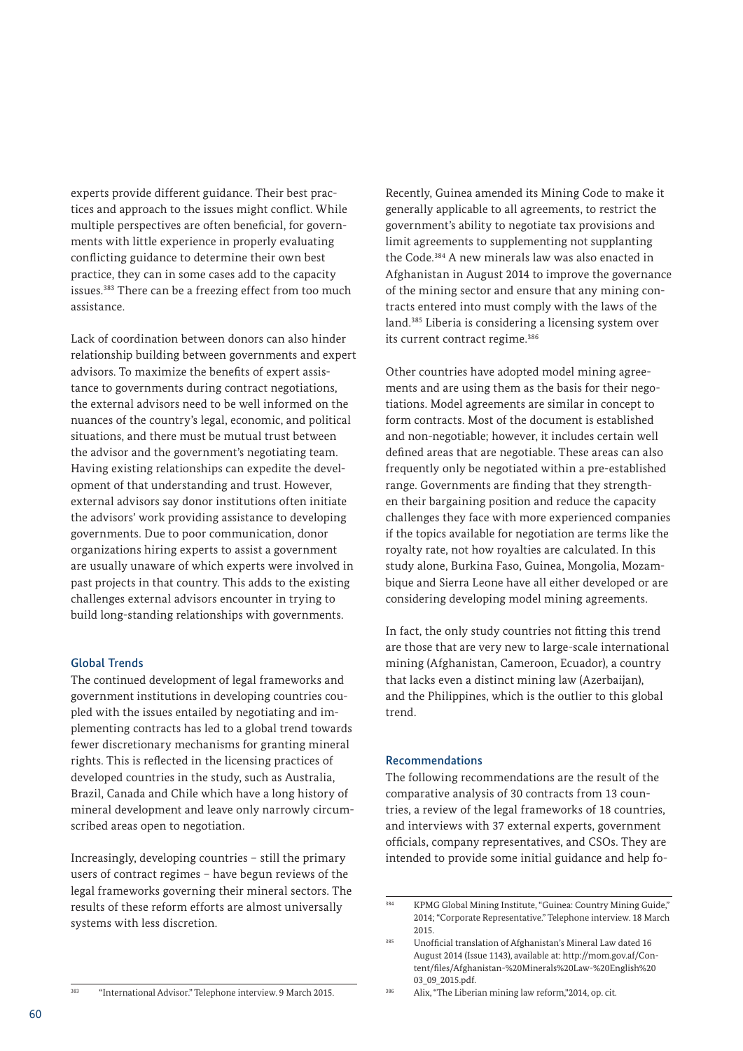experts provide different guidance. Their best practices and approach to the issues might conflict. While multiple perspectives are often beneficial, for governments with little experience in properly evaluating conflicting guidance to determine their own best practice, they can in some cases add to the capacity issues.[383] There can be a freezing effect from too much assistance.

Lack of coordination between donors can also hinder relationship building between governments and expert advisors. To maximize the benefits of expert assistance to governments during contract negotiations, the external advisors need to be well informed on the nuances of the country's legal, economic, and political situations, and there must be mutual trust between the advisor and the government's negotiating team. Having existing relationships can expedite the development of that understanding and trust. However, external advisors say donor institutions often initiate the advisors' work providing assistance to developing governments. Due to poor communication, donor organizations hiring experts to assist a government are usually unaware of which experts were involved in past projects in that country. This adds to the existing challenges external advisors encounter in trying to build long-standing relationships with governments.

### Global Trends

The continued development of legal frameworks and government institutions in developing countries coupled with the issues entailed by negotiating and implementing contracts has led to a global trend towards fewer discretionary mechanisms for granting mineral rights. This is reflected in the licensing practices of developed countries in the study, such as Australia, Brazil, Canada and Chile which have a long history of mineral development and leave only narrowly circumscribed areas open to negotiation.

Increasingly, developing countries – still the primary users of contract regimes – have begun reviews of the legal frameworks governing their mineral sectors. The results of these reform efforts are almost universally systems with less discretion.

Recently, Guinea amended its Mining Code to make it generally applicable to all agreements, to restrict the government's ability to negotiate tax provisions and limit agreements to supplementing not supplanting the Code.[384] A new minerals law was also enacted in Afghanistan in August 2014 to improve the governance of the mining sector and ensure that any mining contracts entered into must comply with the laws of the land.[385] Liberia is considering a licensing system over its current contract regime.[386]

Other countries have adopted model mining agreements and are using them as the basis for their negotiations. Model agreements are similar in concept to form contracts. Most of the document is established and non-negotiable; however, it includes certain well defined areas that are negotiable. These areas can also frequently only be negotiated within a pre-established range. Governments are finding that they strengthen their bargaining position and reduce the capacity challenges they face with more experienced companies if the topics available for negotiation are terms like the royalty rate, not how royalties are calculated. In this study alone, Burkina Faso, Guinea, Mongolia, Mozambique and Sierra Leone have all either developed or are considering developing model mining agreements.

In fact, the only study countries not fitting this trend are those that are very new to large-scale international mining (Afghanistan, Cameroon, Ecuador), a country that lacks even a distinct mining law (Azerbaijan), and the Philippines, which is the outlier to this global trend.

### Recommendations

The following recommendations are the result of the comparative analysis of 30 contracts from 13 countries, a review of the legal frameworks of 18 countries, and interviews with 37 external experts, government officials, company representatives, and CSOs. They are intended to provide some initial guidance and help fo-

---

[383] "International Advisor." Telephone interview. 9 March 2015.

[384] KPMG Global Mining Institute, "Guinea: Country Mining Guide," 2014; "Corporate Representative." Telephone interview. 18 March 2015.

[385] Unofficial translation of Afghanistan's Mineral Law dated 16 August 2014 (Issue 1143), available at: http://mom.gov.af/Content/files/Afghanistan-%20Minerals%20Law-%20English%2003_09_2015.pdf.

[386] Alix, "The Liberian mining law reform,"2014, op. cit.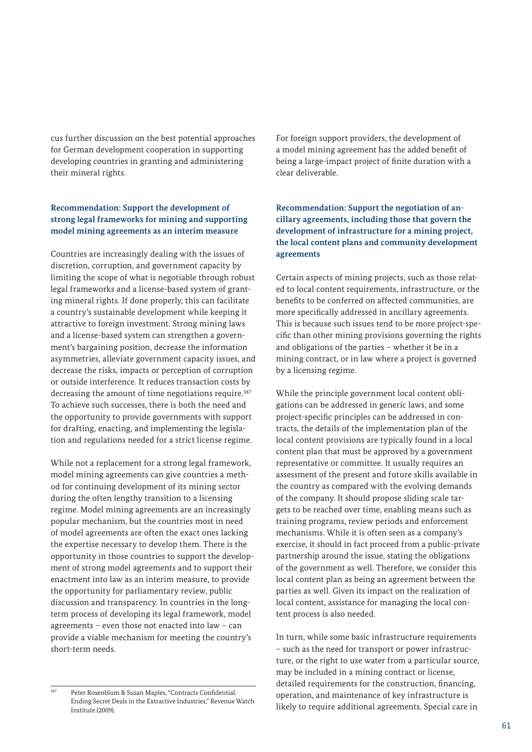cus further discussion on the best potential approaches for German development cooperation in supporting developing countries in granting and administering their mineral rights.

### Recommendation: Support the development of strong legal frameworks for mining and supporting model mining agreements as an interim measure

Countries are increasingly dealing with the issues of discretion, corruption, and government capacity by limiting the scope of what is negotiable through robust legal frameworks and a license-based system of granting mineral rights. If done properly, this can facilitate a country's sustainable development while keeping it attractive to foreign investment. Strong mining laws and a license-based system can strengthen a government's bargaining position, decrease the information asymmetries, alleviate government capacity issues, and decrease the risks, impacts or perception of corruption or outside interference. It reduces transaction costs by decreasing the amount of time negotiations require.[387] To achieve such successes, there is both the need and the opportunity to provide governments with support for drafting, enacting, and implementing the legislation and regulations needed for a strict license regime.

While not a replacement for a strong legal framework, model mining agreements can give countries a method for continuing development of its mining sector during the often lengthy transition to a licensing regime. Model mining agreements are an increasingly popular mechanism, but the countries most in need of model agreements are often the exact ones lacking the expertise necessary to develop them. There is the opportunity in those countries to support the development of strong model agreements and to support their enactment into law as an interim measure, to provide the opportunity for parliamentary review, public discussion and transparency. In countries in the long-term process of developing its legal framework, model agreements – even those not enacted into law – can provide a viable mechanism for meeting the country's short-term needs.

For foreign support providers, the development of a model mining agreement has the added benefit of being a large-impact project of finite duration with a clear deliverable.

### Recommendation: Support the negotiation of ancillary agreements, including those that govern the development of infrastructure for a mining project, the local content plans and community development agreements

Certain aspects of mining projects, such as those related to local content requirements, infrastructure, or the benefits to be conferred on affected communities, are more specifically addressed in ancillary agreements. This is because such issues tend to be more project-specific than other mining provisions governing the rights and obligations of the parties – whether it be in a mining contract, or in law where a project is governed by a licensing regime.

While the principle government local content obligations can be addressed in generic laws, and some project-specific principles can be addressed in contracts, the details of the implementation plan of the local content provisions are typically found in a local content plan that must be approved by a government representative or committee. It usually requires an assessment of the present and future skills available in the country as compared with the evolving demands of the company. It should propose sliding scale targets to be reached over time, enabling means such as training programs, review periods and enforcement mechanisms. While it is often seen as a company's exercise, it should in fact proceed from a public-private partnership around the issue, stating the obligations of the government as well. Therefore, we consider this local content plan as being an agreement between the parties as well. Given its impact on the realization of local content, assistance for managing the local content process is also needed.

In turn, while some basic infrastructure requirements – such as the need for transport or power infrastructure, or the right to use water from a particular source, may be included in a mining contract or license, detailed requirements for the construction, financing, operation, and maintenance of key infrastructure is likely to require additional agreements. Special care in

[387] Peter Rosenblum & Susan Maples, "Contracts Confidential: Ending Secret Deals in the Extractive Industries," Revenue Watch Institute (2009).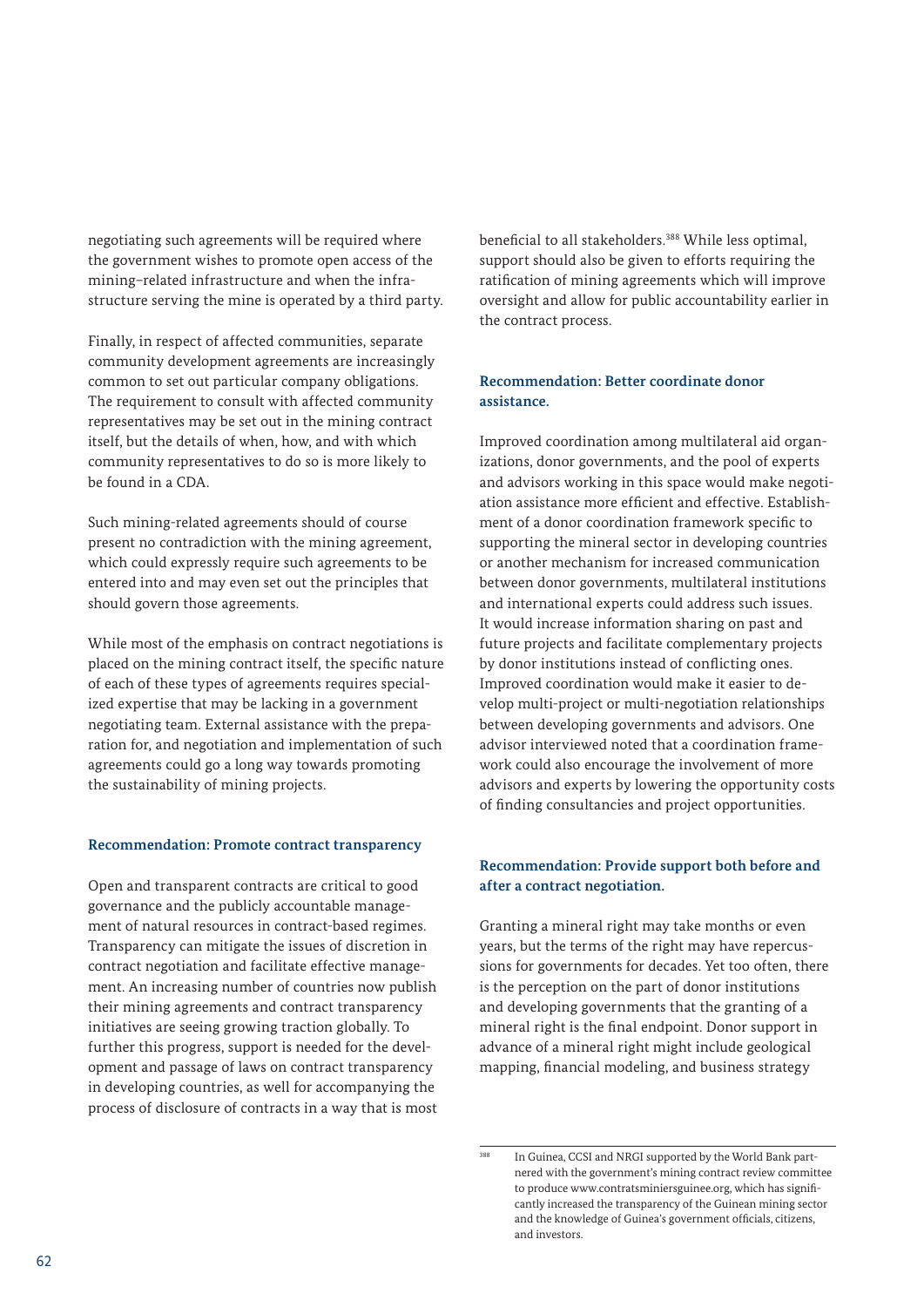negotiating such agreements will be required where the government wishes to promote open access of the mining–related infrastructure and when the infrastructure serving the mine is operated by a third party.

Finally, in respect of affected communities, separate community development agreements are increasingly common to set out particular company obligations. The requirement to consult with affected community representatives may be set out in the mining contract itself, but the details of when, how, and with which community representatives to do so is more likely to be found in a CDA.

Such mining-related agreements should of course present no contradiction with the mining agreement, which could expressly require such agreements to be entered into and may even set out the principles that should govern those agreements.

While most of the emphasis on contract negotiations is placed on the mining contract itself, the specific nature of each of these types of agreements requires specialized expertise that may be lacking in a government negotiating team. External assistance with the preparation for, and negotiation and implementation of such agreements could go a long way towards promoting the sustainability of mining projects.

### Recommendation: Promote contract transparency

Open and transparent contracts are critical to good governance and the publicly accountable management of natural resources in contract-based regimes. Transparency can mitigate the issues of discretion in contract negotiation and facilitate effective management. An increasing number of countries now publish their mining agreements and contract transparency initiatives are seeing growing traction globally. To further this progress, support is needed for the development and passage of laws on contract transparency in developing countries, as well for accompanying the process of disclosure of contracts in a way that is most beneficial to all stakeholders.[388] While less optimal, support should also be given to efforts requiring the ratification of mining agreements which will improve oversight and allow for public accountability earlier in the contract process.

### Recommendation: Better coordinate donor assistance.

Improved coordination among multilateral aid organizations, donor governments, and the pool of experts and advisors working in this space would make negotiation assistance more efficient and effective. Establishment of a donor coordination framework specific to supporting the mineral sector in developing countries or another mechanism for increased communication between donor governments, multilateral institutions and international experts could address such issues. It would increase information sharing on past and future projects and facilitate complementary projects by donor institutions instead of conflicting ones. Improved coordination would make it easier to develop multi-project or multi-negotiation relationships between developing governments and advisors. One advisor interviewed noted that a coordination framework could also encourage the involvement of more advisors and experts by lowering the opportunity costs of finding consultancies and project opportunities.

### Recommendation: Provide support both before and after a contract negotiation.

Granting a mineral right may take months or even years, but the terms of the right may have repercussions for governments for decades. Yet too often, there is the perception on the part of donor institutions and developing governments that the granting of a mineral right is the final endpoint. Donor support in advance of a mineral right might include geological mapping, financial modeling, and business strategy

---

[388] In Guinea, CCSI and NRGI supported by the World Bank partnered with the government's mining contract review committee to produce www.contratsminiersguinee.org, which has significantly increased the transparency of the Guinean mining sector and the knowledge of Guinea's government officials, citizens, and investors.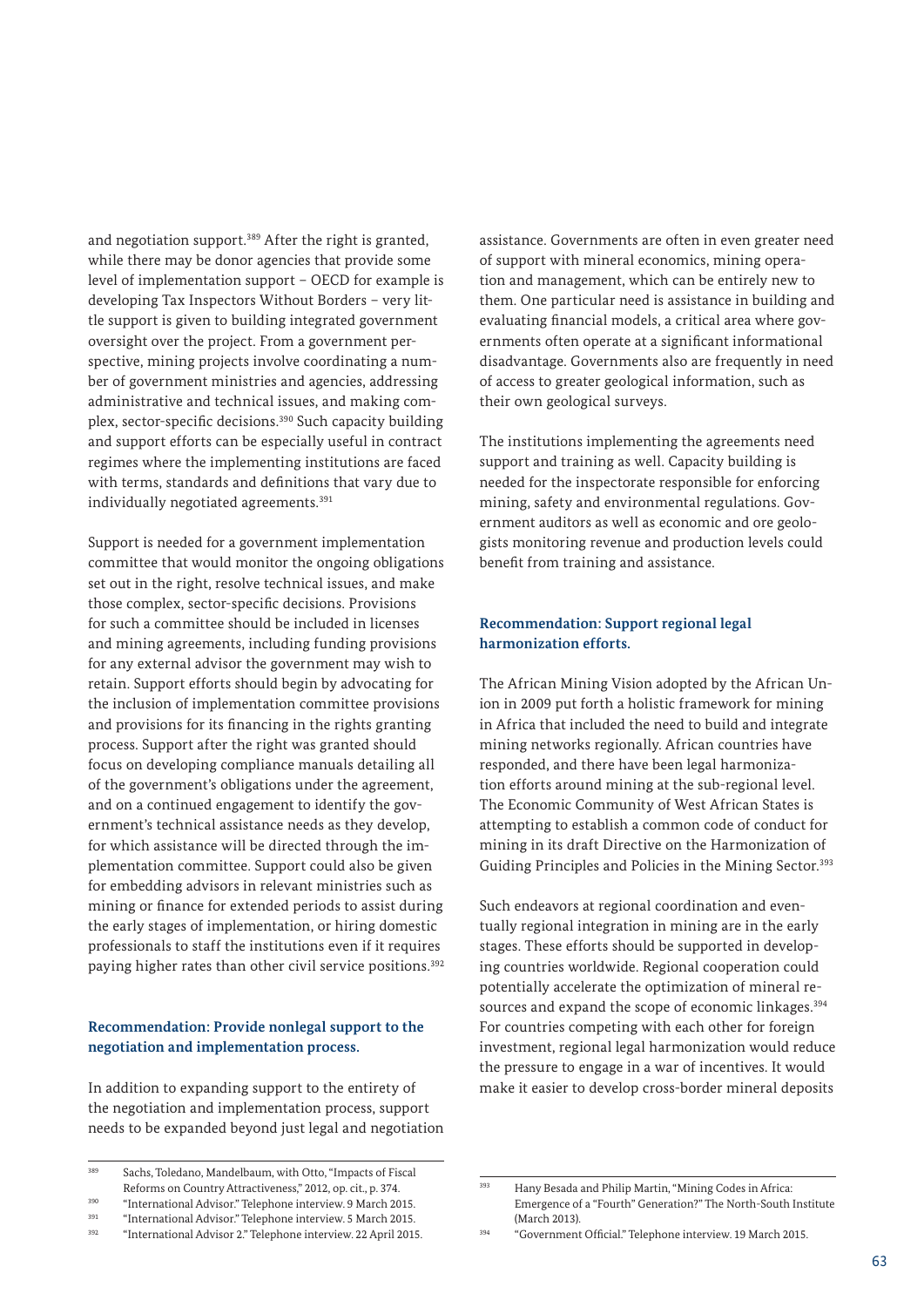and negotiation support.[389] After the right is granted, while there may be donor agencies that provide some level of implementation support – OECD for example is developing Tax Inspectors Without Borders – very little support is given to building integrated government oversight over the project. From a government perspective, mining projects involve coordinating a number of government ministries and agencies, addressing administrative and technical issues, and making complex, sector-specific decisions.[390] Such capacity building and support efforts can be especially useful in contract regimes where the implementing institutions are faced with terms, standards and definitions that vary due to individually negotiated agreements.[391]

Support is needed for a government implementation committee that would monitor the ongoing obligations set out in the right, resolve technical issues, and make those complex, sector-specific decisions. Provisions for such a committee should be included in licenses and mining agreements, including funding provisions for any external advisor the government may wish to retain. Support efforts should begin by advocating for the inclusion of implementation committee provisions and provisions for its financing in the rights granting process. Support after the right was granted should focus on developing compliance manuals detailing all of the government's obligations under the agreement, and on a continued engagement to identify the government's technical assistance needs as they develop, for which assistance will be directed through the implementation committee. Support could also be given for embedding advisors in relevant ministries such as mining or finance for extended periods to assist during the early stages of implementation, or hiring domestic professionals to staff the institutions even if it requires paying higher rates than other civil service positions.[392]

### Recommendation: Provide nonlegal support to the negotiation and implementation process.

In addition to expanding support to the entirety of the negotiation and implementation process, support needs to be expanded beyond just legal and negotiation assistance. Governments are often in even greater need of support with mineral economics, mining operation and management, which can be entirely new to them. One particular need is assistance in building and evaluating financial models, a critical area where governments often operate at a significant informational disadvantage. Governments also are frequently in need of access to greater geological information, such as their own geological surveys.

The institutions implementing the agreements need support and training as well. Capacity building is needed for the inspectorate responsible for enforcing mining, safety and environmental regulations. Government auditors as well as economic and ore geologists monitoring revenue and production levels could benefit from training and assistance.

### Recommendation: Support regional legal harmonization efforts.

The African Mining Vision adopted by the African Union in 2009 put forth a holistic framework for mining in Africa that included the need to build and integrate mining networks regionally. African countries have responded, and there have been legal harmonization efforts around mining at the sub-regional level. The Economic Community of West African States is attempting to establish a common code of conduct for mining in its draft Directive on the Harmonization of Guiding Principles and Policies in the Mining Sector.[393]

Such endeavors at regional coordination and eventually regional integration in mining are in the early stages. These efforts should be supported in developing countries worldwide. Regional cooperation could potentially accelerate the optimization of mineral resources and expand the scope of economic linkages.[394] For countries competing with each other for foreign investment, regional legal harmonization would reduce the pressure to engage in a war of incentives. It would make it easier to develop cross-border mineral deposits

---

[389] Sachs, Toledano, Mandelbaum, with Otto, "Impacts of Fiscal Reforms on Country Attractiveness," 2012, op. cit., p. 374.

[390] "International Advisor." Telephone interview. 9 March 2015.

[391] "International Advisor." Telephone interview. 5 March 2015.

[392] "International Advisor 2." Telephone interview. 22 April 2015.

[393] Hany Besada and Philip Martin, "Mining Codes in Africa: Emergence of a "Fourth" Generation?" The North-South Institute (March 2013).

[394] "Government Official." Telephone interview. 19 March 2015.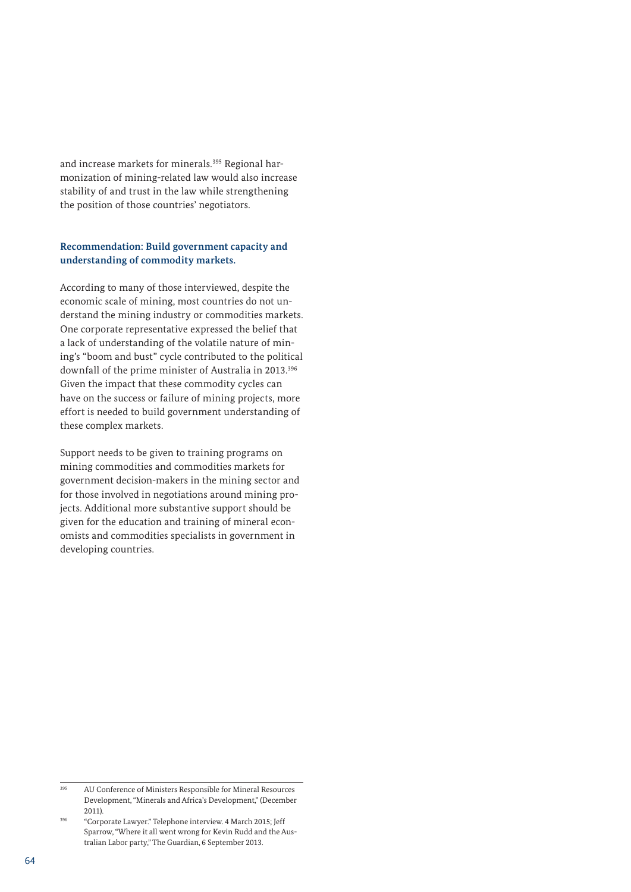and increase markets for minerals.[395] Regional harmonization of mining-related law would also increase stability of and trust in the law while strengthening the position of those countries' negotiators.

**Recommendation: Build government capacity and understanding of commodity markets.**

According to many of those interviewed, despite the economic scale of mining, most countries do not understand the mining industry or commodities markets. One corporate representative expressed the belief that a lack of understanding of the volatile nature of mining's "boom and bust" cycle contributed to the political downfall of the prime minister of Australia in 2013.[396] Given the impact that these commodity cycles can have on the success or failure of mining projects, more effort is needed to build government understanding of these complex markets.

Support needs to be given to training programs on mining commodities and commodities markets for government decision-makers in the mining sector and for those involved in negotiations around mining projects. Additional more substantive support should be given for the education and training of mineral economists and commodities specialists in government in developing countries.

---

[395] AU Conference of Ministers Responsible for Mineral Resources Development, "Minerals and Africa's Development," (December 2011).

[396] "Corporate Lawyer." Telephone interview. 4 March 2015; Jeff Sparrow, "Where it all went wrong for Kevin Rudd and the Australian Labor party," The Guardian, 6 September 2013.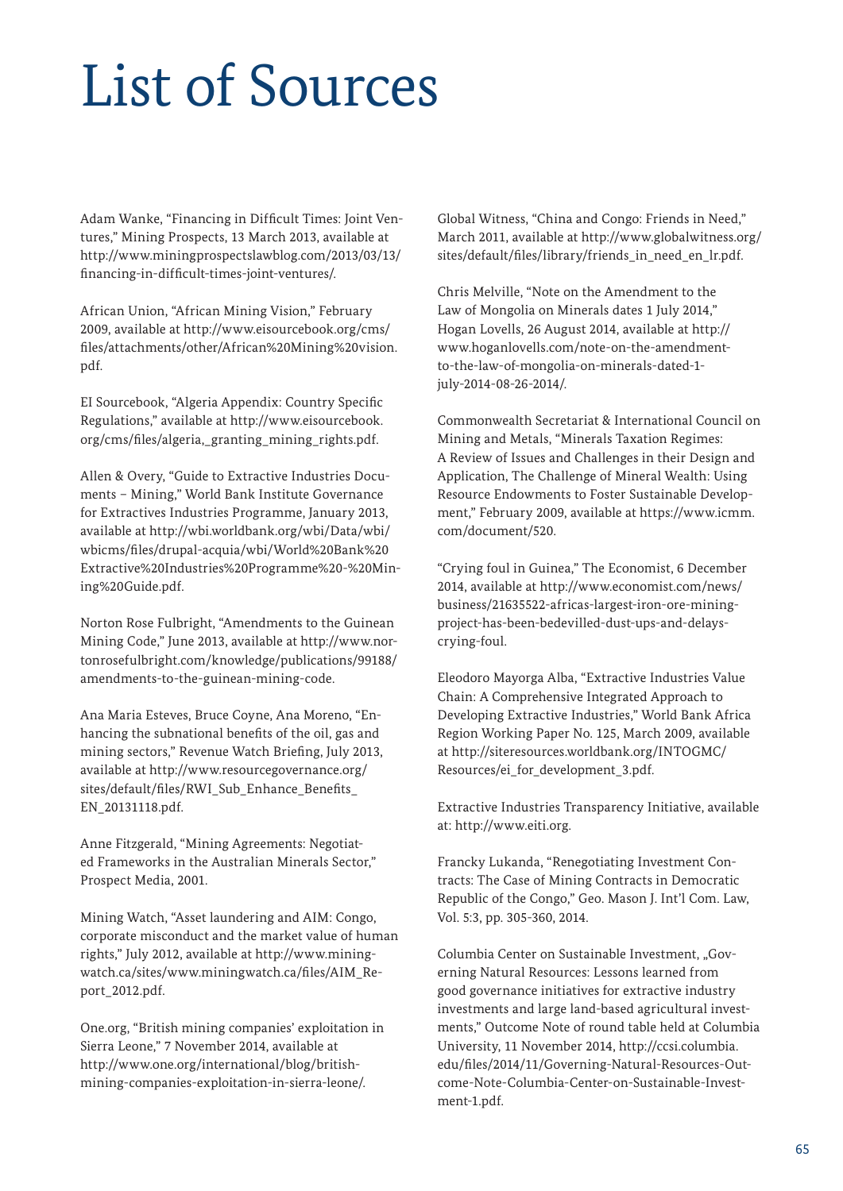# List of Sources

Adam Wanke, "Financing in Difficult Times: Joint Ventures," Mining Prospects, 13 March 2013, available at http://www.miningprospectslawblog.com/2013/03/13/financing-in-difficult-times-joint-ventures/.

African Union, "African Mining Vision," February 2009, available at http://www.eisourcebook.org/cms/files/attachments/other/African%20Mining%20vision.pdf.

EI Sourcebook, "Algeria Appendix: Country Specific Regulations," available at http://www.eisourcebook.org/cms/files/algeria,_granting_mining_rights.pdf.

Allen & Overy, "Guide to Extractive Industries Documents – Mining," World Bank Institute Governance for Extractives Industries Programme, January 2013, available at http://wbi.worldbank.org/wbi/Data/wbi/wbicms/files/drupal-acquia/wbi/World%20Bank%20Extractive%20Industries%20Programme%20-%20Mining%20Guide.pdf.

Norton Rose Fulbright, "Amendments to the Guinean Mining Code," June 2013, available at http://www.nortonrosefulbright.com/knowledge/publications/99188/amendments-to-the-guinean-mining-code.

Ana Maria Esteves, Bruce Coyne, Ana Moreno, "Enhancing the subnational benefits of the oil, gas and mining sectors," Revenue Watch Briefing, July 2013, available at http://www.resourcegovernance.org/sites/default/files/RWI_Sub_Enhance_Benefits_EN_20131118.pdf.

Anne Fitzgerald, "Mining Agreements: Negotiated Frameworks in the Australian Minerals Sector," Prospect Media, 2001.

Mining Watch, "Asset laundering and AIM: Congo, corporate misconduct and the market value of human rights," July 2012, available at http://www.miningwatch.ca/sites/www.miningwatch.ca/files/AIM_Report_2012.pdf.

One.org, "British mining companies' exploitation in Sierra Leone," 7 November 2014, available at http://www.one.org/international/blog/british-mining-companies-exploitation-in-sierra-leone/.

Global Witness, "China and Congo: Friends in Need," March 2011, available at http://www.globalwitness.org/sites/default/files/library/friends_in_need_en_lr.pdf.

Chris Melville, "Note on the Amendment to the Law of Mongolia on Minerals dates 1 July 2014," Hogan Lovells, 26 August 2014, available at http://www.hoganlovells.com/note-on-the-amendment-to-the-law-of-mongolia-on-minerals-dated-1-july-2014-08-26-2014/.

Commonwealth Secretariat & International Council on Mining and Metals, "Minerals Taxation Regimes: A Review of Issues and Challenges in their Design and Application, The Challenge of Mineral Wealth: Using Resource Endowments to Foster Sustainable Development," February 2009, available at https://www.icmm.com/document/520.

"Crying foul in Guinea," The Economist, 6 December 2014, available at http://www.economist.com/news/business/21635522-africas-largest-iron-ore-mining-project-has-been-bedevilled-dust-ups-and-delays-crying-foul.

Eleodoro Mayorga Alba, "Extractive Industries Value Chain: A Comprehensive Integrated Approach to Developing Extractive Industries," World Bank Africa Region Working Paper No. 125, March 2009, available at http://siteresources.worldbank.org/INTOGMC/Resources/ei_for_development_3.pdf.

Extractive Industries Transparency Initiative, available at: http://www.eiti.org.

Francky Lukanda, "Renegotiating Investment Contracts: The Case of Mining Contracts in Democratic Republic of the Congo," Geo. Mason J. Int'l Com. Law, Vol. 5:3, pp. 305-360, 2014.

Columbia Center on Sustainable Investment, „Governing Natural Resources: Lessons learned from good governance initiatives for extractive industry investments and large land-based agricultural investments," Outcome Note of round table held at Columbia University, 11 November 2014, http://ccsi.columbia.edu/files/2014/11/Governing-Natural-Resources-Outcome-Note-Columbia-Center-on-Sustainable-Investment-1.pdf.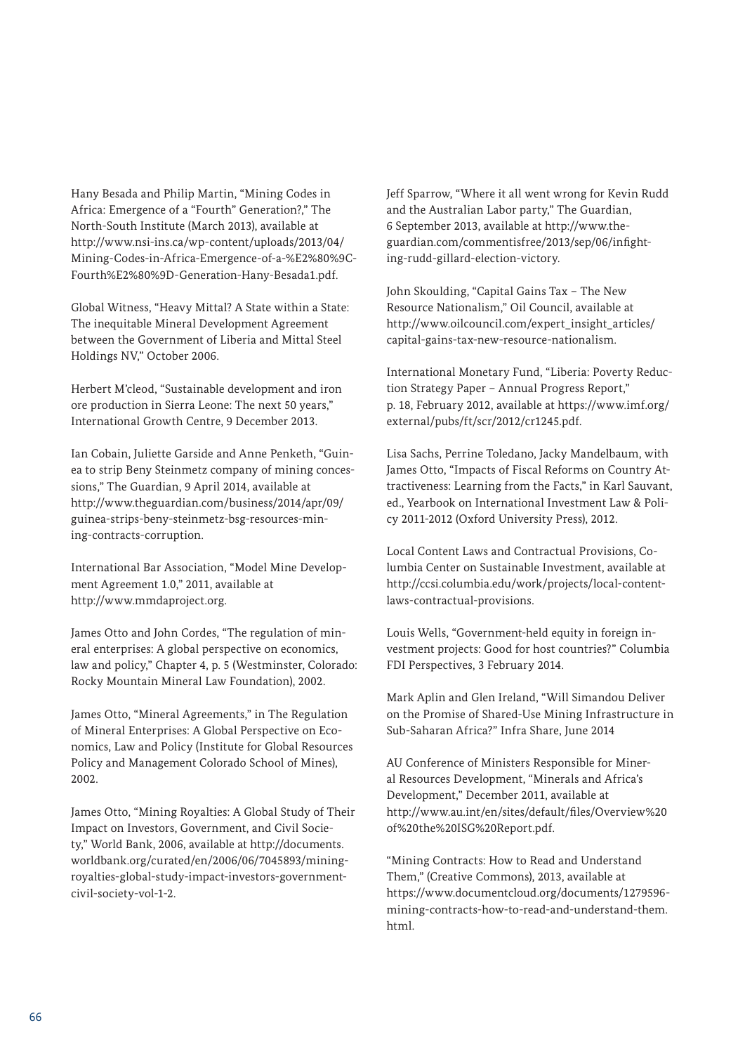Hany Besada and Philip Martin, "Mining Codes in Africa: Emergence of a "Fourth" Generation?," The North-South Institute (March 2013), available at http://www.nsi-ins.ca/wp-content/uploads/2013/04/Mining-Codes-in-Africa-Emergence-of-a-%E2%80%9C-Fourth%E2%80%9D-Generation-Hany-Besada1.pdf.

Global Witness, "Heavy Mittal? A State within a State: The inequitable Mineral Development Agreement between the Government of Liberia and Mittal Steel Holdings NV," October 2006.

Herbert M'cleod, "Sustainable development and iron ore production in Sierra Leone: The next 50 years," International Growth Centre, 9 December 2013.

Ian Cobain, Juliette Garside and Anne Penketh, "Guinea to strip Beny Steinmetz company of mining concessions," The Guardian, 9 April 2014, available at http://www.theguardian.com/business/2014/apr/09/guinea-strips-beny-steinmetz-bsg-resources-mining-contracts-corruption.

International Bar Association, "Model Mine Development Agreement 1.0," 2011, available at http://www.mmdaproject.org.

James Otto and John Cordes, "The regulation of mineral enterprises: A global perspective on economics, law and policy," Chapter 4, p. 5 (Westminster, Colorado: Rocky Mountain Mineral Law Foundation), 2002.

James Otto, "Mineral Agreements," in The Regulation of Mineral Enterprises: A Global Perspective on Economics, Law and Policy (Institute for Global Resources Policy and Management Colorado School of Mines), 2002.

James Otto, "Mining Royalties: A Global Study of Their Impact on Investors, Government, and Civil Society," World Bank, 2006, available at http://documents.worldbank.org/curated/en/2006/06/7045893/mining-royalties-global-study-impact-investors-government-civil-society-vol-1-2.

Jeff Sparrow, "Where it all went wrong for Kevin Rudd and the Australian Labor party," The Guardian, 6 September 2013, available at http://www.theguardian.com/commentisfree/2013/sep/06/infighting-rudd-gillard-election-victory.

John Skoulding, "Capital Gains Tax – The New Resource Nationalism," Oil Council, available at http://www.oilcouncil.com/expert_insight_articles/capital-gains-tax-new-resource-nationalism.

International Monetary Fund, "Liberia: Poverty Reduction Strategy Paper – Annual Progress Report," p. 18, February 2012, available at https://www.imf.org/external/pubs/ft/scr/2012/cr1245.pdf.

Lisa Sachs, Perrine Toledano, Jacky Mandelbaum, with James Otto, "Impacts of Fiscal Reforms on Country Attractiveness: Learning from the Facts," in Karl Sauvant, ed., Yearbook on International Investment Law & Policy 2011-2012 (Oxford University Press), 2012.

Local Content Laws and Contractual Provisions, Columbia Center on Sustainable Investment, available at http://ccsi.columbia.edu/work/projects/local-content-laws-contractual-provisions.

Louis Wells, "Government-held equity in foreign investment projects: Good for host countries?" Columbia FDI Perspectives, 3 February 2014.

Mark Aplin and Glen Ireland, "Will Simandou Deliver on the Promise of Shared-Use Mining Infrastructure in Sub-Saharan Africa?" Infra Share, June 2014

AU Conference of Ministers Responsible for Mineral Resources Development, "Minerals and Africa's Development," December 2011, available at http://www.au.int/en/sites/default/files/Overview%20of%20the%20ISG%20Report.pdf.

"Mining Contracts: How to Read and Understand Them," (Creative Commons), 2013, available at https://www.documentcloud.org/documents/1279596-mining-contracts-how-to-read-and-understand-them.html.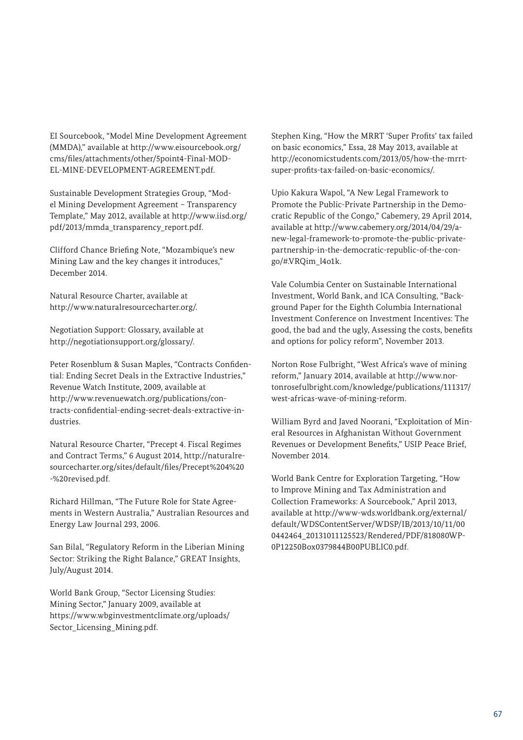EI Sourcebook, "Model Mine Development Agreement (MMDA)," available at http://www.eisourcebook.org/cms/files/attachments/other/5point4-Final-MODEL-MINE-DEVELOPMENT-AGREEMENT.pdf.

Sustainable Development Strategies Group, "Model Mining Development Agreement – Transparency Template," May 2012, available at http://www.iisd.org/pdf/2013/mmda_transparency_report.pdf.

Clifford Chance Briefing Note, "Mozambique's new Mining Law and the key changes it introduces," December 2014.

Natural Resource Charter, available at http://www.naturalresourcecharter.org/.

Negotiation Support: Glossary, available at http://negotiationsupport.org/glossary/.

Peter Rosenblum & Susan Maples, "Contracts Confidential: Ending Secret Deals in the Extractive Industries," Revenue Watch Institute, 2009, available at http://www.revenuewatch.org/publications/contracts-confidential-ending-secret-deals-extractive-industries.

Natural Resource Charter, "Precept 4. Fiscal Regimes and Contract Terms," 6 August 2014, http://naturalresourcecharter.org/sites/default/files/Precept%204%20-%20revised.pdf.

Richard Hillman, "The Future Role for State Agreements in Western Australia," Australian Resources and Energy Law Journal 293, 2006.

San Bilal, "Regulatory Reform in the Liberian Mining Sector: Striking the Right Balance," GREAT Insights, July/August 2014.

World Bank Group, "Sector Licensing Studies: Mining Sector," January 2009, available at https://www.wbginvestmentclimate.org/uploads/Sector_Licensing_Mining.pdf.

Stephen King, "How the MRRT 'Super Profits' tax failed on basic economics," Essa, 28 May 2013, available at http://economicstudents.com/2013/05/how-the-mrrt-super-profits-tax-failed-on-basic-economics/.

Upio Kakura Wapol, "A New Legal Framework to Promote the Public-Private Partnership in the Democratic Republic of the Congo," Cabemery, 29 April 2014, available at http://www.cabemery.org/2014/04/29/a-new-legal-framework-to-promote-the-public-private-partnership-in-the-democratic-republic-of-the-congo/#.VRQim_l4o1k.

Vale Columbia Center on Sustainable International Investment, World Bank, and ICA Consulting, "Background Paper for the Eighth Columbia International Investment Conference on Investment Incentives: The good, the bad and the ugly, Assessing the costs, benefits and options for policy reform", November 2013.

Norton Rose Fulbright, "West Africa's wave of mining reform," January 2014, available at http://www.nortonrosefulbright.com/knowledge/publications/111317/west-africas-wave-of-mining-reform.

William Byrd and Javed Noorani, "Exploitation of Mineral Resources in Afghanistan Without Government Revenues or Development Benefits," USIP Peace Brief, November 2014.

World Bank Centre for Exploration Targeting, "How to Improve Mining and Tax Administration and Collection Frameworks: A Sourcebook," April 2013, available at http://www-wds.worldbank.org/external/default/WDSContentServer/WDSP/IB/2013/10/11/000442464_20131011125523/Rendered/PDF/818080WP0P12250Box0379844B00PUBLIC0.pdf.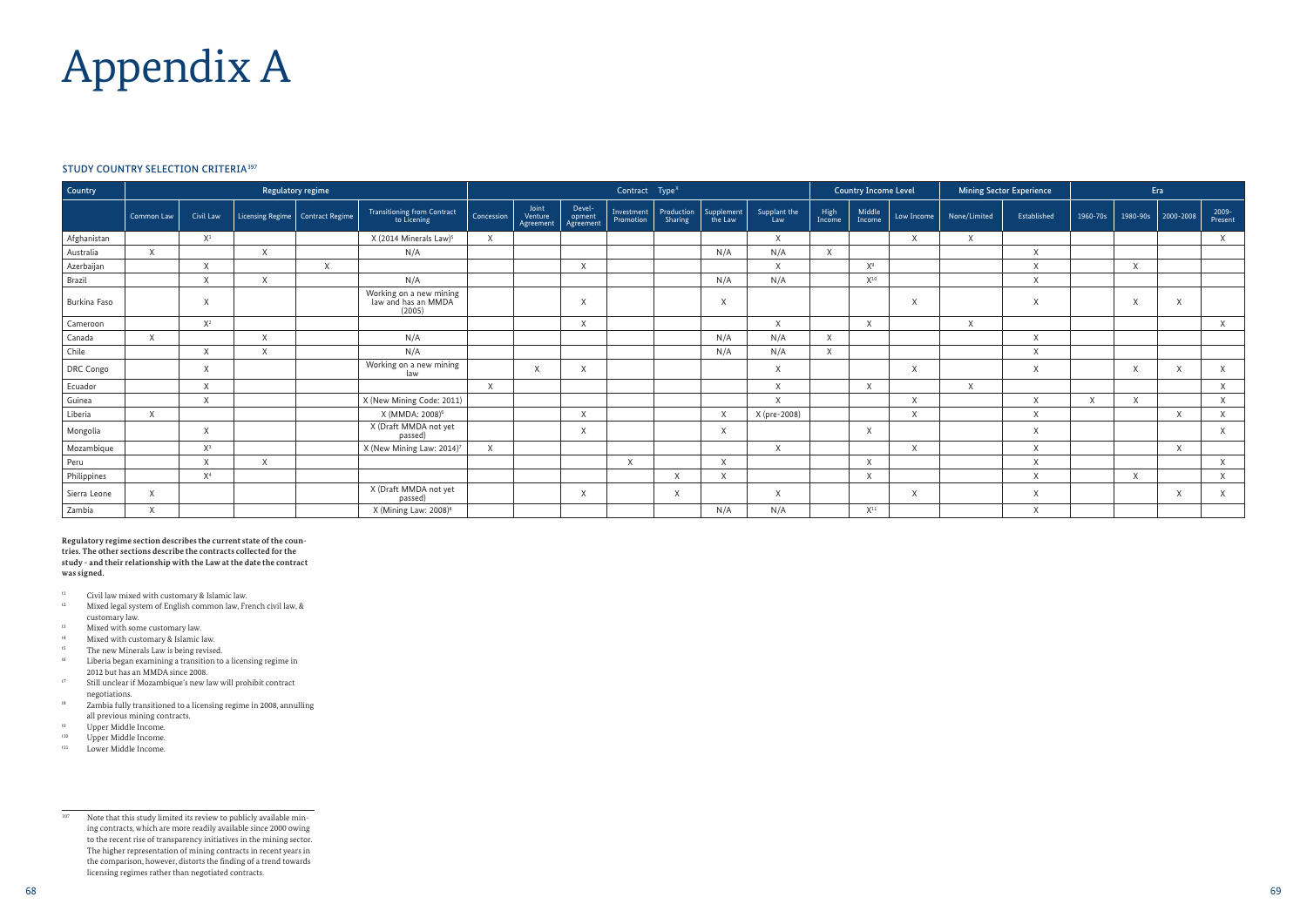# Appendix A

### STUDY COUNTRY SELECTION CRITERIA[397]

| Country | Regulatory regime | | | | | Contract Type[a] | | | | | | | Country Income Level | | | Mining Sector Experience | | Era | | | |
|---|---|---|---|---|---|---|---|---|---|---|---|---|---|---|---|---|---|---|---|---|---|
| | Common Law | Civil Law | Licensing Regime | Contract Regime | Transitioning from Contract to Licening | Concession | Joint Venture Agreement | Devel-opment Agreement | Investment Promotion | Production Sharing | Supplement the Law | Supplant the Law | High Income | Middle Income | Low Income | None/Limited | Established | 1960-70s | 1980-90s | 2000-2008 | 2009-Present |
| Afghanistan | | X[1] | | | X (2014 Minerals Law)[5] | X | | | | | | X | | | X | X | | | | | X |
| Australia | X | | X | | N/A | | | | | | N/A | N/A | X | | | | X | | | | |
| Azerbaijan | | X | | X | | | | X | | | | X | | X[9] | | | X | | X | | |
| Brazil | | X | X | | N/A | | | | | | N/A | N/A | | X[10] | | | X | | | | |
| Burkina Faso | | X | | | Working on a new mining law and has an MMDA (2005) | | | X | | | X | | | | X | | X | | X | X | |
| Cameroon | | X[2] | | | | | | X | | | | X | | X | | X | | | | | X |
| Canada | X | | X | | N/A | | | | | | N/A | N/A | X | | | | X | | | | |
| Chile | | X | X | | N/A | | | | | | N/A | N/A | X | | | | X | | | | |
| DRC Congo | | X | | | Working on a new mining law | | X | X | | | | X | | | X | | X | | X | X | X |
| Ecuador | | X | | | | X | | | | | | X | | X | | X | | | | | X |
| Guinea | | X | | | X (New Mining Code: 2011) | | | | | | | X | | | X | | X | X | X | | X |
| Liberia | X | | | | X (MMDA: 2008)[6] | | | X | | | X | X (pre-2008) | | | X | | X | | | X | X |
| Mongolia | | X | | | X (Draft MMDA not yet passed) | | | X | | | X | | | X | | | X | | | | X |
| Mozambique | | X[3] | | | X (New Mining Law: 2014)[7] | X | | | | | | X | | | X | | X | | | X | |
| Peru | | X | X | | | | | | X | | X | | | X | | | X | | | | X |
| Philippines | | X[4] | | | | | | | | X | X | | | X | | | X | | X | | X |
| Sierra Leone | X | | | | X (Draft MMDA not yet passed) | | | X | | X | | X | | | X | | X | | | X | X |
| Zambia | X | | | | X (Mining Law: 2008)[8] | | | | | | N/A | N/A | | X[11] | | | X | | | | |

**Regulatory regime section describes the current state of the countries. The other sections describe the contracts collected for the study - and their relationship with the Law at the date the contract was signed.**

- [1] Civil law mixed with customary & Islamic law.
- [2] Mixed legal system of English common law, French civil law, & customary law.
- [3] Mixed with some customary law.
- [4] Mixed with customary & Islamic law.
- [5] The new Minerals Law is being revised.
- [6] Liberia began examining a transition to a licensing regime in 2012 but has an MMDA since 2008.
- [7] Still unclear if Mozambique's new law will prohibit contract negotiations.
- [8] Zambia fully transitioned to a licensing regime in 2008, annulling all previous mining contracts.
- [9] Upper Middle Income.
- [10] Upper Middle Income.
- [11] Lower Middle Income.

[397] Note that this study limited its review to publicly available mining contracts, which are more readily available since 2000 owing to the recent rise of transparency initiatives in the mining sector. The higher representation of mining contracts in recent years in the comparison, however, distorts the finding of a trend towards licensing regimes rather than negotiated contracts.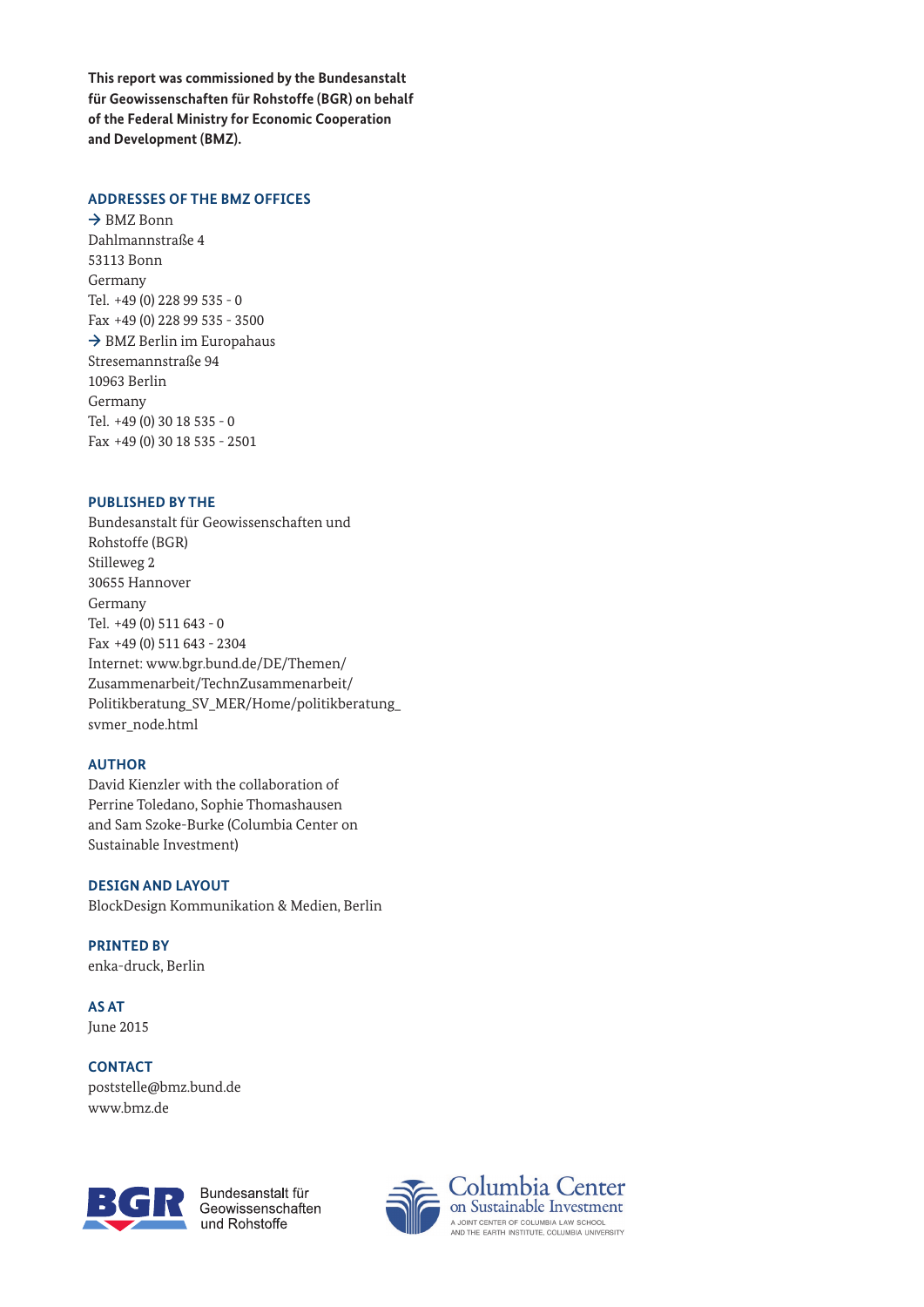**This report was commissioned by the Bundesanstalt für Geowissenschaften für Rohstoffe (BGR) on behalf of the Federal Ministry for Economic Cooperation and Development (BMZ).**

## ADDRESSES OF THE BMZ OFFICES

→ BMZ Bonn
Dahlmannstraße 4
53113 Bonn
Germany
Tel. +49 (0) 228 99 535 - 0
Fax +49 (0) 228 99 535 - 3500

→ BMZ Berlin im Europahaus
Stresemannstraße 94
10963 Berlin
Germany
Tel. +49 (0) 30 18 535 - 0
Fax +49 (0) 30 18 535 - 2501

## PUBLISHED BY THE

Bundesanstalt für Geowissenschaften und Rohstoffe (BGR)
Stilleweg 2
30655 Hannover
Germany
Tel. +49 (0) 511 643 - 0
Fax +49 (0) 511 643 - 2304
Internet: www.bgr.bund.de/DE/Themen/Zusammenarbeit/TechnZusammenarbeit/Politikberatung_SV_MER/Home/politikberatung_svmer_node.html

## AUTHOR

David Kienzler with the collaboration of Perrine Toledano, Sophie Thomashausen and Sam Szoke-Burke (Columbia Center on Sustainable Investment)

## DESIGN AND LAYOUT

BlockDesign Kommunikation & Medien, Berlin

## PRINTED BY

enka-druck, Berlin

## AS AT

June 2015

## CONTACT

poststelle@bmz.bund.de
www.bmz.de

BGR Bundesanstalt für Geowissenschaften und Rohstoffe

Columbia Center on Sustainable Investment
A JOINT CENTER OF COLUMBIA LAW SCHOOL AND THE EARTH INSTITUTE, COLUMBIA UNIVERSITY